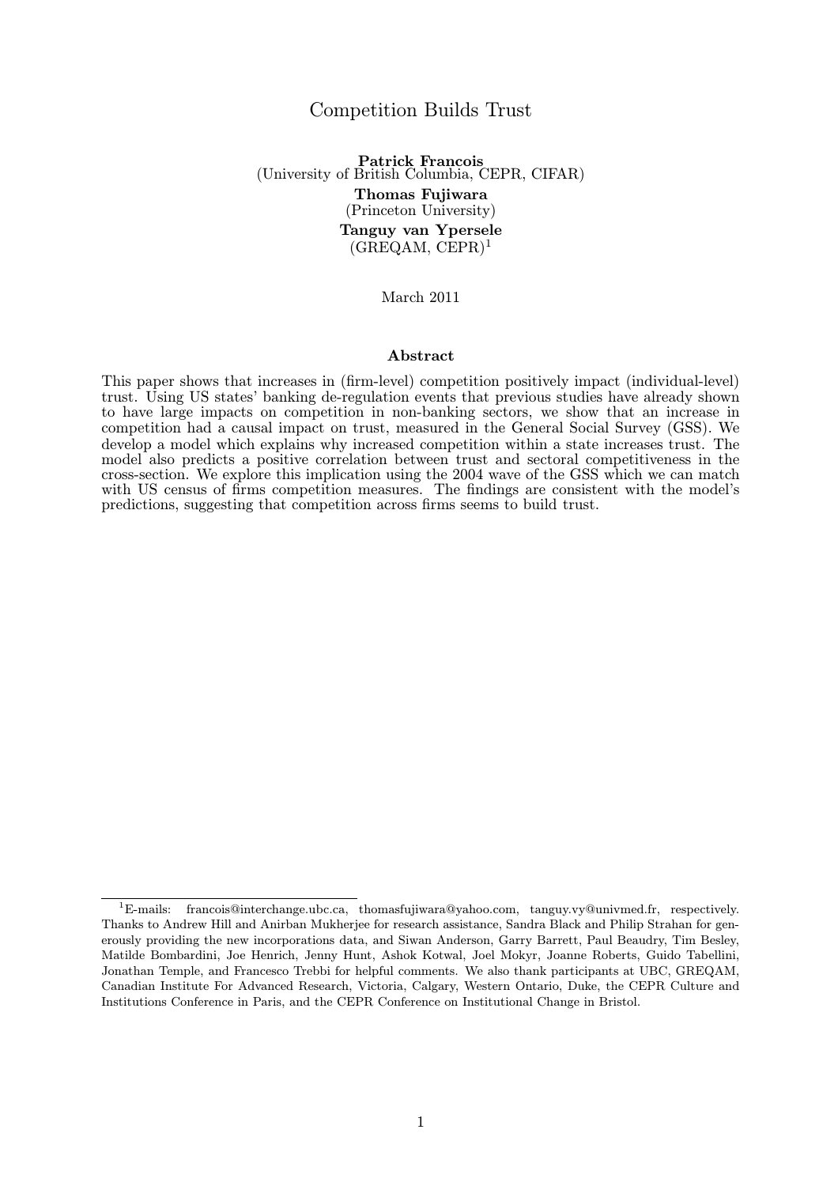# Competition Builds Trust

**Patrick Francois**
(University of British Columbia, CEPR, CIFAR)

**Thomas Fujiwara**
(Princeton University)

**Tanguy van Ypersele**
(GREQAM, CEPR)[1]

March 2011

### Abstract

This paper shows that increases in (firm-level) competition positively impact (individual-level) trust. Using US states' banking de-regulation events that previous studies have already shown to have large impacts on competition in non-banking sectors, we show that an increase in competition had a causal impact on trust, measured in the General Social Survey (GSS). We develop a model which explains why increased competition within a state increases trust. The model also predicts a positive correlation between trust and sectoral competitiveness in the cross-section. We explore this implication using the 2004 wave of the GSS which we can match with US census of firms competition measures. The findings are consistent with the model's predictions, suggesting that competition across firms seems to build trust.

---

[1] E-mails: francois@interchange.ubc.ca, thomasfujiwara@yahoo.com, tanguy.vy@univmed.fr, respectively. Thanks to Andrew Hill and Anirban Mukherjee for research assistance, Sandra Black and Philip Strahan for generously providing the new incorporations data, and Siwan Anderson, Garry Barrett, Paul Beaudry, Tim Besley, Matilde Bombardini, Joe Henrich, Jenny Hunt, Ashok Kotwal, Joel Mokyr, Joanne Roberts, Guido Tabellini, Jonathan Temple, and Francesco Trebbi for helpful comments. We also thank participants at UBC, GREQAM, Canadian Institute For Advanced Research, Victoria, Calgary, Western Ontario, Duke, the CEPR Culture and Institutions Conference in Paris, and the CEPR Conference on Institutional Change in Bristol.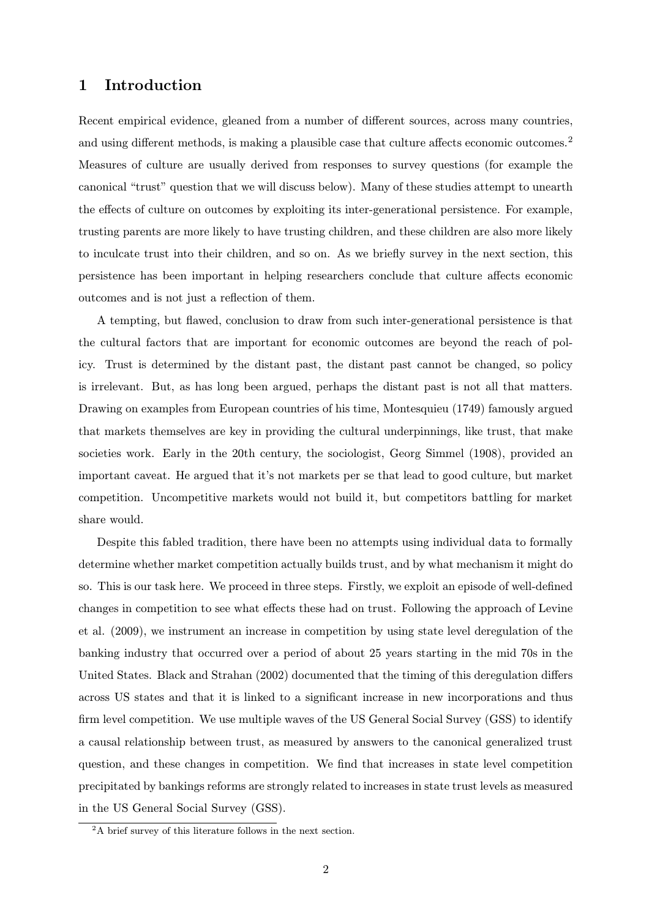# 1 Introduction

Recent empirical evidence, gleaned from a number of different sources, across many countries, and using different methods, is making a plausible case that culture affects economic outcomes.[2] Measures of culture are usually derived from responses to survey questions (for example the canonical "trust" question that we will discuss below). Many of these studies attempt to unearth the effects of culture on outcomes by exploiting its inter-generational persistence. For example, trusting parents are more likely to have trusting children, and these children are also more likely to inculcate trust into their children, and so on. As we briefly survey in the next section, this persistence has been important in helping researchers conclude that culture affects economic outcomes and is not just a reflection of them.

A tempting, but flawed, conclusion to draw from such inter-generational persistence is that the cultural factors that are important for economic outcomes are beyond the reach of policy. Trust is determined by the distant past, the distant past cannot be changed, so policy is irrelevant. But, as has long been argued, perhaps the distant past is not all that matters. Drawing on examples from European countries of his time, Montesquieu (1749) famously argued that markets themselves are key in providing the cultural underpinnings, like trust, that make societies work. Early in the 20th century, the sociologist, Georg Simmel (1908), provided an important caveat. He argued that it's not markets per se that lead to good culture, but market competition. Uncompetitive markets would not build it, but competitors battling for market share would.

Despite this fabled tradition, there have been no attempts using individual data to formally determine whether market competition actually builds trust, and by what mechanism it might do so. This is our task here. We proceed in three steps. Firstly, we exploit an episode of well-defined changes in competition to see what effects these had on trust. Following the approach of Levine et al. (2009), we instrument an increase in competition by using state level deregulation of the banking industry that occurred over a period of about 25 years starting in the mid 70s in the United States. Black and Strahan (2002) documented that the timing of this deregulation differs across US states and that it is linked to a significant increase in new incorporations and thus firm level competition. We use multiple waves of the US General Social Survey (GSS) to identify a causal relationship between trust, as measured by answers to the canonical generalized trust question, and these changes in competition. We find that increases in state level competition precipitated by bankings reforms are strongly related to increases in state trust levels as measured in the US General Social Survey (GSS).

[2] A brief survey of this literature follows in the next section.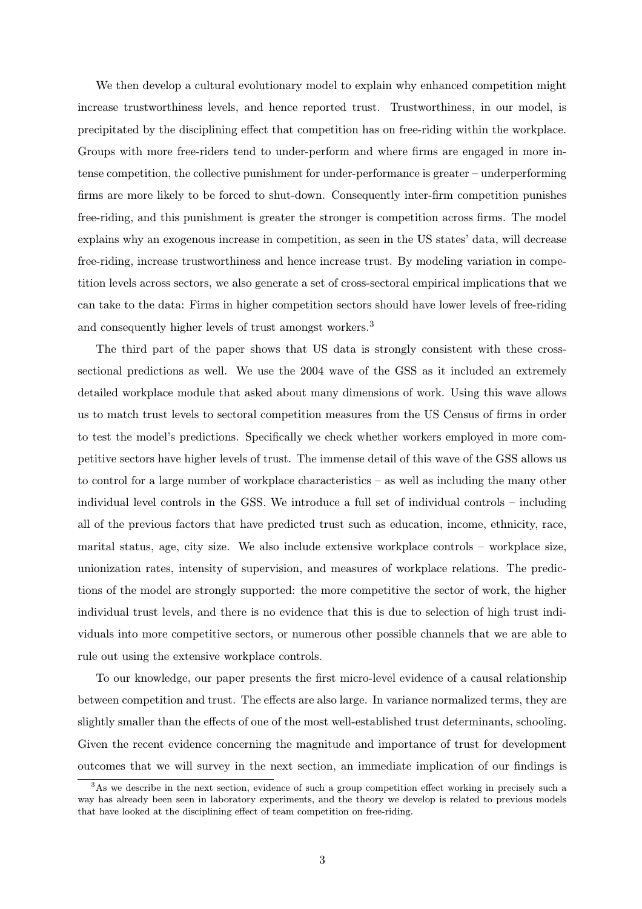We then develop a cultural evolutionary model to explain why enhanced competition might increase trustworthiness levels, and hence reported trust. Trustworthiness, in our model, is precipitated by the disciplining effect that competition has on free-riding within the workplace. Groups with more free-riders tend to under-perform and where firms are engaged in more intense competition, the collective punishment for under-performance is greater – underperforming firms are more likely to be forced to shut-down. Consequently inter-firm competition punishes free-riding, and this punishment is greater the stronger is competition across firms. The model explains why an exogenous increase in competition, as seen in the US states' data, will decrease free-riding, increase trustworthiness and hence increase trust. By modeling variation in competition levels across sectors, we also generate a set of cross-sectoral empirical implications that we can take to the data: Firms in higher competition sectors should have lower levels of free-riding and consequently higher levels of trust amongst workers.[3]

The third part of the paper shows that US data is strongly consistent with these cross-sectional predictions as well. We use the 2004 wave of the GSS as it included an extremely detailed workplace module that asked about many dimensions of work. Using this wave allows us to match trust levels to sectoral competition measures from the US Census of firms in order to test the model's predictions. Specifically we check whether workers employed in more competitive sectors have higher levels of trust. The immense detail of this wave of the GSS allows us to control for a large number of workplace characteristics – as well as including the many other individual level controls in the GSS. We introduce a full set of individual controls – including all of the previous factors that have predicted trust such as education, income, ethnicity, race, marital status, age, city size. We also include extensive workplace controls – workplace size, unionization rates, intensity of supervision, and measures of workplace relations. The predictions of the model are strongly supported: the more competitive the sector of work, the higher individual trust levels, and there is no evidence that this is due to selection of high trust individuals into more competitive sectors, or numerous other possible channels that we are able to rule out using the extensive workplace controls.

To our knowledge, our paper presents the first micro-level evidence of a causal relationship between competition and trust. The effects are also large. In variance normalized terms, they are slightly smaller than the effects of one of the most well-established trust determinants, schooling. Given the recent evidence concerning the magnitude and importance of trust for development outcomes that we will survey in the next section, an immediate implication of our findings is

[3] As we describe in the next section, evidence of such a group competition effect working in precisely such a way has already been seen in laboratory experiments, and the theory we develop is related to previous models that have looked at the disciplining effect of team competition on free-riding.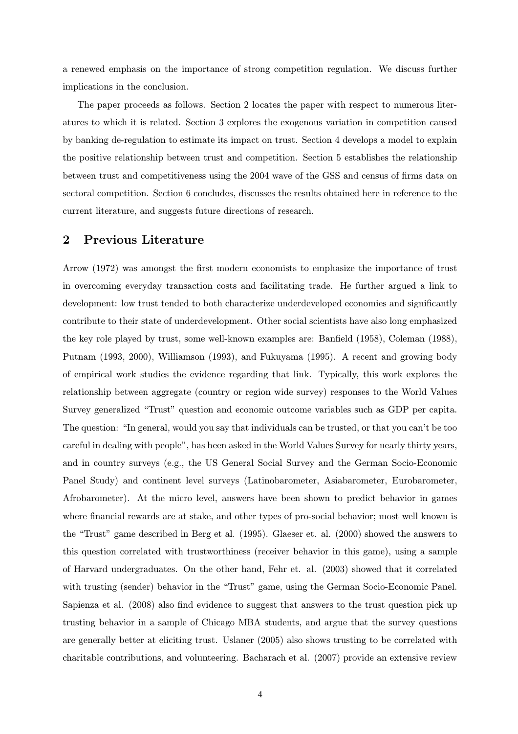a renewed emphasis on the importance of strong competition regulation. We discuss further implications in the conclusion.

The paper proceeds as follows. Section 2 locates the paper with respect to numerous literatures to which it is related. Section 3 explores the exogenous variation in competition caused by banking de-regulation to estimate its impact on trust. Section 4 develops a model to explain the positive relationship between trust and competition. Section 5 establishes the relationship between trust and competitiveness using the 2004 wave of the GSS and census of firms data on sectoral competition. Section 6 concludes, discusses the results obtained here in reference to the current literature, and suggests future directions of research.

## 2 Previous Literature

Arrow (1972) was amongst the first modern economists to emphasize the importance of trust in overcoming everyday transaction costs and facilitating trade. He further argued a link to development: low trust tended to both characterize underdeveloped economies and significantly contribute to their state of underdevelopment. Other social scientists have also long emphasized the key role played by trust, some well-known examples are: Banfield (1958), Coleman (1988), Putnam (1993, 2000), Williamson (1993), and Fukuyama (1995). A recent and growing body of empirical work studies the evidence regarding that link. Typically, this work explores the relationship between aggregate (country or region wide survey) responses to the World Values Survey generalized "Trust" question and economic outcome variables such as GDP per capita. The question: "In general, would you say that individuals can be trusted, or that you can't be too careful in dealing with people", has been asked in the World Values Survey for nearly thirty years, and in country surveys (e.g., the US General Social Survey and the German Socio-Economic Panel Study) and continent level surveys (Latinobarometer, Asiabarometer, Eurobarometer, Afrobarometer). At the micro level, answers have been shown to predict behavior in games where financial rewards are at stake, and other types of pro-social behavior; most well known is the "Trust" game described in Berg et al. (1995). Glaeser et. al. (2000) showed the answers to this question correlated with trustworthiness (receiver behavior in this game), using a sample of Harvard undergraduates. On the other hand, Fehr et. al. (2003) showed that it correlated with trusting (sender) behavior in the "Trust" game, using the German Socio-Economic Panel. Sapienza et al. (2008) also find evidence to suggest that answers to the trust question pick up trusting behavior in a sample of Chicago MBA students, and argue that the survey questions are generally better at eliciting trust. Uslaner (2005) also shows trusting to be correlated with charitable contributions, and volunteering. Bacharach et al. (2007) provide an extensive review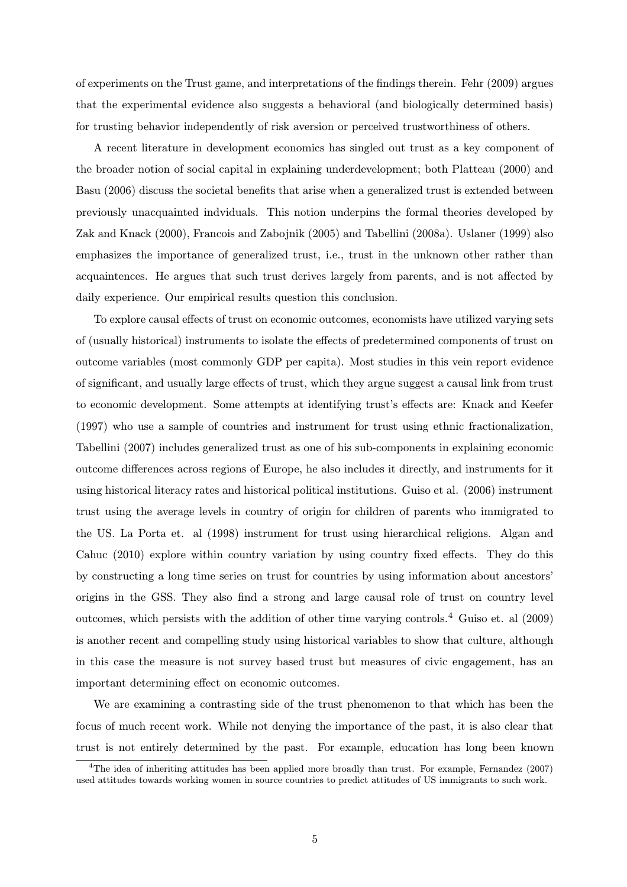of experiments on the Trust game, and interpretations of the findings therein. Fehr (2009) argues that the experimental evidence also suggests a behavioral (and biologically determined basis) for trusting behavior independently of risk aversion or perceived trustworthiness of others.

A recent literature in development economics has singled out trust as a key component of the broader notion of social capital in explaining underdevelopment; both Platteau (2000) and Basu (2006) discuss the societal benefits that arise when a generalized trust is extended between previously unacquainted indviduals. This notion underpins the formal theories developed by Zak and Knack (2000), Francois and Zabojnik (2005) and Tabellini (2008a). Uslaner (1999) also emphasizes the importance of generalized trust, i.e., trust in the unknown other rather than acquaintences. He argues that such trust derives largely from parents, and is not affected by daily experience. Our empirical results question this conclusion.

To explore causal effects of trust on economic outcomes, economists have utilized varying sets of (usually historical) instruments to isolate the effects of predetermined components of trust on outcome variables (most commonly GDP per capita). Most studies in this vein report evidence of significant, and usually large effects of trust, which they argue suggest a causal link from trust to economic development. Some attempts at identifying trust's effects are: Knack and Keefer (1997) who use a sample of countries and instrument for trust using ethnic fractionalization, Tabellini (2007) includes generalized trust as one of his sub-components in explaining economic outcome differences across regions of Europe, he also includes it directly, and instruments for it using historical literacy rates and historical political institutions. Guiso et al. (2006) instrument trust using the average levels in country of origin for children of parents who immigrated to the US. La Porta et. al (1998) instrument for trust using hierarchical religions. Algan and Cahuc (2010) explore within country variation by using country fixed effects. They do this by constructing a long time series on trust for countries by using information about ancestors' origins in the GSS. They also find a strong and large causal role of trust on country level outcomes, which persists with the addition of other time varying controls.[4] Guiso et. al (2009) is another recent and compelling study using historical variables to show that culture, although in this case the measure is not survey based trust but measures of civic engagement, has an important determining effect on economic outcomes.

We are examining a contrasting side of the trust phenomenon to that which has been the focus of much recent work. While not denying the importance of the past, it is also clear that trust is not entirely determined by the past. For example, education has long been known

[4]The idea of inheriting attitudes has been applied more broadly than trust. For example, Fernandez (2007) used attitudes towards working women in source countries to predict attitudes of US immigrants to such work.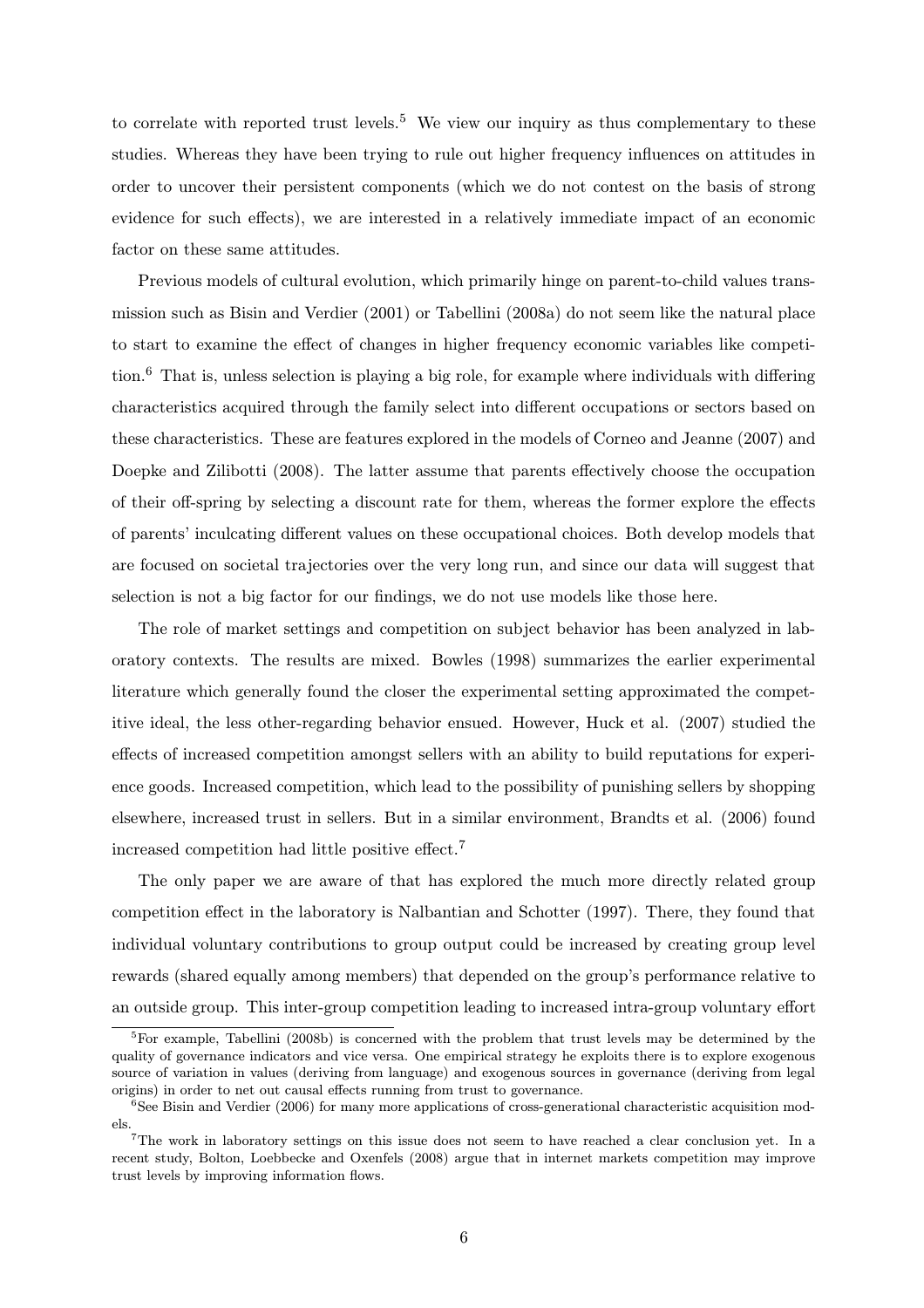to correlate with reported trust levels.[5] We view our inquiry as thus complementary to these studies. Whereas they have been trying to rule out higher frequency influences on attitudes in order to uncover their persistent components (which we do not contest on the basis of strong evidence for such effects), we are interested in a relatively immediate impact of an economic factor on these same attitudes.

Previous models of cultural evolution, which primarily hinge on parent-to-child values transmission such as Bisin and Verdier (2001) or Tabellini (2008a) do not seem like the natural place to start to examine the effect of changes in higher frequency economic variables like competition.[6] That is, unless selection is playing a big role, for example where individuals with differing characteristics acquired through the family select into different occupations or sectors based on these characteristics. These are features explored in the models of Corneo and Jeanne (2007) and Doepke and Zilibotti (2008). The latter assume that parents effectively choose the occupation of their off-spring by selecting a discount rate for them, whereas the former explore the effects of parents' inculcating different values on these occupational choices. Both develop models that are focused on societal trajectories over the very long run, and since our data will suggest that selection is not a big factor for our findings, we do not use models like those here.

The role of market settings and competition on subject behavior has been analyzed in laboratory contexts. The results are mixed. Bowles (1998) summarizes the earlier experimental literature which generally found the closer the experimental setting approximated the competitive ideal, the less other-regarding behavior ensued. However, Huck et al. (2007) studied the effects of increased competition amongst sellers with an ability to build reputations for experience goods. Increased competition, which lead to the possibility of punishing sellers by shopping elsewhere, increased trust in sellers. But in a similar environment, Brandts et al. (2006) found increased competition had little positive effect.[7]

The only paper we are aware of that has explored the much more directly related group competition effect in the laboratory is Nalbantian and Schotter (1997). There, they found that individual voluntary contributions to group output could be increased by creating group level rewards (shared equally among members) that depended on the group's performance relative to an outside group. This inter-group competition leading to increased intra-group voluntary effort

[5] For example, Tabellini (2008b) is concerned with the problem that trust levels may be determined by the quality of governance indicators and vice versa. One empirical strategy he exploits there is to explore exogenous source of variation in values (deriving from language) and exogenous sources in governance (deriving from legal origins) in order to net out causal effects running from trust to governance.

[6] See Bisin and Verdier (2006) for many more applications of cross-generational characteristic acquisition models.

[7] The work in laboratory settings on this issue does not seem to have reached a clear conclusion yet. In a recent study, Bolton, Loebbecke and Oxenfels (2008) argue that in internet markets competition may improve trust levels by improving information flows.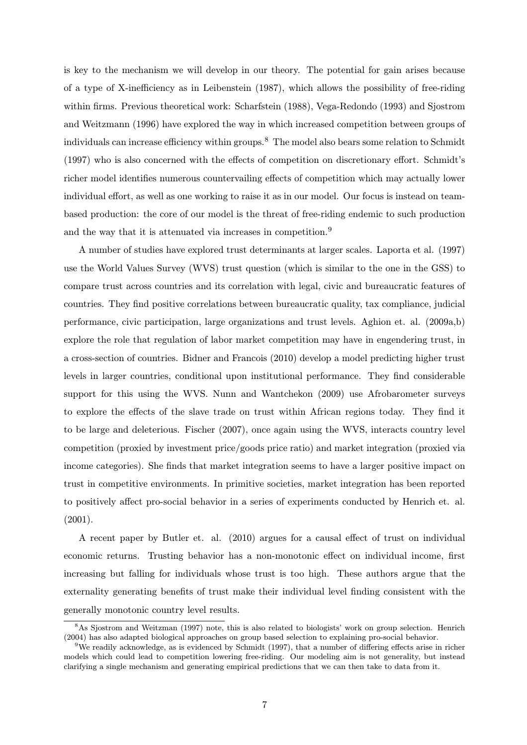is key to the mechanism we will develop in our theory. The potential for gain arises because of a type of X-inefficiency as in Leibenstein (1987), which allows the possibility of free-riding within firms. Previous theoretical work: Scharfstein (1988), Vega-Redondo (1993) and Sjostrom and Weitzmann (1996) have explored the way in which increased competition between groups of individuals can increase efficiency within groups.[8] The model also bears some relation to Schmidt (1997) who is also concerned with the effects of competition on discretionary effort. Schmidt's richer model identifies numerous countervailing effects of competition which may actually lower individual effort, as well as one working to raise it as in our model. Our focus is instead on team-based production: the core of our model is the threat of free-riding endemic to such production and the way that it is attenuated via increases in competition.[9]

A number of studies have explored trust determinants at larger scales. Laporta et al. (1997) use the World Values Survey (WVS) trust question (which is similar to the one in the GSS) to compare trust across countries and its correlation with legal, civic and bureaucratic features of countries. They find positive correlations between bureaucratic quality, tax compliance, judicial performance, civic participation, large organizations and trust levels. Aghion et. al. (2009a,b) explore the role that regulation of labor market competition may have in engendering trust, in a cross-section of countries. Bidner and Francois (2010) develop a model predicting higher trust levels in larger countries, conditional upon institutional performance. They find considerable support for this using the WVS. Nunn and Wantchekon (2009) use Afrobarometer surveys to explore the effects of the slave trade on trust within African regions today. They find it to be large and deleterious. Fischer (2007), once again using the WVS, interacts country level competition (proxied by investment price/goods price ratio) and market integration (proxied via income categories). She finds that market integration seems to have a larger positive impact on trust in competitive environments. In primitive societies, market integration has been reported to positively affect pro-social behavior in a series of experiments conducted by Henrich et. al. (2001).

A recent paper by Butler et. al. (2010) argues for a causal effect of trust on individual economic returns. Trusting behavior has a non-monotonic effect on individual income, first increasing but falling for individuals whose trust is too high. These authors argue that the externality generating benefits of trust make their individual level finding consistent with the generally monotonic country level results.

[8] As Sjostrom and Weitzman (1997) note, this is also related to biologists' work on group selection. Henrich (2004) has also adapted biological approaches on group based selection to explaining pro-social behavior.

[9] We readily acknowledge, as is evidenced by Schmidt (1997), that a number of differing effects arise in richer models which could lead to competition lowering free-riding. Our modeling aim is not generality, but instead clarifying a single mechanism and generating empirical predictions that we can then take to data from it.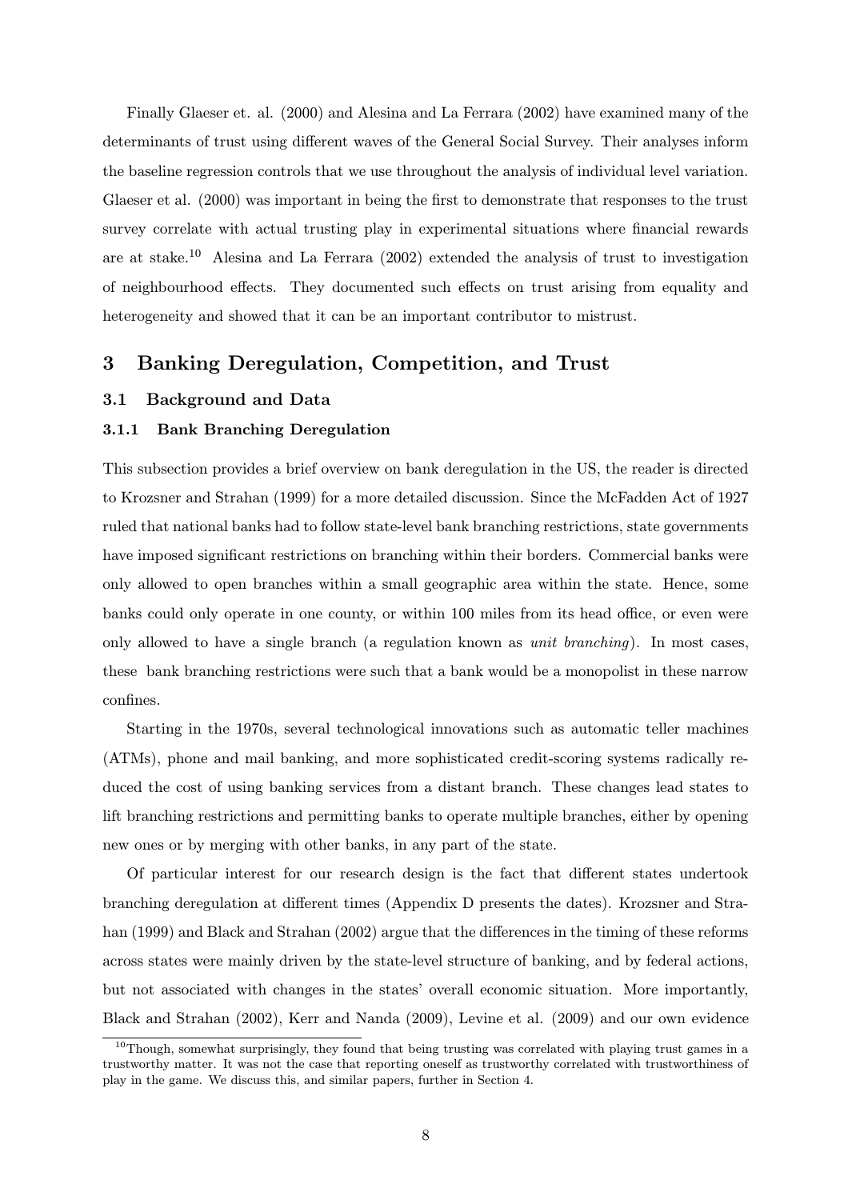Finally Glaeser et. al. (2000) and Alesina and La Ferrara (2002) have examined many of the determinants of trust using different waves of the General Social Survey. Their analyses inform the baseline regression controls that we use throughout the analysis of individual level variation. Glaeser et al. (2000) was important in being the first to demonstrate that responses to the trust survey correlate with actual trusting play in experimental situations where financial rewards are at stake.[10] Alesina and La Ferrara (2002) extended the analysis of trust to investigation of neighbourhood effects. They documented such effects on trust arising from equality and heterogeneity and showed that it can be an important contributor to mistrust.

# 3 Banking Deregulation, Competition, and Trust

## 3.1 Background and Data

### 3.1.1 Bank Branching Deregulation

This subsection provides a brief overview on bank deregulation in the US, the reader is directed to Krozsner and Strahan (1999) for a more detailed discussion. Since the McFadden Act of 1927 ruled that national banks had to follow state-level bank branching restrictions, state governments have imposed significant restrictions on branching within their borders. Commercial banks were only allowed to open branches within a small geographic area within the state. Hence, some banks could only operate in one county, or within 100 miles from its head office, or even were only allowed to have a single branch (a regulation known as *unit branching*). In most cases, these bank branching restrictions were such that a bank would be a monopolist in these narrow confines.

Starting in the 1970s, several technological innovations such as automatic teller machines (ATMs), phone and mail banking, and more sophisticated credit-scoring systems radically reduced the cost of using banking services from a distant branch. These changes lead states to lift branching restrictions and permitting banks to operate multiple branches, either by opening new ones or by merging with other banks, in any part of the state.

Of particular interest for our research design is the fact that different states undertook branching deregulation at different times (Appendix D presents the dates). Krozsner and Strahan (1999) and Black and Strahan (2002) argue that the differences in the timing of these reforms across states were mainly driven by the state-level structure of banking, and by federal actions, but not associated with changes in the states' overall economic situation. More importantly, Black and Strahan (2002), Kerr and Nanda (2009), Levine et al. (2009) and our own evidence

[10] Though, somewhat surprisingly, they found that being trusting was correlated with playing trust games in a trustworthy matter. It was not the case that reporting oneself as trustworthy correlated with trustworthiness of play in the game. We discuss this, and similar papers, further in Section 4.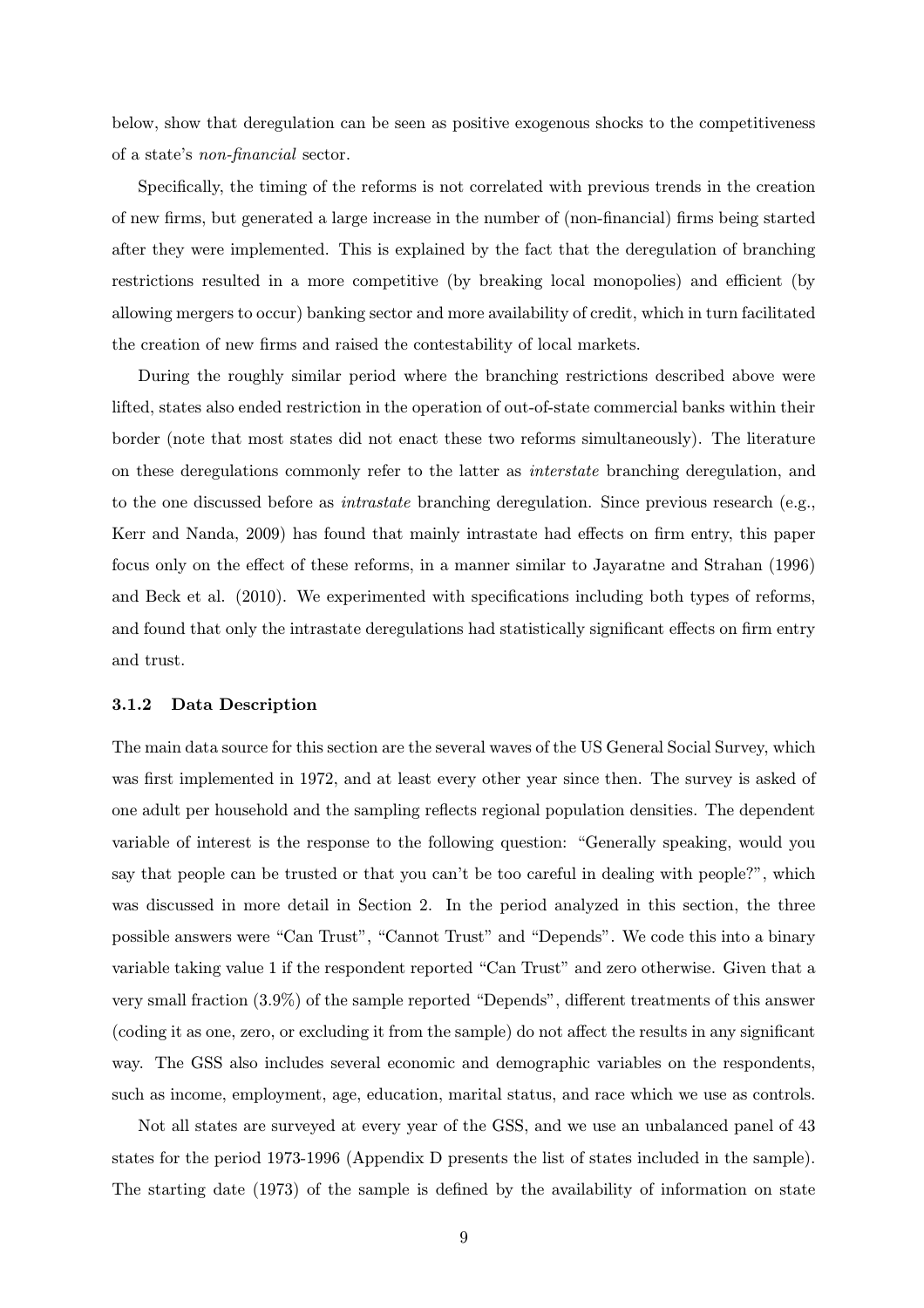below, show that deregulation can be seen as positive exogenous shocks to the competitiveness of a state's *non-financial* sector.

Specifically, the timing of the reforms is not correlated with previous trends in the creation of new firms, but generated a large increase in the number of (non-financial) firms being started after they were implemented. This is explained by the fact that the deregulation of branching restrictions resulted in a more competitive (by breaking local monopolies) and efficient (by allowing mergers to occur) banking sector and more availability of credit, which in turn facilitated the creation of new firms and raised the contestability of local markets.

During the roughly similar period where the branching restrictions described above were lifted, states also ended restriction in the operation of out-of-state commercial banks within their border (note that most states did not enact these two reforms simultaneously). The literature on these deregulations commonly refer to the latter as *interstate* branching deregulation, and to the one discussed before as *intrastate* branching deregulation. Since previous research (e.g., Kerr and Nanda, 2009) has found that mainly intrastate had effects on firm entry, this paper focus only on the effect of these reforms, in a manner similar to Jayaratne and Strahan (1996) and Beck et al. (2010). We experimented with specifications including both types of reforms, and found that only the intrastate deregulations had statistically significant effects on firm entry and trust.

### 3.1.2 Data Description

The main data source for this section are the several waves of the US General Social Survey, which was first implemented in 1972, and at least every other year since then. The survey is asked of one adult per household and the sampling reflects regional population densities. The dependent variable of interest is the response to the following question: "Generally speaking, would you say that people can be trusted or that you can't be too careful in dealing with people?", which was discussed in more detail in Section 2. In the period analyzed in this section, the three possible answers were "Can Trust", "Cannot Trust" and "Depends". We code this into a binary variable taking value 1 if the respondent reported "Can Trust" and zero otherwise. Given that a very small fraction (3.9%) of the sample reported "Depends", different treatments of this answer (coding it as one, zero, or excluding it from the sample) do not affect the results in any significant way. The GSS also includes several economic and demographic variables on the respondents, such as income, employment, age, education, marital status, and race which we use as controls.

Not all states are surveyed at every year of the GSS, and we use an unbalanced panel of 43 states for the period 1973-1996 (Appendix D presents the list of states included in the sample). The starting date (1973) of the sample is defined by the availability of information on state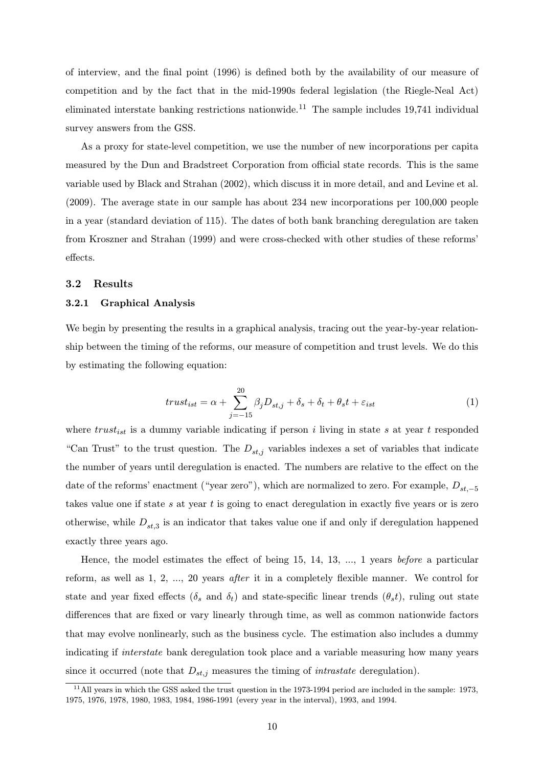of interview, and the final point (1996) is defined both by the availability of our measure of competition and by the fact that in the mid-1990s federal legislation (the Riegle-Neal Act) eliminated interstate banking restrictions nationwide.[11] The sample includes 19,741 individual survey answers from the GSS.

As a proxy for state-level competition, we use the number of new incorporations per capita measured by the Dun and Bradstreet Corporation from official state records. This is the same variable used by Black and Strahan (2002), which discuss it in more detail, and and Levine et al. (2009). The average state in our sample has about 234 new incorporations per 100,000 people in a year (standard deviation of 115). The dates of both bank branching deregulation are taken from Kroszner and Strahan (1999) and were cross-checked with other studies of these reforms' effects.

### 3.2 Results

#### 3.2.1 Graphical Analysis

We begin by presenting the results in a graphical analysis, tracing out the year-by-year relationship between the timing of the reforms, our measure of competition and trust levels. We do this by estimating the following equation:

$$trust_{ist} = \alpha + \sum_{j=-15}^{20} \beta_j D_{st,j} + \delta_s + \delta_t + \theta_s t + \varepsilon_{ist} \tag{1}$$

where $trust_{ist}$ is a dummy variable indicating if person $i$ living in state $s$ at year $t$ responded "Can Trust" to the trust question. The $D_{st,j}$ variables indexes a set of variables that indicate the number of years until deregulation is enacted. The numbers are relative to the effect on the date of the reforms' enactment ("year zero"), which are normalized to zero. For example, $D_{st,-5}$ takes value one if state $s$ at year $t$ is going to enact deregulation in exactly five years or is zero otherwise, while $D_{st,3}$ is an indicator that takes value one if and only if deregulation happened exactly three years ago.

Hence, the model estimates the effect of being 15, 14, 13, ..., 1 years *before* a particular reform, as well as 1, 2, ..., 20 years *after* it in a completely flexible manner. We control for state and year fixed effects ($\delta_s$ and $\delta_t$) and state-specific linear trends ($\theta_s t$), ruling out state differences that are fixed or vary linearly through time, as well as common nationwide factors that may evolve nonlinearly, such as the business cycle. The estimation also includes a dummy indicating if *interstate* bank deregulation took place and a variable measuring how many years since it occurred (note that $D_{st,j}$ measures the timing of *intrastate* deregulation).

[11] All years in which the GSS asked the trust question in the 1973-1994 period are included in the sample: 1973, 1975, 1976, 1978, 1980, 1983, 1984, 1986-1991 (every year in the interval), 1993, and 1994.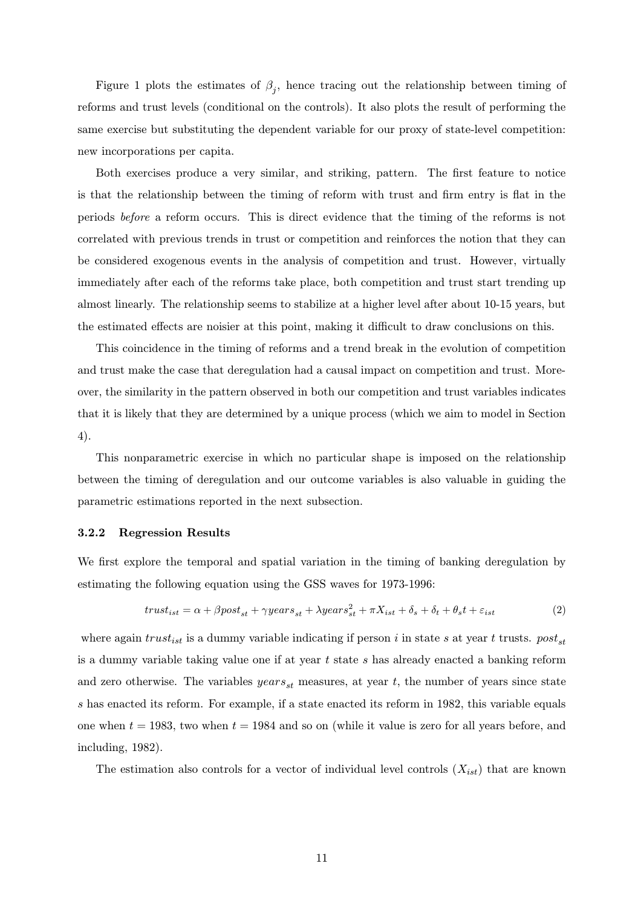Figure 1 plots the estimates of $\beta_j$, hence tracing out the relationship between timing of reforms and trust levels (conditional on the controls). It also plots the result of performing the same exercise but substituting the dependent variable for our proxy of state-level competition: new incorporations per capita.

Both exercises produce a very similar, and striking, pattern. The first feature to notice is that the relationship between the timing of reform with trust and firm entry is flat in the periods *before* a reform occurs. This is direct evidence that the timing of the reforms is not correlated with previous trends in trust or competition and reinforces the notion that they can be considered exogenous events in the analysis of competition and trust. However, virtually immediately after each of the reforms take place, both competition and trust start trending up almost linearly. The relationship seems to stabilize at a higher level after about 10-15 years, but the estimated effects are noisier at this point, making it difficult to draw conclusions on this.

This coincidence in the timing of reforms and a trend break in the evolution of competition and trust make the case that deregulation had a causal impact on competition and trust. Moreover, the similarity in the pattern observed in both our competition and trust variables indicates that it is likely that they are determined by a unique process (which we aim to model in Section 4).

This nonparametric exercise in which no particular shape is imposed on the relationship between the timing of deregulation and our outcome variables is also valuable in guiding the parametric estimations reported in the next subsection.

### 3.2.2 Regression Results

We first explore the temporal and spatial variation in the timing of banking deregulation by estimating the following equation using the GSS waves for 1973-1996:

$$trust_{ist} = \alpha + \beta post_{st} + \gamma years_{st} + \lambda years_{st}^2 + \pi X_{ist} + \delta_s + \delta_t + \theta_s t + \varepsilon_{ist} \quad (2)$$

where again $trust_{ist}$ is a dummy variable indicating if person $i$ in state $s$ at year $t$ trusts. $post_{st}$ is a dummy variable taking value one if at year $t$ state $s$ has already enacted a banking reform and zero otherwise. The variables $years_{st}$ measures, at year $t$, the number of years since state $s$ has enacted its reform. For example, if a state enacted its reform in 1982, this variable equals one when $t = 1983$, two when $t = 1984$ and so on (while it value is zero for all years before, and including, 1982).

The estimation also controls for a vector of individual level controls ($X_{ist}$) that are known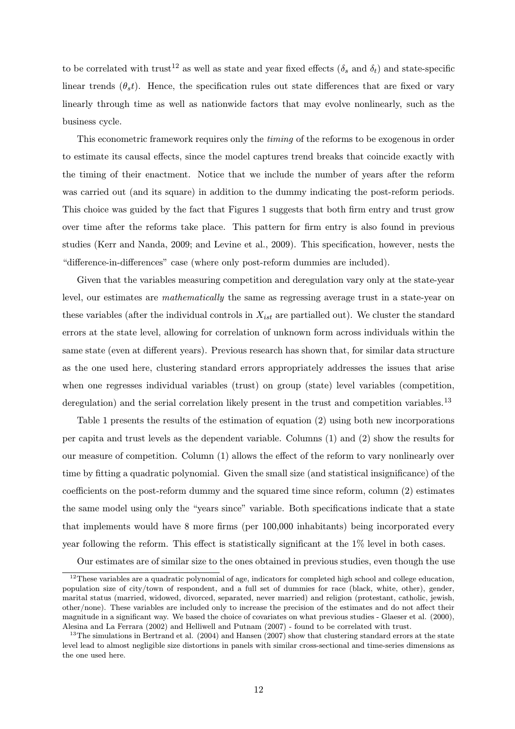to be correlated with trust[12] as well as state and year fixed effects ($\delta_s$ and $\delta_t$) and state-specific linear trends ($\theta_s t$). Hence, the specification rules out state differences that are fixed or vary linearly through time as well as nationwide factors that may evolve nonlinearly, such as the business cycle.

This econometric framework requires only the *timing* of the reforms to be exogenous in order to estimate its causal effects, since the model captures trend breaks that coincide exactly with the timing of their enactment. Notice that we include the number of years after the reform was carried out (and its square) in addition to the dummy indicating the post-reform periods. This choice was guided by the fact that Figures 1 suggests that both firm entry and trust grow over time after the reforms take place. This pattern for firm entry is also found in previous studies (Kerr and Nanda, 2009; and Levine et al., 2009). This specification, however, nests the "difference-in-differences" case (where only post-reform dummies are included).

Given that the variables measuring competition and deregulation vary only at the state-year level, our estimates are *mathematically* the same as regressing average trust in a state-year on these variables (after the individual controls in $X_{ist}$ are partialled out). We cluster the standard errors at the state level, allowing for correlation of unknown form across individuals within the same state (even at different years). Previous research has shown that, for similar data structure as the one used here, clustering standard errors appropriately addresses the issues that arise when one regresses individual variables (trust) on group (state) level variables (competition, deregulation) and the serial correlation likely present in the trust and competition variables.[13]

Table 1 presents the results of the estimation of equation (2) using both new incorporations per capita and trust levels as the dependent variable. Columns (1) and (2) show the results for our measure of competition. Column (1) allows the effect of the reform to vary nonlinearly over time by fitting a quadratic polynomial. Given the small size (and statistical insignificance) of the coefficients on the post-reform dummy and the squared time since reform, column (2) estimates the same model using only the "years since" variable. Both specifications indicate that a state that implements would have 8 more firms (per 100,000 inhabitants) being incorporated every year following the reform. This effect is statistically significant at the 1% level in both cases.

Our estimates are of similar size to the ones obtained in previous studies, even though the use

[12] These variables are a quadratic polynomial of age, indicators for completed high school and college education, population size of city/town of respondent, and a full set of dummies for race (black, white, other), gender, marital status (married, widowed, divorced, separated, never married) and religion (protestant, catholic, jewish, other/none). These variables are included only to increase the precision of the estimates and do not affect their magnitude in a significant way. We based the choice of covariates on what previous studies - Glaeser et al. (2000), Alesina and La Ferrara (2002) and Helliwell and Putnam (2007) - found to be correlated with trust.

[13] The simulations in Bertrand et al. (2004) and Hansen (2007) show that clustering standard errors at the state level lead to almost negligible size distortions in panels with similar cross-sectional and time-series dimensions as the one used here.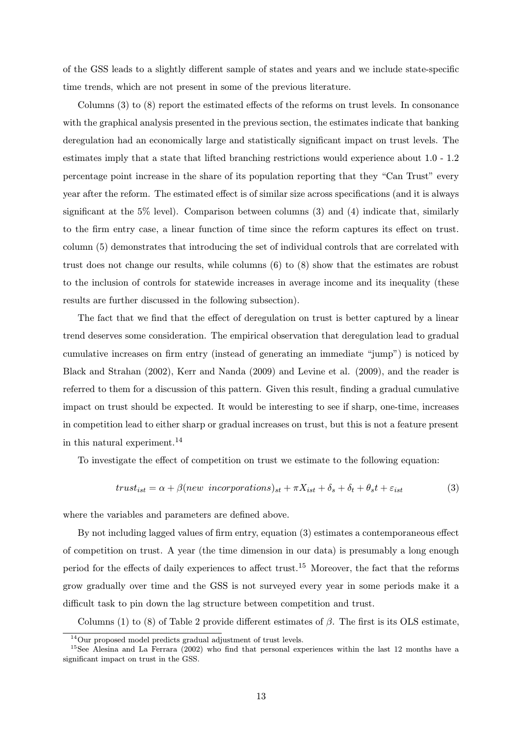of the GSS leads to a slightly different sample of states and years and we include state-specific time trends, which are not present in some of the previous literature.

Columns (3) to (8) report the estimated effects of the reforms on trust levels. In consonance with the graphical analysis presented in the previous section, the estimates indicate that banking deregulation had an economically large and statistically significant impact on trust levels. The estimates imply that a state that lifted branching restrictions would experience about 1.0 - 1.2 percentage point increase in the share of its population reporting that they "Can Trust" every year after the reform. The estimated effect is of similar size across specifications (and it is always significant at the 5% level). Comparison between columns (3) and (4) indicate that, similarly to the firm entry case, a linear function of time since the reform captures its effect on trust. column (5) demonstrates that introducing the set of individual controls that are correlated with trust does not change our results, while columns (6) to (8) show that the estimates are robust to the inclusion of controls for statewide increases in average income and its inequality (these results are further discussed in the following subsection).

The fact that we find that the effect of deregulation on trust is better captured by a linear trend deserves some consideration. The empirical observation that deregulation lead to gradual cumulative increases on firm entry (instead of generating an immediate "jump") is noticed by Black and Strahan (2002), Kerr and Nanda (2009) and Levine et al. (2009), and the reader is referred to them for a discussion of this pattern. Given this result, finding a gradual cumulative impact on trust should be expected. It would be interesting to see if sharp, one-time, increases in competition lead to either sharp or gradual increases on trust, but this is not a feature present in this natural experiment.[14]

To investigate the effect of competition on trust we estimate to the following equation:

$$trust_{ist} = \alpha + \beta(new\ \ incorporations)_{st} + \pi X_{ist} + \delta_s + \delta_t + \theta_s t + \varepsilon_{ist} \tag{3}$$

where the variables and parameters are defined above.

By not including lagged values of firm entry, equation (3) estimates a contemporaneous effect of competition on trust. A year (the time dimension in our data) is presumably a long enough period for the effects of daily experiences to affect trust.[15] Moreover, the fact that the reforms grow gradually over time and the GSS is not surveyed every year in some periods make it a difficult task to pin down the lag structure between competition and trust.

Columns (1) to (8) of Table 2 provide different estimates of $\beta$. The first is its OLS estimate,

[14] Our proposed model predicts gradual adjustment of trust levels.

[15] See Alesina and La Ferrara (2002) who find that personal experiences within the last 12 months have a significant impact on trust in the GSS.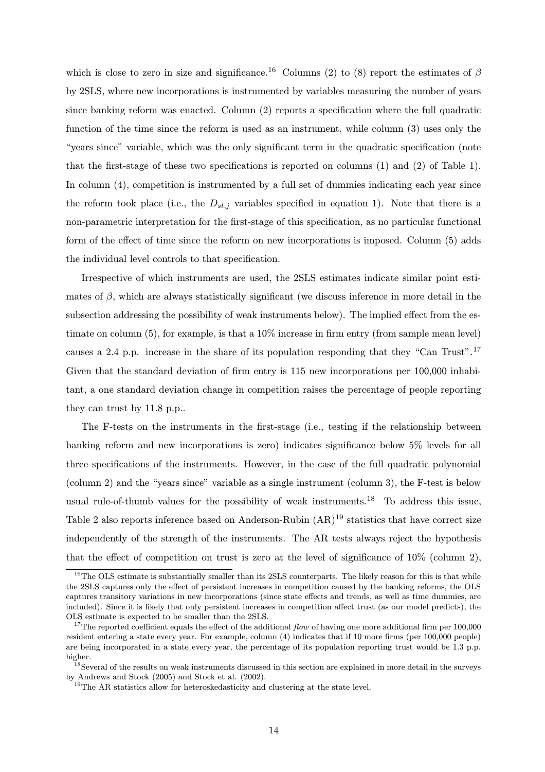which is close to zero in size and significance.[16] Columns (2) to (8) report the estimates of $\beta$ by 2SLS, where new incorporations is instrumented by variables measuring the number of years since banking reform was enacted. Column (2) reports a specification where the full quadratic function of the time since the reform is used as an instrument, while column (3) uses only the "years since" variable, which was the only significant term in the quadratic specification (note that the first-stage of these two specifications is reported on columns (1) and (2) of Table 1). In column (4), competition is instrumented by a full set of dummies indicating each year since the reform took place (i.e., the $D_{st,j}$ variables specified in equation 1). Note that there is a non-parametric interpretation for the first-stage of this specification, as no particular functional form of the effect of time since the reform on new incorporations is imposed. Column (5) adds the individual level controls to that specification.

Irrespective of which instruments are used, the 2SLS estimates indicate similar point estimates of $\beta$, which are always statistically significant (we discuss inference in more detail in the subsection addressing the possibility of weak instruments below). The implied effect from the estimate on column (5), for example, is that a 10% increase in firm entry (from sample mean level) causes a 2.4 p.p. increase in the share of its population responding that they "Can Trust".[17] Given that the standard deviation of firm entry is 115 new incorporations per 100,000 inhabitant, a one standard deviation change in competition raises the percentage of people reporting they can trust by 11.8 p.p..

The F-tests on the instruments in the first-stage (i.e., testing if the relationship between banking reform and new incorporations is zero) indicates significance below 5% levels for all three specifications of the instruments. However, in the case of the full quadratic polynomial (column 2) and the "years since" variable as a single instrument (column 3), the F-test is below usual rule-of-thumb values for the possibility of weak instruments.[18] To address this issue, Table 2 also reports inference based on Anderson-Rubin (AR)[19] statistics that have correct size independently of the strength of the instruments. The AR tests always reject the hypothesis that the effect of competition on trust is zero at the level of significance of 10% (column 2),

[16] The OLS estimate is substantially smaller than its 2SLS counterparts. The likely reason for this is that while the 2SLS captures only the effect of persistent increases in competition caused by the banking reforms, the OLS captures transitory variations in new incorporations (since state effects and trends, as well as time dummies, are included). Since it is likely that only persistent increases in competition affect trust (as our model predicts), the OLS estimate is expected to be smaller than the 2SLS.

[17] The reported coefficient equals the effect of the additional *flow* of having one more additional firm per 100,000 resident entering a state every year. For example, column (4) indicates that if 10 more firms (per 100,000 people) are being incorporated in a state every year, the percentage of its population reporting trust would be 1.3 p.p. higher.

[18] Several of the results on weak instruments discussed in this section are explained in more detail in the surveys by Andrews and Stock (2005) and Stock et al. (2002).

[19] The AR statistics allow for heteroskedasticity and clustering at the state level.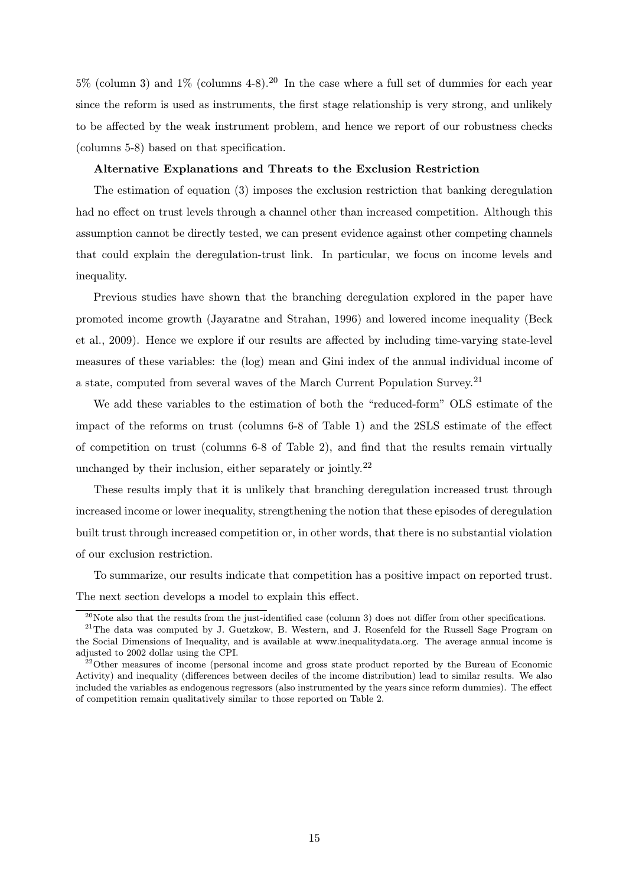5% (column 3) and 1% (columns 4-8).[20] In the case where a full set of dummies for each year since the reform is used as instruments, the first stage relationship is very strong, and unlikely to be affected by the weak instrument problem, and hence we report of our robustness checks (columns 5-8) based on that specification.

**Alternative Explanations and Threats to the Exclusion Restriction**

The estimation of equation (3) imposes the exclusion restriction that banking deregulation had no effect on trust levels through a channel other than increased competition. Although this assumption cannot be directly tested, we can present evidence against other competing channels that could explain the deregulation-trust link. In particular, we focus on income levels and inequality.

Previous studies have shown that the branching deregulation explored in the paper have promoted income growth (Jayaratne and Strahan, 1996) and lowered income inequality (Beck et al., 2009). Hence we explore if our results are affected by including time-varying state-level measures of these variables: the (log) mean and Gini index of the annual individual income of a state, computed from several waves of the March Current Population Survey.[21]

We add these variables to the estimation of both the "reduced-form" OLS estimate of the impact of the reforms on trust (columns 6-8 of Table 1) and the 2SLS estimate of the effect of competition on trust (columns 6-8 of Table 2), and find that the results remain virtually unchanged by their inclusion, either separately or jointly.[22]

These results imply that it is unlikely that branching deregulation increased trust through increased income or lower inequality, strengthening the notion that these episodes of deregulation built trust through increased competition or, in other words, that there is no substantial violation of our exclusion restriction.

To summarize, our results indicate that competition has a positive impact on reported trust. The next section develops a model to explain this effect.

---

[20] Note also that the results from the just-identified case (column 3) does not differ from other specifications.

[21] The data was computed by J. Guetzkow, B. Western, and J. Rosenfeld for the Russell Sage Program on the Social Dimensions of Inequality, and is available at www.inequalitydata.org. The average annual income is adjusted to 2002 dollar using the CPI.

[22] Other measures of income (personal income and gross state product reported by the Bureau of Economic Activity) and inequality (differences between deciles of the income distribution) lead to similar results. We also included the variables as endogenous regressors (also instrumented by the years since reform dummies). The effect of competition remain qualitatively similar to those reported on Table 2.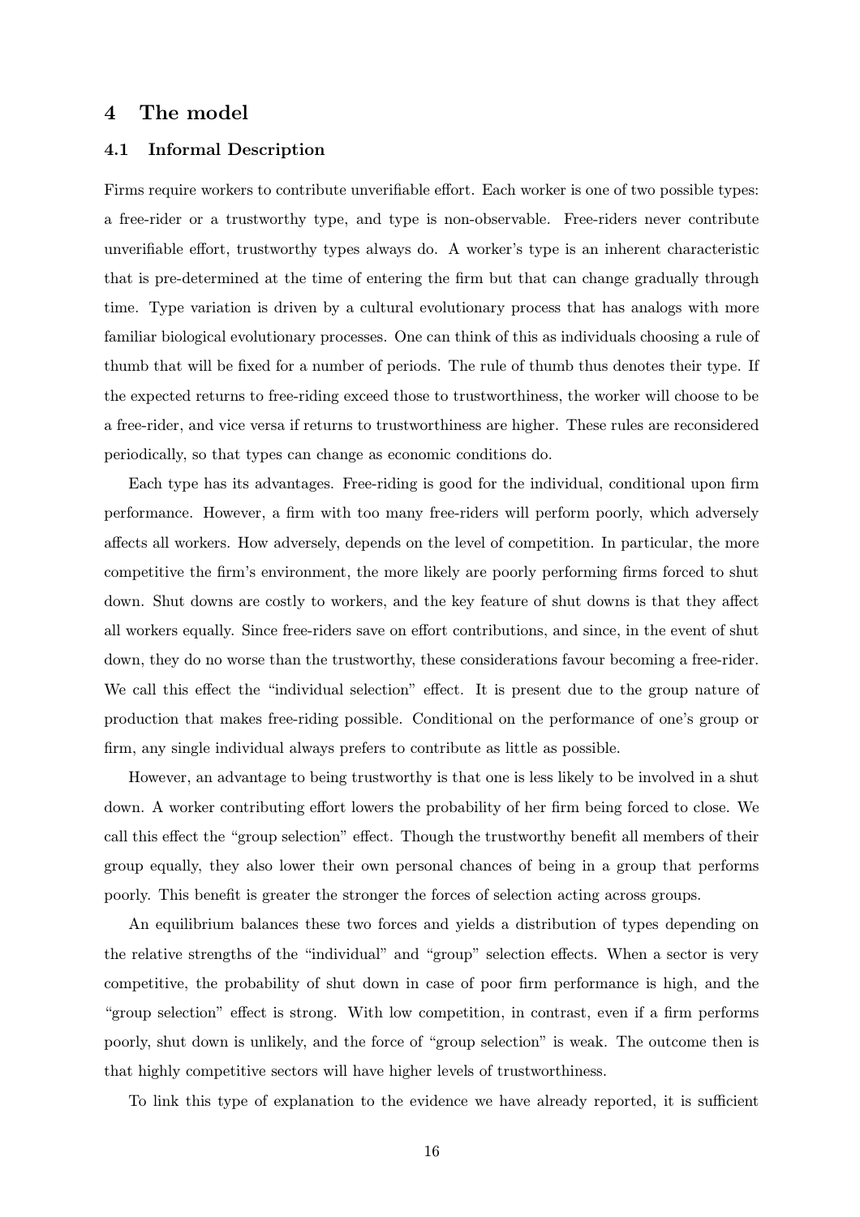## 4 The model

### 4.1 Informal Description

Firms require workers to contribute unverifiable effort. Each worker is one of two possible types: a free-rider or a trustworthy type, and type is non-observable. Free-riders never contribute unverifiable effort, trustworthy types always do. A worker's type is an inherent characteristic that is pre-determined at the time of entering the firm but that can change gradually through time. Type variation is driven by a cultural evolutionary process that has analogs with more familiar biological evolutionary processes. One can think of this as individuals choosing a rule of thumb that will be fixed for a number of periods. The rule of thumb thus denotes their type. If the expected returns to free-riding exceed those to trustworthiness, the worker will choose to be a free-rider, and vice versa if returns to trustworthiness are higher. These rules are reconsidered periodically, so that types can change as economic conditions do.

Each type has its advantages. Free-riding is good for the individual, conditional upon firm performance. However, a firm with too many free-riders will perform poorly, which adversely affects all workers. How adversely, depends on the level of competition. In particular, the more competitive the firm's environment, the more likely are poorly performing firms forced to shut down. Shut downs are costly to workers, and the key feature of shut downs is that they affect all workers equally. Since free-riders save on effort contributions, and since, in the event of shut down, they do no worse than the trustworthy, these considerations favour becoming a free-rider. We call this effect the "individual selection" effect. It is present due to the group nature of production that makes free-riding possible. Conditional on the performance of one's group or firm, any single individual always prefers to contribute as little as possible.

However, an advantage to being trustworthy is that one is less likely to be involved in a shut down. A worker contributing effort lowers the probability of her firm being forced to close. We call this effect the "group selection" effect. Though the trustworthy benefit all members of their group equally, they also lower their own personal chances of being in a group that performs poorly. This benefit is greater the stronger the forces of selection acting across groups.

An equilibrium balances these two forces and yields a distribution of types depending on the relative strengths of the "individual" and "group" selection effects. When a sector is very competitive, the probability of shut down in case of poor firm performance is high, and the "group selection" effect is strong. With low competition, in contrast, even if a firm performs poorly, shut down is unlikely, and the force of "group selection" is weak. The outcome then is that highly competitive sectors will have higher levels of trustworthiness.

To link this type of explanation to the evidence we have already reported, it is sufficient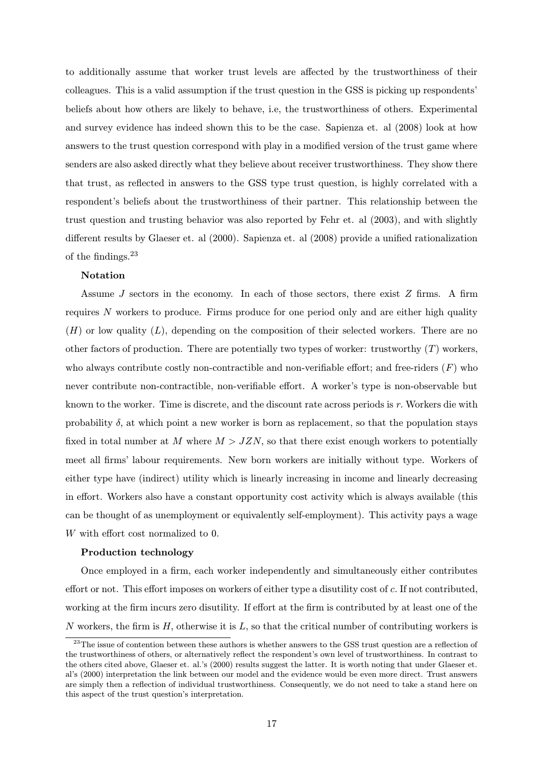to additionally assume that worker trust levels are affected by the trustworthiness of their colleagues. This is a valid assumption if the trust question in the GSS is picking up respondents' beliefs about how others are likely to behave, i.e, the trustworthiness of others. Experimental and survey evidence has indeed shown this to be the case. Sapienza et. al (2008) look at how answers to the trust question correspond with play in a modified version of the trust game where senders are also asked directly what they believe about receiver trustworthiness. They show there that trust, as reflected in answers to the GSS type trust question, is highly correlated with a respondent's beliefs about the trustworthiness of their partner. This relationship between the trust question and trusting behavior was also reported by Fehr et. al (2003), and with slightly different results by Glaeser et. al (2000). Sapienza et. al (2008) provide a unified rationalization of the findings.[23]

**Notation**

Assume $J$ sectors in the economy. In each of those sectors, there exist $Z$ firms. A firm requires $N$ workers to produce. Firms produce for one period only and are either high quality ($H$) or low quality ($L$), depending on the composition of their selected workers. There are no other factors of production. There are potentially two types of worker: trustworthy ($T$) workers, who always contribute costly non-contractible and non-verifiable effort; and free-riders ($F$) who never contribute non-contractible, non-verifiable effort. A worker's type is non-observable but known to the worker. Time is discrete, and the discount rate across periods is $r$. Workers die with probability $\delta$, at which point a new worker is born as replacement, so that the population stays fixed in total number at $M$ where $M > JZN$, so that there exist enough workers to potentially meet all firms' labour requirements. New born workers are initially without type. Workers of either type have (indirect) utility which is linearly increasing in income and linearly decreasing in effort. Workers also have a constant opportunity cost activity which is always available (this can be thought of as unemployment or equivalently self-employment). This activity pays a wage $W$ with effort cost normalized to 0.

**Production technology**

Once employed in a firm, each worker independently and simultaneously either contributes effort or not. This effort imposes on workers of either type a disutility cost of $c$. If not contributed, working at the firm incurs zero disutility. If effort at the firm is contributed by at least one of the $N$ workers, the firm is $H$, otherwise it is $L$, so that the critical number of contributing workers is

[23]The issue of contention between these authors is whether answers to the GSS trust question are a reflection of the trustworthiness of others, or alternatively reflect the respondent's own level of trustworthiness. In contrast to the others cited above, Glaeser et. al.'s (2000) results suggest the latter. It is worth noting that under Glaeser et. al's (2000) interpretation the link between our model and the evidence would be even more direct. Trust answers are simply then a reflection of individual trustworthiness. Consequently, we do not need to take a stand here on this aspect of the trust question's interpretation.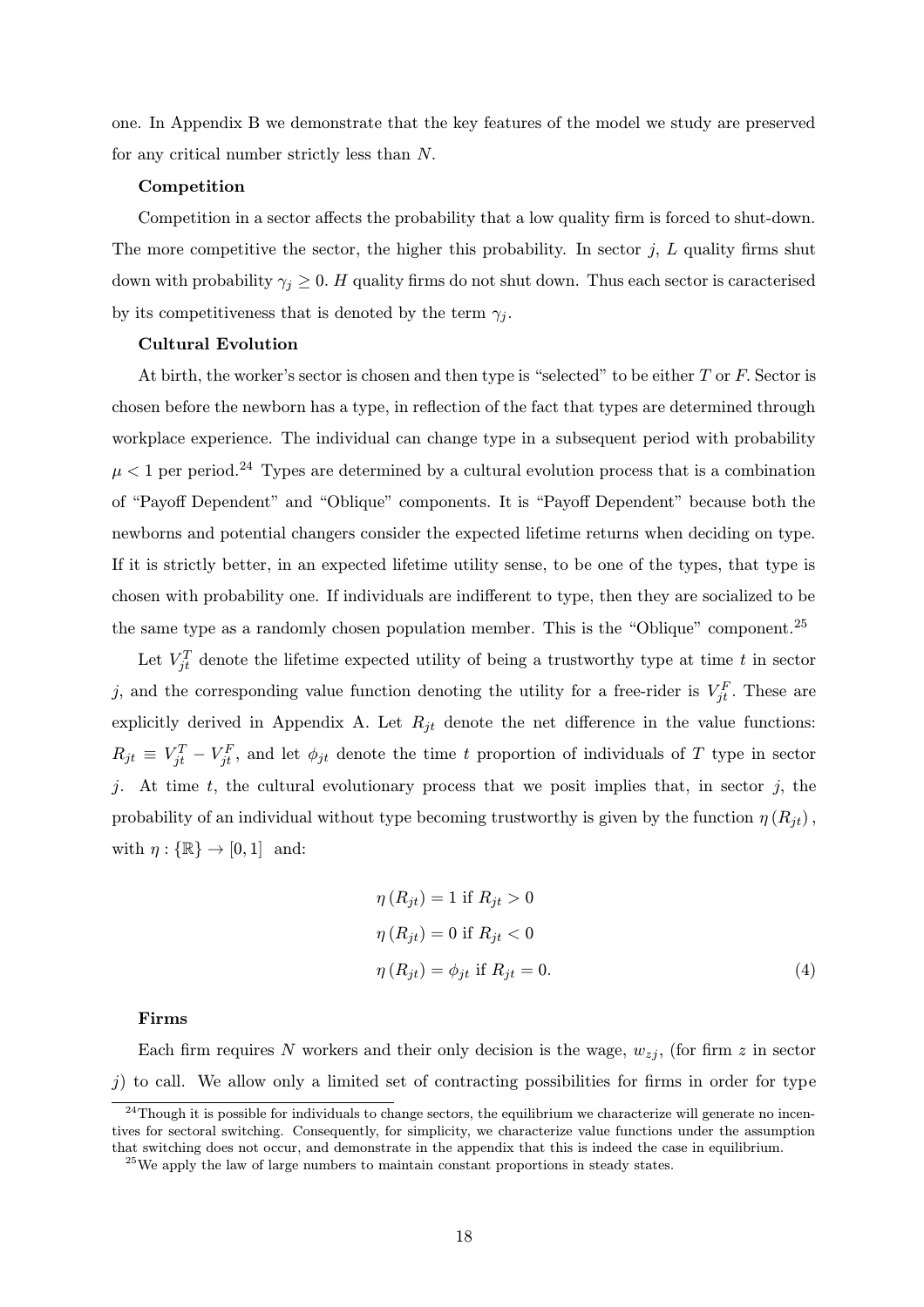one. In Appendix B we demonstrate that the key features of the model we study are preserved for any critical number strictly less than $N$.

**Competition**

Competition in a sector affects the probability that a low quality firm is forced to shut-down. The more competitive the sector, the higher this probability. In sector $j$, $L$ quality firms shut down with probability $\gamma_j \geq 0$. $H$ quality firms do not shut down. Thus each sector is caracterised by its competitiveness that is denoted by the term $\gamma_j$.

**Cultural Evolution**

At birth, the worker's sector is chosen and then type is "selected" to be either $T$ or $F$. Sector is chosen before the newborn has a type, in reflection of the fact that types are determined through workplace experience. The individual can change type in a subsequent period with probability $\mu < 1$ per period.[24] Types are determined by a cultural evolution process that is a combination of "Payoff Dependent" and "Oblique" components. It is "Payoff Dependent" because both the newborns and potential changers consider the expected lifetime returns when deciding on type. If it is strictly better, in an expected lifetime utility sense, to be one of the types, that type is chosen with probability one. If individuals are indifferent to type, then they are socialized to be the same type as a randomly chosen population member. This is the "Oblique" component.[25]

Let $V_{jt}^T$ denote the lifetime expected utility of being a trustworthy type at time $t$ in sector $j$, and the corresponding value function denoting the utility for a free-rider is $V_{jt}^F$. These are explicitly derived in Appendix A. Let $R_{jt}$ denote the net difference in the value functions: $R_{jt} \equiv V_{jt}^T - V_{jt}^F$, and let $\phi_{jt}$ denote the time $t$ proportion of individuals of $T$ type in sector $j$. At time $t$, the cultural evolutionary process that we posit implies that, in sector $j$, the probability of an individual without type becoming trustworthy is given by the function $\eta(R_{jt})$, with $\eta : \{\mathbb{R}\} \to [0,1]$ and:

$$
\begin{aligned}
\eta(R_{jt}) &= 1 \text{ if } R_{jt} > 0 \\
\eta(R_{jt}) &= 0 \text{ if } R_{jt} < 0 \\
\eta(R_{jt}) &= \phi_{jt} \text{ if } R_{jt} = 0.
\end{aligned}
\tag{4}
$$

**Firms**

Each firm requires $N$ workers and their only decision is the wage, $w_{zj}$, (for firm $z$ in sector $j$) to call. We allow only a limited set of contracting possibilities for firms in order for type

[24] Though it is possible for individuals to change sectors, the equilibrium we characterize will generate no incentives for sectoral switching. Consequently, for simplicity, we characterize value functions under the assumption that switching does not occur, and demonstrate in the appendix that this is indeed the case in equilibrium.

[25] We apply the law of large numbers to maintain constant proportions in steady states.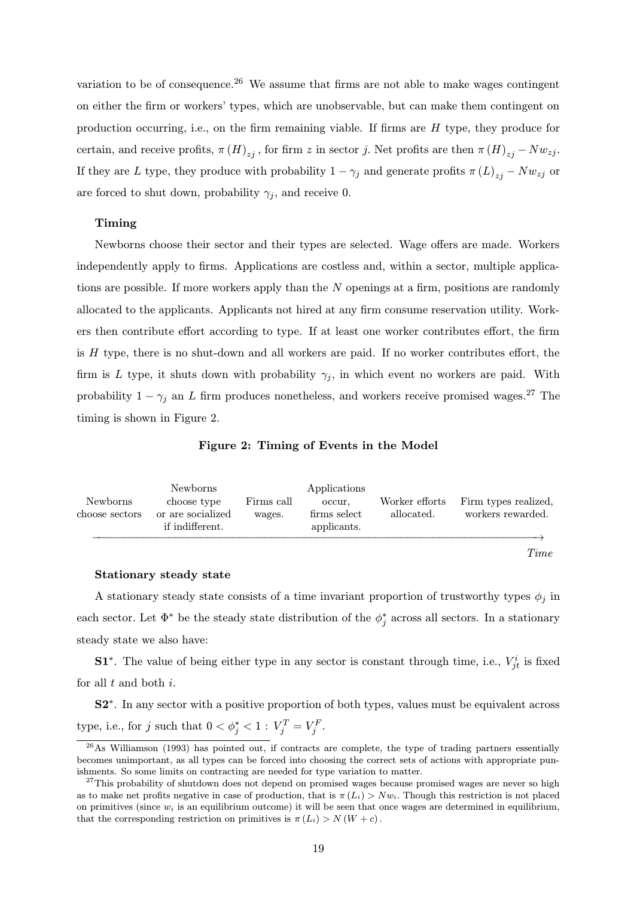variation to be of consequence.[26] We assume that firms are not able to make wages contingent on either the firm or workers' types, which are unobservable, but can make them contingent on production occurring, i.e., on the firm remaining viable. If firms are $H$ type, they produce for certain, and receive profits, $\pi(H)_{zj}$, for firm $z$ in sector $j$. Net profits are then $\pi(H)_{zj} - Nw_{zj}$. If they are $L$ type, they produce with probability $1-\gamma_j$ and generate profits $\pi(L)_{zj} - Nw_{zj}$ or are forced to shut down, probability $\gamma_j$, and receive 0.

**Timing**

Newborns choose their sector and their types are selected. Wage offers are made. Workers independently apply to firms. Applications are costless and, within a sector, multiple applications are possible. If more workers apply than the $N$ openings at a firm, positions are randomly allocated to the applicants. Applicants not hired at any firm consume reservation utility. Workers then contribute effort according to type. If at least one worker contributes effort, the firm is $H$ type, there is no shut-down and all workers are paid. If no worker contributes effort, the firm is $L$ type, it shuts down with probability $\gamma_j$, in which event no workers are paid. With probability $1-\gamma_j$ an $L$ firm produces nonetheless, and workers receive promised wages.[27] The timing is shown in Figure 2.

**Figure 2: Timing of Events in the Model**

| Newborns choose sectors | Newborns choose type or are socialized if indifferent. | Firms call wages. | Applications occur, firms select applicants. | Worker efforts allocated. | Firm types realized, workers rewarded. |
|---|---|---|---|---|---|

*Time* →

**Stationary steady state**

A stationary steady state consists of a time invariant proportion of trustworthy types $\phi_j$ in each sector. Let $\Phi^*$ be the steady state distribution of the $\phi_j^*$ across all sectors. In a stationary steady state we also have:

**S1**$^*$. The value of being either type in any sector is constant through time, i.e., $V_{jt}^i$ is fixed for all $t$ and both $i$.

**S2**$^*$. In any sector with a positive proportion of both types, values must be equivalent across type, i.e., for $j$ such that $0 < \phi_j^* < 1 : V_j^T = V_j^F$.

[26] As Williamson (1993) has pointed out, if contracts are complete, the type of trading partners essentially becomes unimportant, as all types can be forced into choosing the correct sets of actions with appropriate punishments. So some limits on contracting are needed for type variation to matter.

[27] This probability of shutdown does not depend on promised wages because promised wages are never so high as to make net profits negative in case of production, that is $\pi(L_i) > Nw_i$. Though this restriction is not placed on primitives (since $w_i$ is an equilibrium outcome) it will be seen that once wages are determined in equilibrium, that the corresponding restriction on primitives is $\pi(L_i) > N(W+c)$.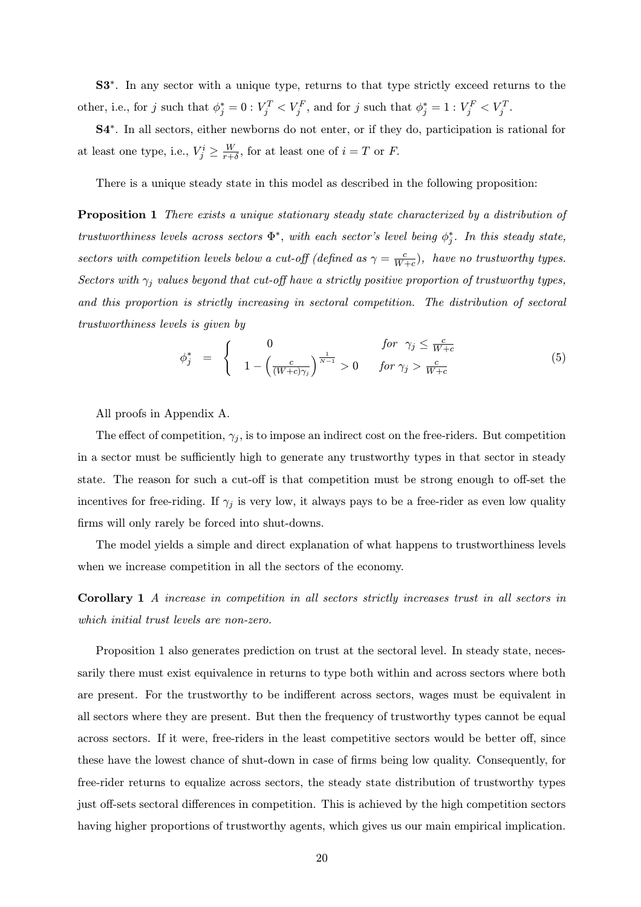**S3***. In any sector with a unique type, returns to that type strictly exceed returns to the other, i.e., for $j$ such that $\phi_j^* = 0 : V_j^T < V_j^F$, and for $j$ such that $\phi_j^* = 1 : V_j^F < V_j^T$.

**S4***. In all sectors, either newborns do not enter, or if they do, participation is rational for at least one type, i.e., $V_j^i \geq \frac{W}{r+\delta}$, for at least one of $i = T$ or $F$.

There is a unique steady state in this model as described in the following proposition:

**Proposition 1** *There exists a unique stationary steady state characterized by a distribution of trustworthiness levels across sectors $\Phi^*$, with each sector's level being $\phi_j^*$. In this steady state, sectors with competition levels below a cut-off (defined as $\gamma = \frac{c}{W+c}$), have no trustworthy types. Sectors with $\gamma_j$ values beyond that cut-off have a strictly positive proportion of trustworthy types, and this proportion is strictly increasing in sectoral competition. The distribution of sectoral trustworthiness levels is given by*

$$\phi_j^* = \begin{cases} 0 & \text{for } \gamma_j \leq \frac{c}{W+c} \\ 1 - \left(\frac{c}{(W+c)\gamma_j}\right)^{\frac{1}{N-1}} > 0 & \text{for } \gamma_j > \frac{c}{W+c} \end{cases} \tag{5}$$

All proofs in Appendix A.

The effect of competition, $\gamma_j$, is to impose an indirect cost on the free-riders. But competition in a sector must be sufficiently high to generate any trustworthy types in that sector in steady state. The reason for such a cut-off is that competition must be strong enough to off-set the incentives for free-riding. If $\gamma_j$ is very low, it always pays to be a free-rider as even low quality firms will only rarely be forced into shut-downs.

The model yields a simple and direct explanation of what happens to trustworthiness levels when we increase competition in all the sectors of the economy.

**Corollary 1** *A increase in competition in all sectors strictly increases trust in all sectors in which initial trust levels are non-zero.*

Proposition 1 also generates prediction on trust at the sectoral level. In steady state, necessarily there must exist equivalence in returns to type both within and across sectors where both are present. For the trustworthy to be indifferent across sectors, wages must be equivalent in all sectors where they are present. But then the frequency of trustworthy types cannot be equal across sectors. If it were, free-riders in the least competitive sectors would be better off, since these have the lowest chance of shut-down in case of firms being low quality. Consequently, for free-rider returns to equalize across sectors, the steady state distribution of trustworthy types just off-sets sectoral differences in competition. This is achieved by the high competition sectors having higher proportions of trustworthy agents, which gives us our main empirical implication.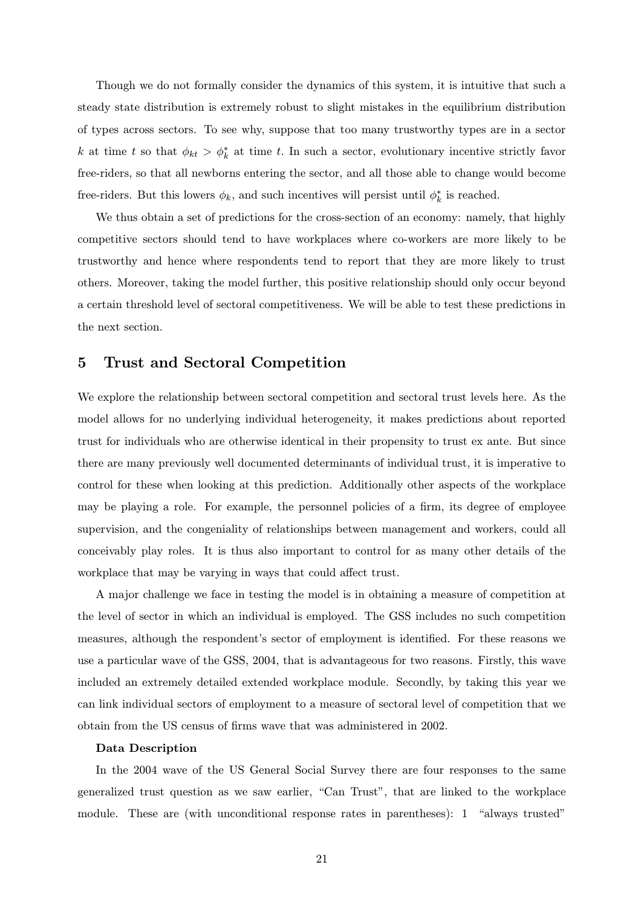Though we do not formally consider the dynamics of this system, it is intuitive that such a steady state distribution is extremely robust to slight mistakes in the equilibrium distribution of types across sectors. To see why, suppose that too many trustworthy types are in a sector $k$ at time $t$ so that $\phi_{kt} > \phi_k^*$ at time $t$. In such a sector, evolutionary incentive strictly favor free-riders, so that all newborns entering the sector, and all those able to change would become free-riders. But this lowers $\phi_k$, and such incentives will persist until $\phi_k^*$ is reached.

We thus obtain a set of predictions for the cross-section of an economy: namely, that highly competitive sectors should tend to have workplaces where co-workers are more likely to be trustworthy and hence where respondents tend to report that they are more likely to trust others. Moreover, taking the model further, this positive relationship should only occur beyond a certain threshold level of sectoral competitiveness. We will be able to test these predictions in the next section.

## 5 Trust and Sectoral Competition

We explore the relationship between sectoral competition and sectoral trust levels here. As the model allows for no underlying individual heterogeneity, it makes predictions about reported trust for individuals who are otherwise identical in their propensity to trust ex ante. But since there are many previously well documented determinants of individual trust, it is imperative to control for these when looking at this prediction. Additionally other aspects of the workplace may be playing a role. For example, the personnel policies of a firm, its degree of employee supervision, and the congeniality of relationships between management and workers, could all conceivably play roles. It is thus also important to control for as many other details of the workplace that may be varying in ways that could affect trust.

A major challenge we face in testing the model is in obtaining a measure of competition at the level of sector in which an individual is employed. The GSS includes no such competition measures, although the respondent's sector of employment is identified. For these reasons we use a particular wave of the GSS, 2004, that is advantageous for two reasons. Firstly, this wave included an extremely detailed extended workplace module. Secondly, by taking this year we can link individual sectors of employment to a measure of sectoral level of competition that we obtain from the US census of firms wave that was administered in 2002.

**Data Description**

In the 2004 wave of the US General Social Survey there are four responses to the same generalized trust question as we saw earlier, "Can Trust", that are linked to the workplace module. These are (with unconditional response rates in parentheses): 1 "always trusted"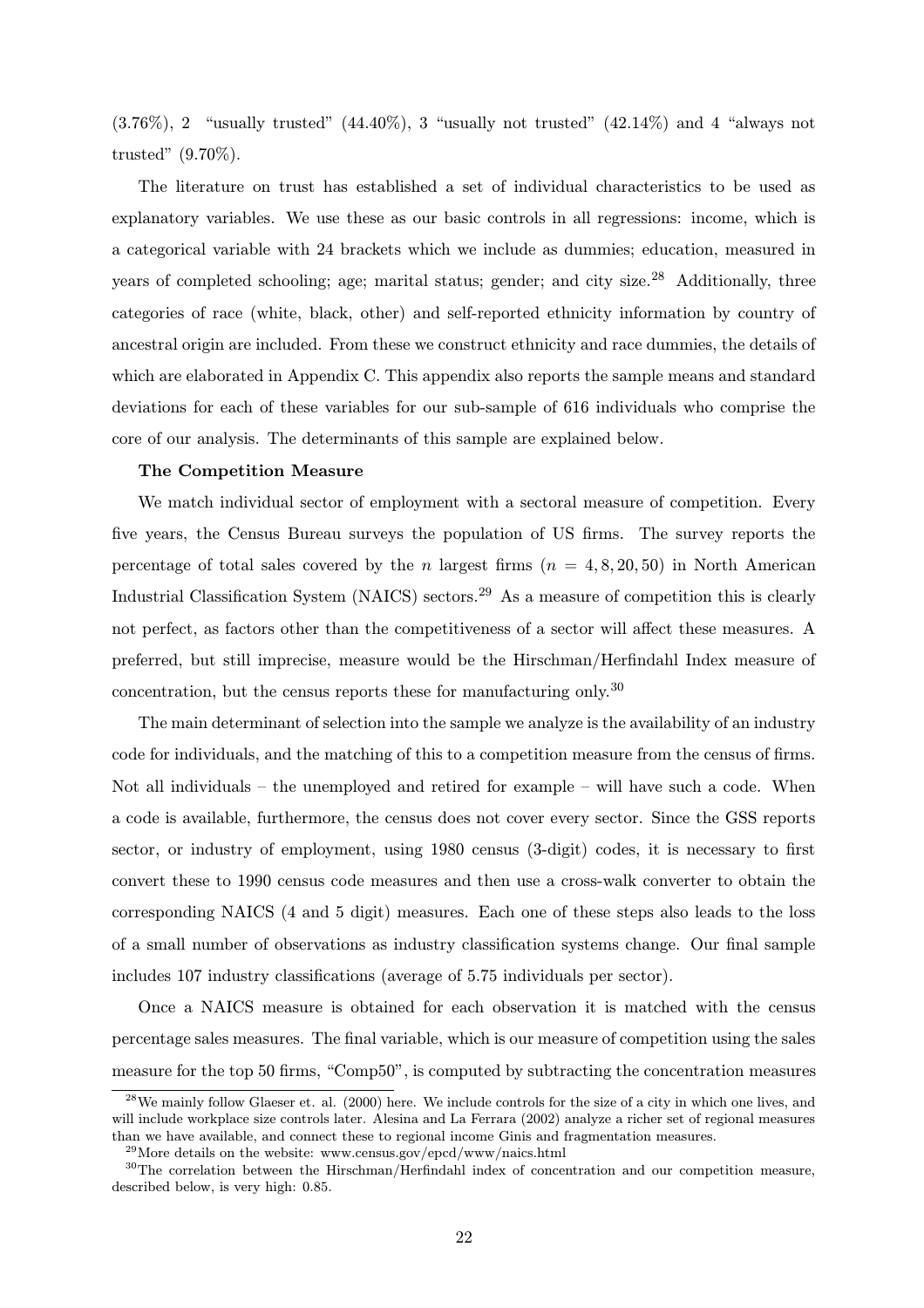(3.76%), 2 "usually trusted" (44.40%), 3 "usually not trusted" (42.14%) and 4 "always not trusted" (9.70%).

The literature on trust has established a set of individual characteristics to be used as explanatory variables. We use these as our basic controls in all regressions: income, which is a categorical variable with 24 brackets which we include as dummies; education, measured in years of completed schooling; age; marital status; gender; and city size.[28] Additionally, three categories of race (white, black, other) and self-reported ethnicity information by country of ancestral origin are included. From these we construct ethnicity and race dummies, the details of which are elaborated in Appendix C. This appendix also reports the sample means and standard deviations for each of these variables for our sub-sample of 616 individuals who comprise the core of our analysis. The determinants of this sample are explained below.

**The Competition Measure**

We match individual sector of employment with a sectoral measure of competition. Every five years, the Census Bureau surveys the population of US firms. The survey reports the percentage of total sales covered by the $n$ largest firms ($n = 4, 8, 20, 50$) in North American Industrial Classification System (NAICS) sectors.[29] As a measure of competition this is clearly not perfect, as factors other than the competitiveness of a sector will affect these measures. A preferred, but still imprecise, measure would be the Hirschman/Herfindahl Index measure of concentration, but the census reports these for manufacturing only.[30]

The main determinant of selection into the sample we analyze is the availability of an industry code for individuals, and the matching of this to a competition measure from the census of firms. Not all individuals – the unemployed and retired for example – will have such a code. When a code is available, furthermore, the census does not cover every sector. Since the GSS reports sector, or industry of employment, using 1980 census (3-digit) codes, it is necessary to first convert these to 1990 census code measures and then use a cross-walk converter to obtain the corresponding NAICS (4 and 5 digit) measures. Each one of these steps also leads to the loss of a small number of observations as industry classification systems change. Our final sample includes 107 industry classifications (average of 5.75 individuals per sector).

Once a NAICS measure is obtained for each observation it is matched with the census percentage sales measures. The final variable, which is our measure of competition using the sales measure for the top 50 firms, "Comp50", is computed by subtracting the concentration measures

[28] We mainly follow Glaeser et. al. (2000) here. We include controls for the size of a city in which one lives, and will include workplace size controls later. Alesina and La Ferrara (2002) analyze a richer set of regional measures than we have available, and connect these to regional income Ginis and fragmentation measures.

[29] More details on the website: www.census.gov/epcd/www/naics.html

[30] The correlation between the Hirschman/Herfindahl index of concentration and our competition measure, described below, is very high: 0.85.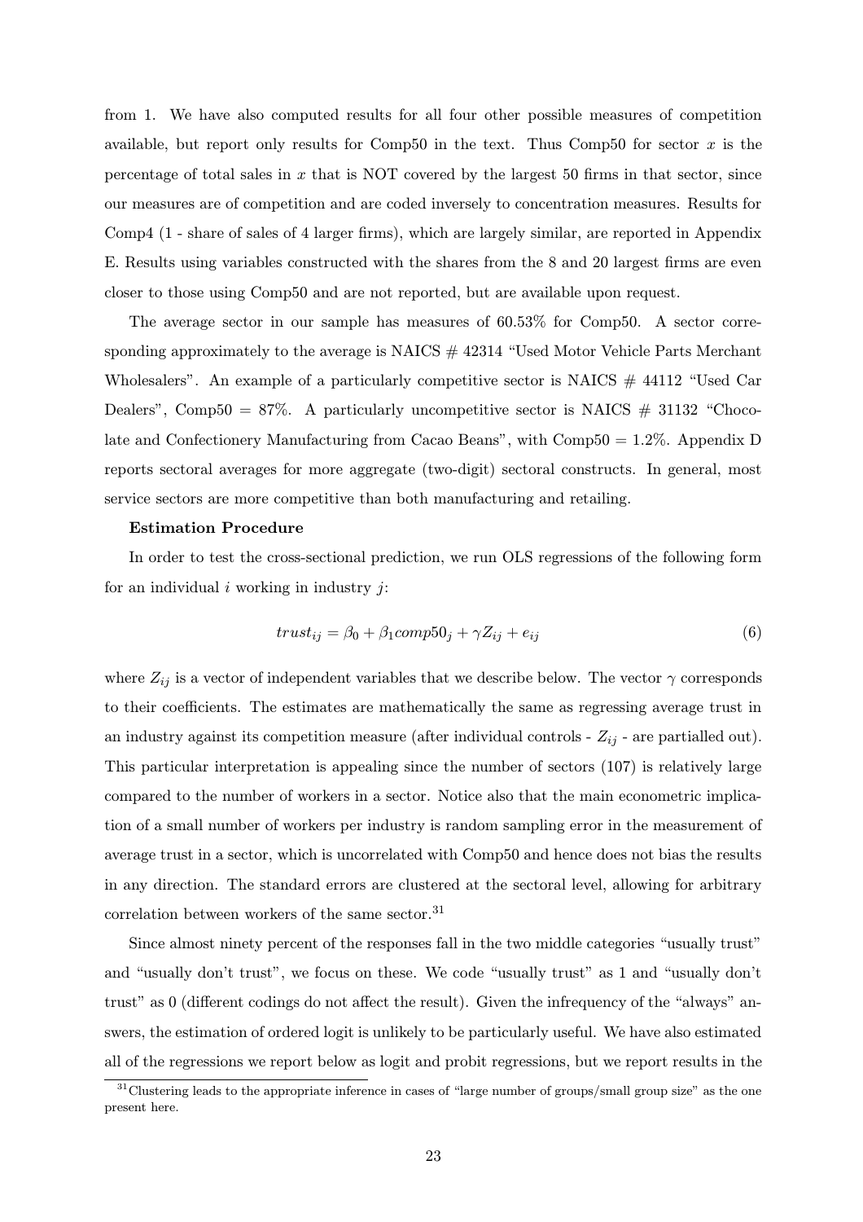from 1. We have also computed results for all four other possible measures of competition available, but report only results for Comp50 in the text. Thus Comp50 for sector $x$ is the percentage of total sales in $x$ that is NOT covered by the largest 50 firms in that sector, since our measures are of competition and are coded inversely to concentration measures. Results for Comp4 (1 - share of sales of 4 larger firms), which are largely similar, are reported in Appendix E. Results using variables constructed with the shares from the 8 and 20 largest firms are even closer to those using Comp50 and are not reported, but are available upon request.

The average sector in our sample has measures of 60.53% for Comp50. A sector corresponding approximately to the average is NAICS # 42314 "Used Motor Vehicle Parts Merchant Wholesalers". An example of a particularly competitive sector is NAICS # 44112 "Used Car Dealers", Comp50 = 87%. A particularly uncompetitive sector is NAICS # 31132 "Chocolate and Confectionery Manufacturing from Cacao Beans", with Comp50 = 1.2%. Appendix D reports sectoral averages for more aggregate (two-digit) sectoral constructs. In general, most service sectors are more competitive than both manufacturing and retailing.

**Estimation Procedure**

In order to test the cross-sectional prediction, we run OLS regressions of the following form for an individual $i$ working in industry $j$:

$$trust_{ij} = \beta_0 + \beta_1 comp50_j + \gamma Z_{ij} + e_{ij} \tag{6}$$

where $Z_{ij}$ is a vector of independent variables that we describe below. The vector $\gamma$ corresponds to their coefficients. The estimates are mathematically the same as regressing average trust in an industry against its competition measure (after individual controls - $Z_{ij}$ - are partialled out). This particular interpretation is appealing since the number of sectors (107) is relatively large compared to the number of workers in a sector. Notice also that the main econometric implication of a small number of workers per industry is random sampling error in the measurement of average trust in a sector, which is uncorrelated with Comp50 and hence does not bias the results in any direction. The standard errors are clustered at the sectoral level, allowing for arbitrary correlation between workers of the same sector.[31]

Since almost ninety percent of the responses fall in the two middle categories "usually trust" and "usually don't trust", we focus on these. We code "usually trust" as 1 and "usually don't trust" as 0 (different codings do not affect the result). Given the infrequency of the "always" answers, the estimation of ordered logit is unlikely to be particularly useful. We have also estimated all of the regressions we report below as logit and probit regressions, but we report results in the

[31] Clustering leads to the appropriate inference in cases of "large number of groups/small group size" as the one present here.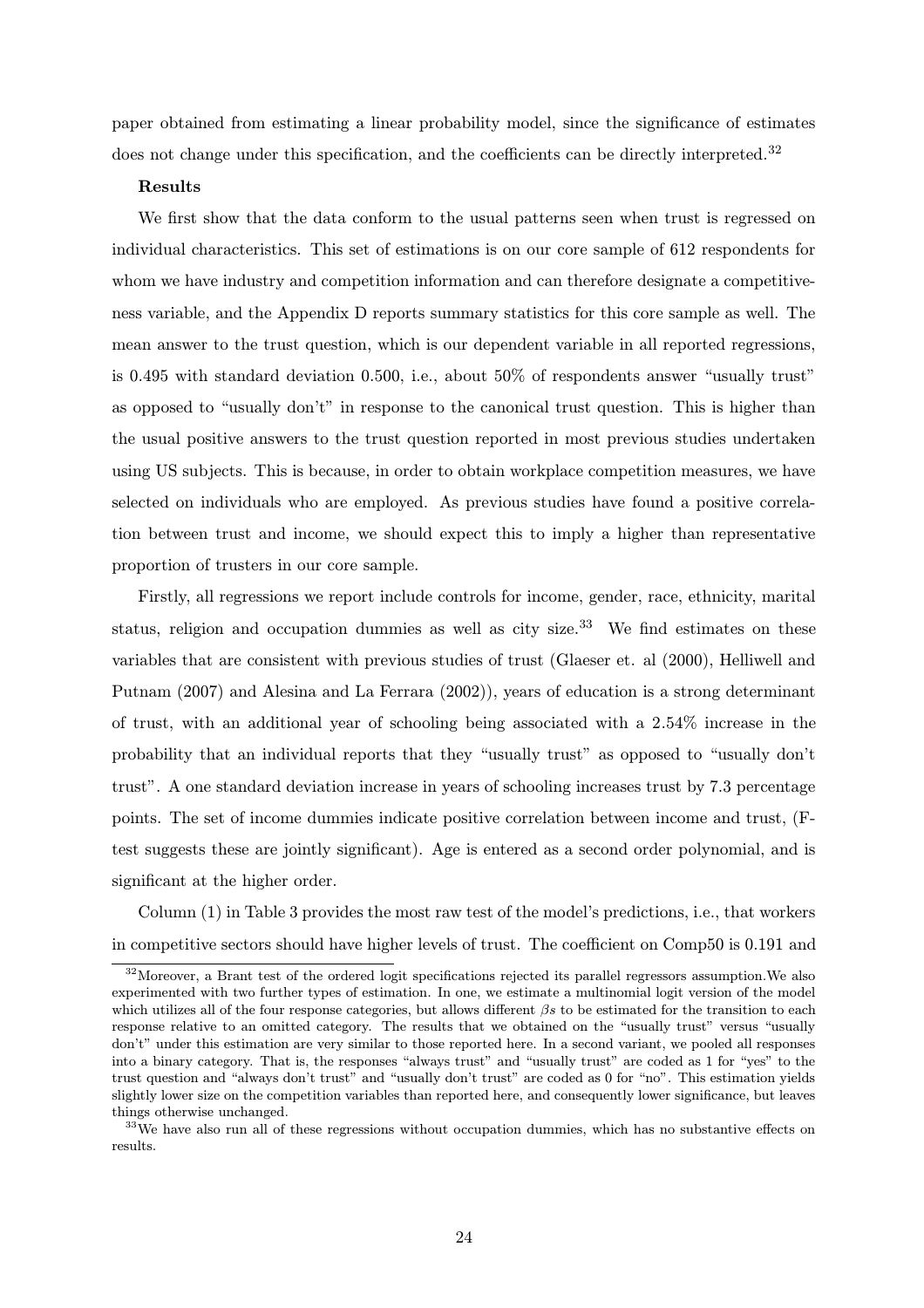paper obtained from estimating a linear probability model, since the significance of estimates does not change under this specification, and the coefficients can be directly interpreted.[32]

**Results**

We first show that the data conform to the usual patterns seen when trust is regressed on individual characteristics. This set of estimations is on our core sample of 612 respondents for whom we have industry and competition information and can therefore designate a competitiveness variable, and the Appendix D reports summary statistics for this core sample as well. The mean answer to the trust question, which is our dependent variable in all reported regressions, is 0.495 with standard deviation 0.500, i.e., about 50% of respondents answer "usually trust" as opposed to "usually don't" in response to the canonical trust question. This is higher than the usual positive answers to the trust question reported in most previous studies undertaken using US subjects. This is because, in order to obtain workplace competition measures, we have selected on individuals who are employed. As previous studies have found a positive correlation between trust and income, we should expect this to imply a higher than representative proportion of trusters in our core sample.

Firstly, all regressions we report include controls for income, gender, race, ethnicity, marital status, religion and occupation dummies as well as city size.[33] We find estimates on these variables that are consistent with previous studies of trust (Glaeser et. al (2000), Helliwell and Putnam (2007) and Alesina and La Ferrara (2002)), years of education is a strong determinant of trust, with an additional year of schooling being associated with a 2.54% increase in the probability that an individual reports that they "usually trust" as opposed to "usually don't trust". A one standard deviation increase in years of schooling increases trust by 7.3 percentage points. The set of income dummies indicate positive correlation between income and trust, (F-test suggests these are jointly significant). Age is entered as a second order polynomial, and is significant at the higher order.

Column (1) in Table 3 provides the most raw test of the model's predictions, i.e., that workers in competitive sectors should have higher levels of trust. The coefficient on Comp50 is 0.191 and

[32] Moreover, a Brant test of the ordered logit specifications rejected its parallel regressors assumption.We also experimented with two further types of estimation. In one, we estimate a multinomial logit version of the model which utilizes all of the four response categories, but allows different $\beta s$ to be estimated for the transition to each response relative to an omitted category. The results that we obtained on the "usually trust" versus "usually don't" under this estimation are very similar to those reported here. In a second variant, we pooled all responses into a binary category. That is, the responses "always trust" and "usually trust" are coded as 1 for "yes" to the trust question and "always don't trust" and "usually don't trust" are coded as 0 for "no". This estimation yields slightly lower size on the competition variables than reported here, and consequently lower significance, but leaves things otherwise unchanged.

[33] We have also run all of these regressions without occupation dummies, which has no substantive effects on results.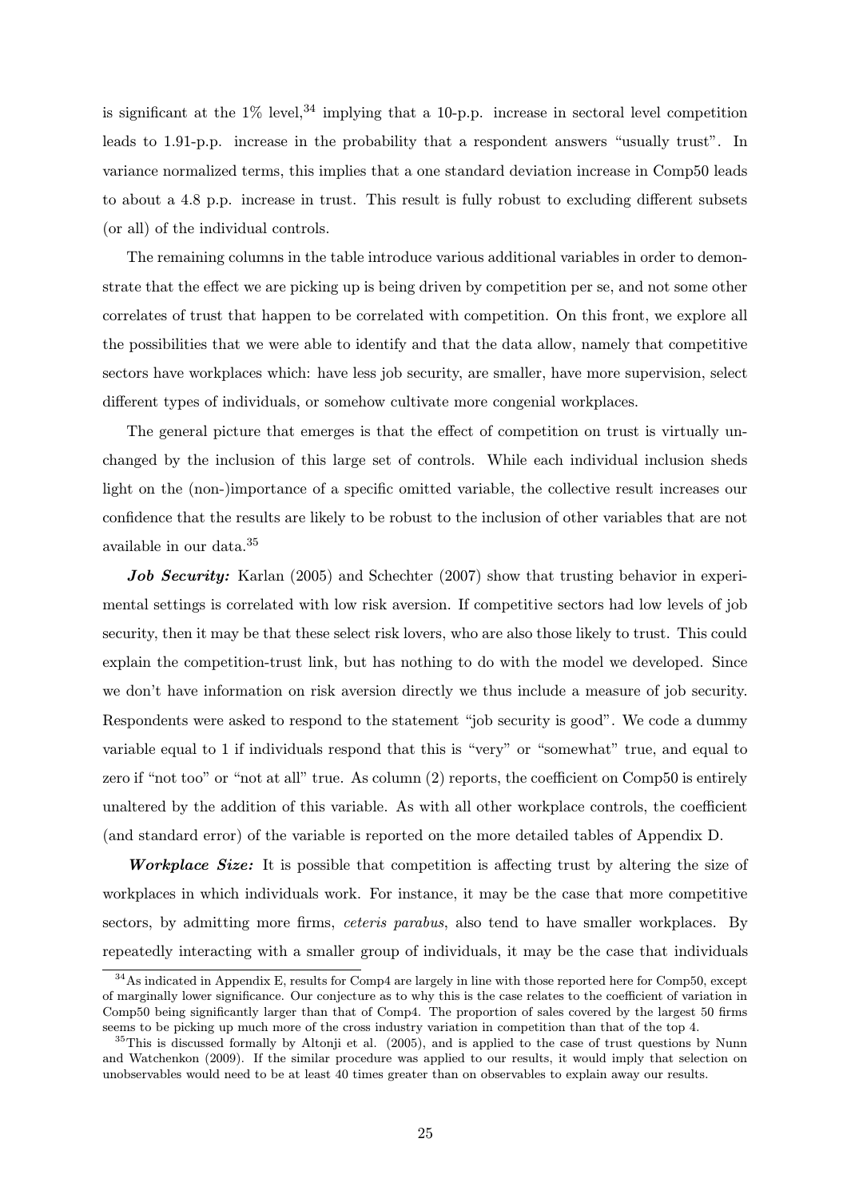is significant at the 1% level,[34] implying that a 10-p.p. increase in sectoral level competition leads to 1.91-p.p. increase in the probability that a respondent answers "usually trust". In variance normalized terms, this implies that a one standard deviation increase in Comp50 leads to about a 4.8 p.p. increase in trust. This result is fully robust to excluding different subsets (or all) of the individual controls.

The remaining columns in the table introduce various additional variables in order to demonstrate that the effect we are picking up is being driven by competition per se, and not some other correlates of trust that happen to be correlated with competition. On this front, we explore all the possibilities that we were able to identify and that the data allow, namely that competitive sectors have workplaces which: have less job security, are smaller, have more supervision, select different types of individuals, or somehow cultivate more congenial workplaces.

The general picture that emerges is that the effect of competition on trust is virtually unchanged by the inclusion of this large set of controls. While each individual inclusion sheds light on the (non-)importance of a specific omitted variable, the collective result increases our confidence that the results are likely to be robust to the inclusion of other variables that are not available in our data.[35]

***Job Security:*** Karlan (2005) and Schechter (2007) show that trusting behavior in experimental settings is correlated with low risk aversion. If competitive sectors had low levels of job security, then it may be that these select risk lovers, who are also those likely to trust. This could explain the competition-trust link, but has nothing to do with the model we developed. Since we don't have information on risk aversion directly we thus include a measure of job security. Respondents were asked to respond to the statement "job security is good". We code a dummy variable equal to 1 if individuals respond that this is "very" or "somewhat" true, and equal to zero if "not too" or "not at all" true. As column (2) reports, the coefficient on Comp50 is entirely unaltered by the addition of this variable. As with all other workplace controls, the coefficient (and standard error) of the variable is reported on the more detailed tables of Appendix D.

***Workplace Size:*** It is possible that competition is affecting trust by altering the size of workplaces in which individuals work. For instance, it may be the case that more competitive sectors, by admitting more firms, *ceteris parabus*, also tend to have smaller workplaces. By repeatedly interacting with a smaller group of individuals, it may be the case that individuals

---

[34] As indicated in Appendix E, results for Comp4 are largely in line with those reported here for Comp50, except of marginally lower significance. Our conjecture as to why this is the case relates to the coefficient of variation in Comp50 being significantly larger than that of Comp4. The proportion of sales covered by the largest 50 firms seems to be picking up much more of the cross industry variation in competition than that of the top 4.

[35] This is discussed formally by Altonji et al. (2005), and is applied to the case of trust questions by Nunn and Watchenkon (2009). If the similar procedure was applied to our results, it would imply that selection on unobservables would need to be at least 40 times greater than on observables to explain away our results.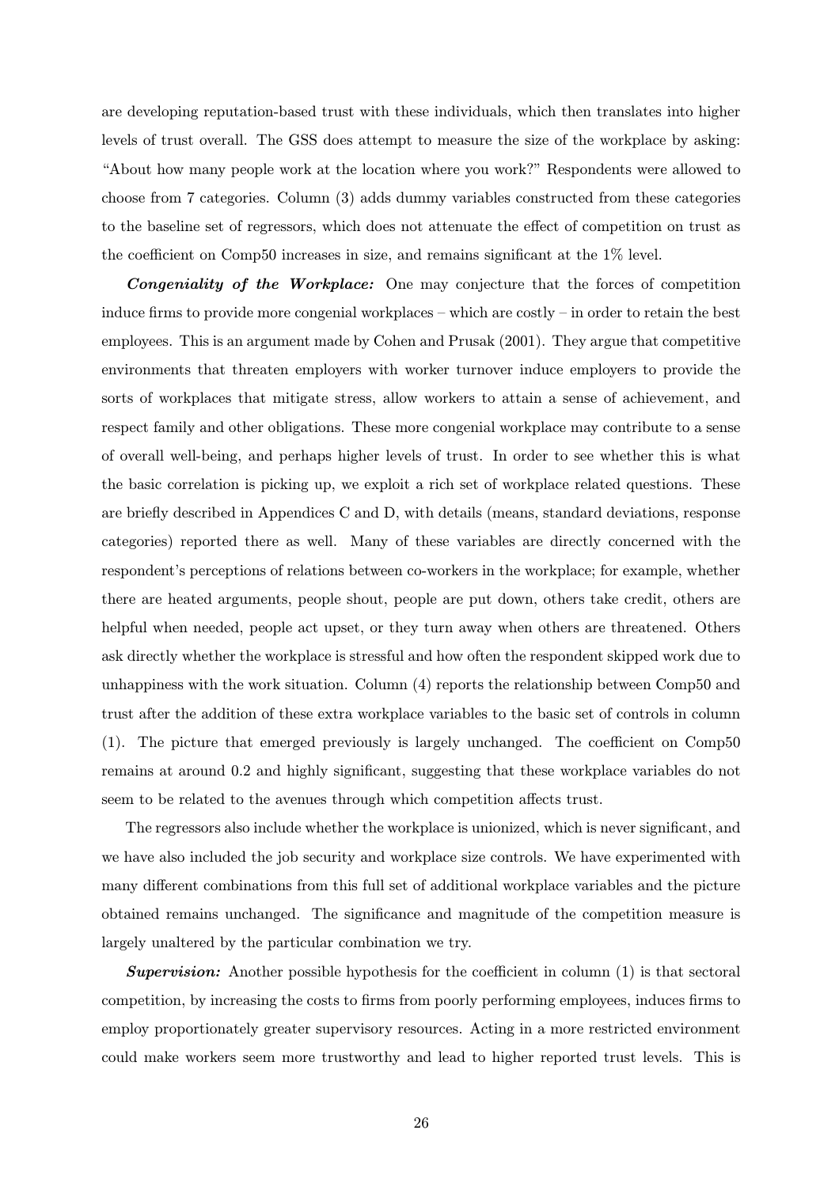are developing reputation-based trust with these individuals, which then translates into higher levels of trust overall. The GSS does attempt to measure the size of the workplace by asking: "About how many people work at the location where you work?" Respondents were allowed to choose from 7 categories. Column (3) adds dummy variables constructed from these categories to the baseline set of regressors, which does not attenuate the effect of competition on trust as the coefficient on Comp50 increases in size, and remains significant at the 1% level.

***Congeniality of the Workplace:*** One may conjecture that the forces of competition induce firms to provide more congenial workplaces – which are costly – in order to retain the best employees. This is an argument made by Cohen and Prusak (2001). They argue that competitive environments that threaten employers with worker turnover induce employers to provide the sorts of workplaces that mitigate stress, allow workers to attain a sense of achievement, and respect family and other obligations. These more congenial workplace may contribute to a sense of overall well-being, and perhaps higher levels of trust. In order to see whether this is what the basic correlation is picking up, we exploit a rich set of workplace related questions. These are briefly described in Appendices C and D, with details (means, standard deviations, response categories) reported there as well. Many of these variables are directly concerned with the respondent's perceptions of relations between co-workers in the workplace; for example, whether there are heated arguments, people shout, people are put down, others take credit, others are helpful when needed, people act upset, or they turn away when others are threatened. Others ask directly whether the workplace is stressful and how often the respondent skipped work due to unhappiness with the work situation. Column (4) reports the relationship between Comp50 and trust after the addition of these extra workplace variables to the basic set of controls in column (1). The picture that emerged previously is largely unchanged. The coefficient on Comp50 remains at around 0.2 and highly significant, suggesting that these workplace variables do not seem to be related to the avenues through which competition affects trust.

The regressors also include whether the workplace is unionized, which is never significant, and we have also included the job security and workplace size controls. We have experimented with many different combinations from this full set of additional workplace variables and the picture obtained remains unchanged. The significance and magnitude of the competition measure is largely unaltered by the particular combination we try.

***Supervision:*** Another possible hypothesis for the coefficient in column (1) is that sectoral competition, by increasing the costs to firms from poorly performing employees, induces firms to employ proportionately greater supervisory resources. Acting in a more restricted environment could make workers seem more trustworthy and lead to higher reported trust levels. This is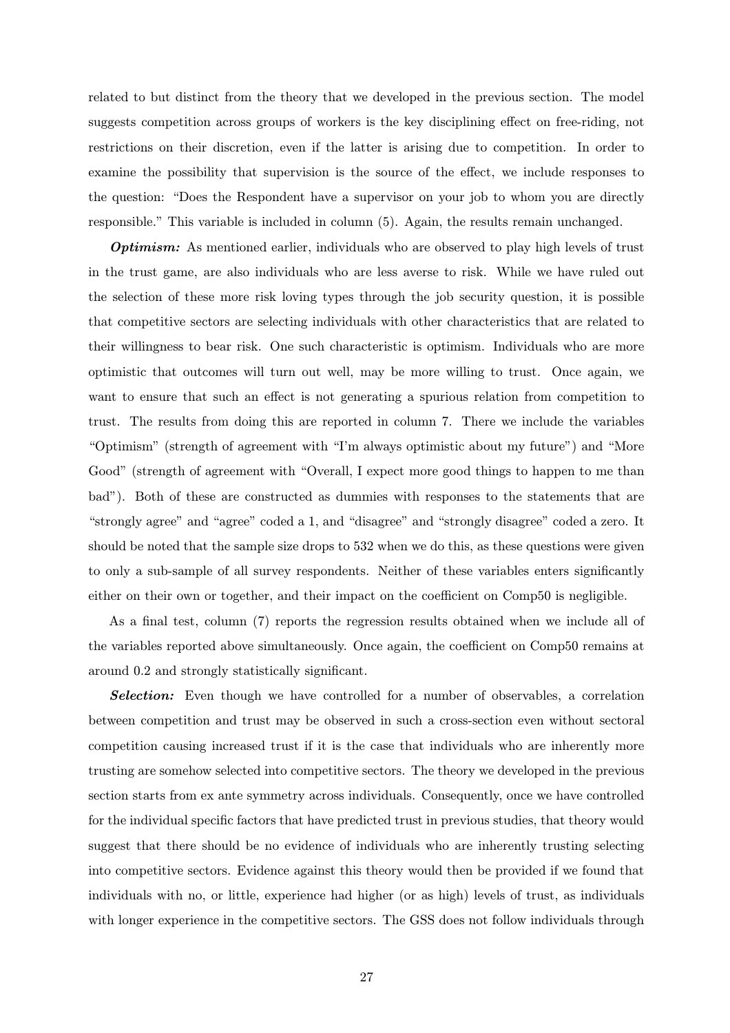related to but distinct from the theory that we developed in the previous section. The model suggests competition across groups of workers is the key disciplining effect on free-riding, not restrictions on their discretion, even if the latter is arising due to competition. In order to examine the possibility that supervision is the source of the effect, we include responses to the question: "Does the Respondent have a supervisor on your job to whom you are directly responsible." This variable is included in column (5). Again, the results remain unchanged.

***Optimism:*** As mentioned earlier, individuals who are observed to play high levels of trust in the trust game, are also individuals who are less averse to risk. While we have ruled out the selection of these more risk loving types through the job security question, it is possible that competitive sectors are selecting individuals with other characteristics that are related to their willingness to bear risk. One such characteristic is optimism. Individuals who are more optimistic that outcomes will turn out well, may be more willing to trust. Once again, we want to ensure that such an effect is not generating a spurious relation from competition to trust. The results from doing this are reported in column 7. There we include the variables "Optimism" (strength of agreement with "I'm always optimistic about my future") and "More Good" (strength of agreement with "Overall, I expect more good things to happen to me than bad"). Both of these are constructed as dummies with responses to the statements that are "strongly agree" and "agree" coded a 1, and "disagree" and "strongly disagree" coded a zero. It should be noted that the sample size drops to 532 when we do this, as these questions were given to only a sub-sample of all survey respondents. Neither of these variables enters significantly either on their own or together, and their impact on the coefficient on Comp50 is negligible.

As a final test, column (7) reports the regression results obtained when we include all of the variables reported above simultaneously. Once again, the coefficient on Comp50 remains at around 0.2 and strongly statistically significant.

***Selection:*** Even though we have controlled for a number of observables, a correlation between competition and trust may be observed in such a cross-section even without sectoral competition causing increased trust if it is the case that individuals who are inherently more trusting are somehow selected into competitive sectors. The theory we developed in the previous section starts from ex ante symmetry across individuals. Consequently, once we have controlled for the individual specific factors that have predicted trust in previous studies, that theory would suggest that there should be no evidence of individuals who are inherently trusting selecting into competitive sectors. Evidence against this theory would then be provided if we found that individuals with no, or little, experience had higher (or as high) levels of trust, as individuals with longer experience in the competitive sectors. The GSS does not follow individuals through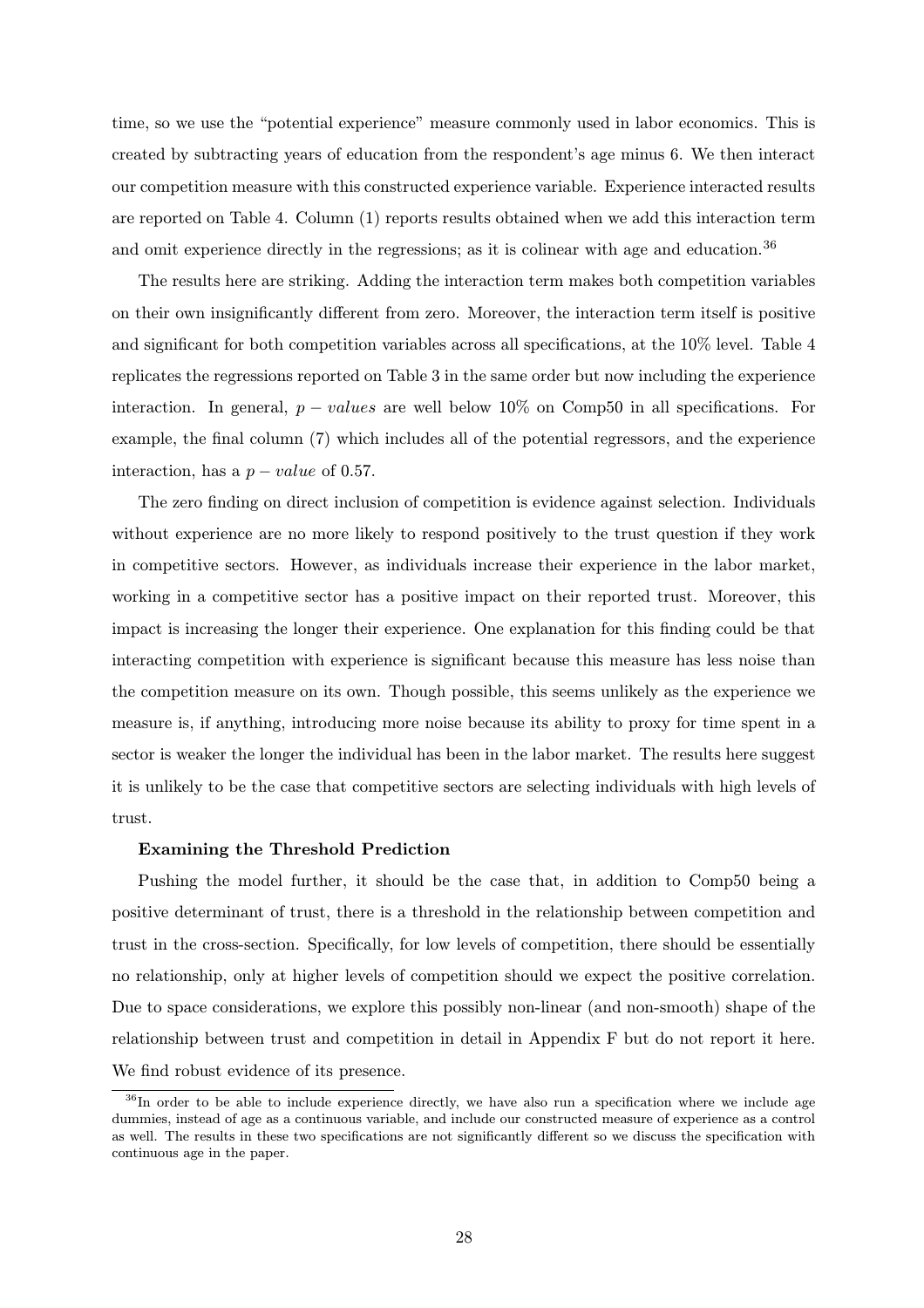time, so we use the "potential experience" measure commonly used in labor economics. This is created by subtracting years of education from the respondent's age minus 6. We then interact our competition measure with this constructed experience variable. Experience interacted results are reported on Table 4. Column (1) reports results obtained when we add this interaction term and omit experience directly in the regressions; as it is colinear with age and education.[36]

The results here are striking. Adding the interaction term makes both competition variables on their own insignificantly different from zero. Moreover, the interaction term itself is positive and significant for both competition variables across all specifications, at the 10% level. Table 4 replicates the regressions reported on Table 3 in the same order but now including the experience interaction. In general, $p-values$ are well below 10% on Comp50 in all specifications. For example, the final column (7) which includes all of the potential regressors, and the experience interaction, has a $p-value$ of 0.57.

The zero finding on direct inclusion of competition is evidence against selection. Individuals without experience are no more likely to respond positively to the trust question if they work in competitive sectors. However, as individuals increase their experience in the labor market, working in a competitive sector has a positive impact on their reported trust. Moreover, this impact is increasing the longer their experience. One explanation for this finding could be that interacting competition with experience is significant because this measure has less noise than the competition measure on its own. Though possible, this seems unlikely as the experience we measure is, if anything, introducing more noise because its ability to proxy for time spent in a sector is weaker the longer the individual has been in the labor market. The results here suggest it is unlikely to be the case that competitive sectors are selecting individuals with high levels of trust.

**Examining the Threshold Prediction**

Pushing the model further, it should be the case that, in addition to Comp50 being a positive determinant of trust, there is a threshold in the relationship between competition and trust in the cross-section. Specifically, for low levels of competition, there should be essentially no relationship, only at higher levels of competition should we expect the positive correlation. Due to space considerations, we explore this possibly non-linear (and non-smooth) shape of the relationship between trust and competition in detail in Appendix F but do not report it here. We find robust evidence of its presence.

[36]In order to be able to include experience directly, we have also run a specification where we include age dummies, instead of age as a continuous variable, and include our constructed measure of experience as a control as well. The results in these two specifications are not significantly different so we discuss the specification with continuous age in the paper.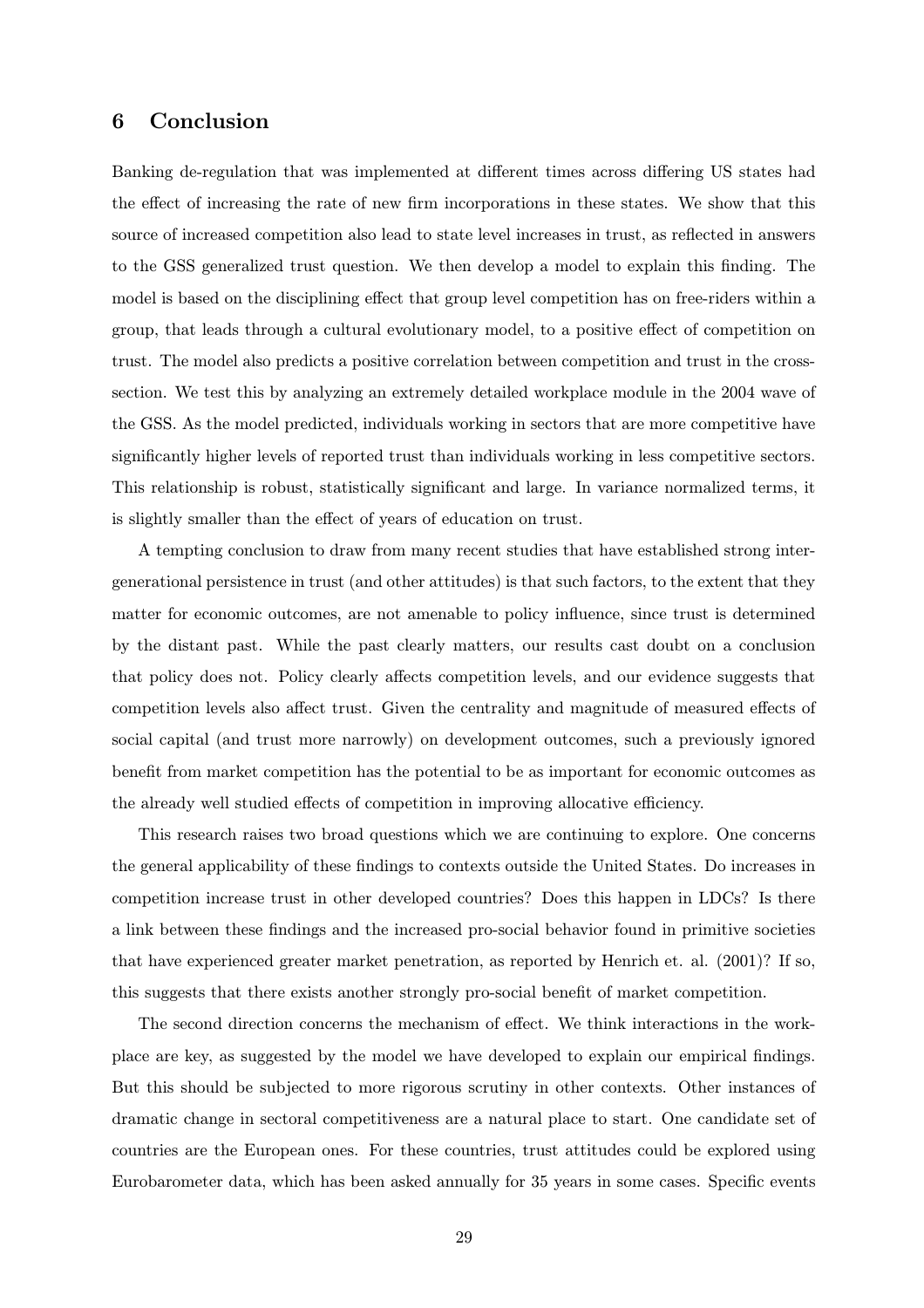# 6 Conclusion

Banking de-regulation that was implemented at different times across differing US states had the effect of increasing the rate of new firm incorporations in these states. We show that this source of increased competition also lead to state level increases in trust, as reflected in answers to the GSS generalized trust question. We then develop a model to explain this finding. The model is based on the disciplining effect that group level competition has on free-riders within a group, that leads through a cultural evolutionary model, to a positive effect of competition on trust. The model also predicts a positive correlation between competition and trust in the cross-section. We test this by analyzing an extremely detailed workplace module in the 2004 wave of the GSS. As the model predicted, individuals working in sectors that are more competitive have significantly higher levels of reported trust than individuals working in less competitive sectors. This relationship is robust, statistically significant and large. In variance normalized terms, it is slightly smaller than the effect of years of education on trust.

A tempting conclusion to draw from many recent studies that have established strong inter-generational persistence in trust (and other attitudes) is that such factors, to the extent that they matter for economic outcomes, are not amenable to policy influence, since trust is determined by the distant past. While the past clearly matters, our results cast doubt on a conclusion that policy does not. Policy clearly affects competition levels, and our evidence suggests that competition levels also affect trust. Given the centrality and magnitude of measured effects of social capital (and trust more narrowly) on development outcomes, such a previously ignored benefit from market competition has the potential to be as important for economic outcomes as the already well studied effects of competition in improving allocative efficiency.

This research raises two broad questions which we are continuing to explore. One concerns the general applicability of these findings to contexts outside the United States. Do increases in competition increase trust in other developed countries? Does this happen in LDCs? Is there a link between these findings and the increased pro-social behavior found in primitive societies that have experienced greater market penetration, as reported by Henrich et. al. (2001)? If so, this suggests that there exists another strongly pro-social benefit of market competition.

The second direction concerns the mechanism of effect. We think interactions in the workplace are key, as suggested by the model we have developed to explain our empirical findings. But this should be subjected to more rigorous scrutiny in other contexts. Other instances of dramatic change in sectoral competitiveness are a natural place to start. One candidate set of countries are the European ones. For these countries, trust attitudes could be explored using Eurobarometer data, which has been asked annually for 35 years in some cases. Specific events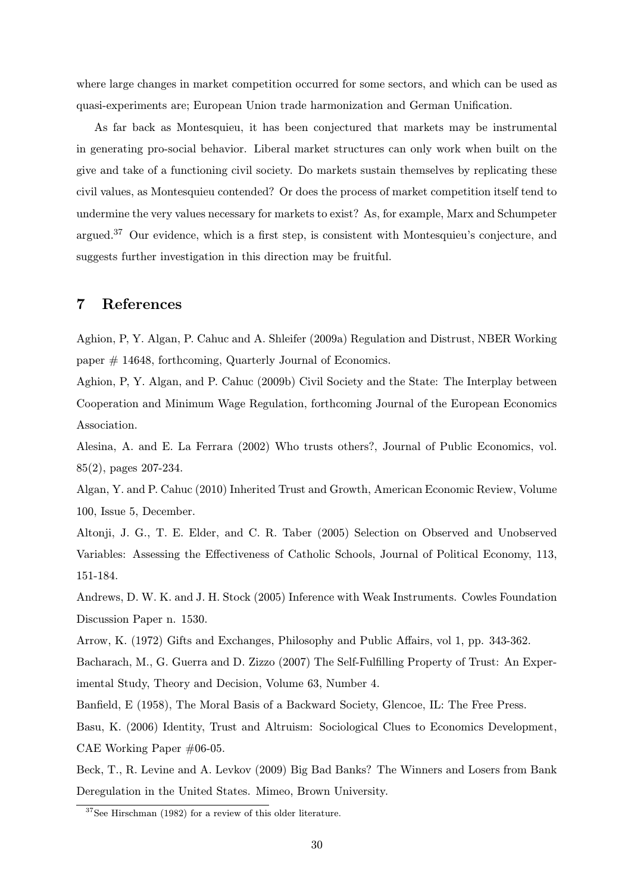where large changes in market competition occurred for some sectors, and which can be used as quasi-experiments are; European Union trade harmonization and German Unification.

As far back as Montesquieu, it has been conjectured that markets may be instrumental in generating pro-social behavior. Liberal market structures can only work when built on the give and take of a functioning civil society. Do markets sustain themselves by replicating these civil values, as Montesquieu contended? Or does the process of market competition itself tend to undermine the very values necessary for markets to exist? As, for example, Marx and Schumpeter argued.[37] Our evidence, which is a first step, is consistent with Montesquieu's conjecture, and suggests further investigation in this direction may be fruitful.

# 7 References

Aghion, P, Y. Algan, P. Cahuc and A. Shleifer (2009a) Regulation and Distrust, NBER Working paper # 14648, forthcoming, Quarterly Journal of Economics.

Aghion, P, Y. Algan, and P. Cahuc (2009b) Civil Society and the State: The Interplay between Cooperation and Minimum Wage Regulation, forthcoming Journal of the European Economics Association.

Alesina, A. and E. La Ferrara (2002) Who trusts others?, Journal of Public Economics, vol. 85(2), pages 207-234.

Algan, Y. and P. Cahuc (2010) Inherited Trust and Growth, American Economic Review, Volume 100, Issue 5, December.

Altonji, J. G., T. E. Elder, and C. R. Taber (2005) Selection on Observed and Unobserved Variables: Assessing the Effectiveness of Catholic Schools, Journal of Political Economy, 113, 151-184.

Andrews, D. W. K. and J. H. Stock (2005) Inference with Weak Instruments. Cowles Foundation Discussion Paper n. 1530.

Arrow, K. (1972) Gifts and Exchanges, Philosophy and Public Affairs, vol 1, pp. 343-362.

Bacharach, M., G. Guerra and D. Zizzo (2007) The Self-Fulfilling Property of Trust: An Experimental Study, Theory and Decision, Volume 63, Number 4.

Banfield, E (1958), The Moral Basis of a Backward Society, Glencoe, IL: The Free Press.

Basu, K. (2006) Identity, Trust and Altruism: Sociological Clues to Economics Development, CAE Working Paper #06-05.

Beck, T., R. Levine and A. Levkov (2009) Big Bad Banks? The Winners and Losers from Bank Deregulation in the United States. Mimeo, Brown University.

[37] See Hirschman (1982) for a review of this older literature.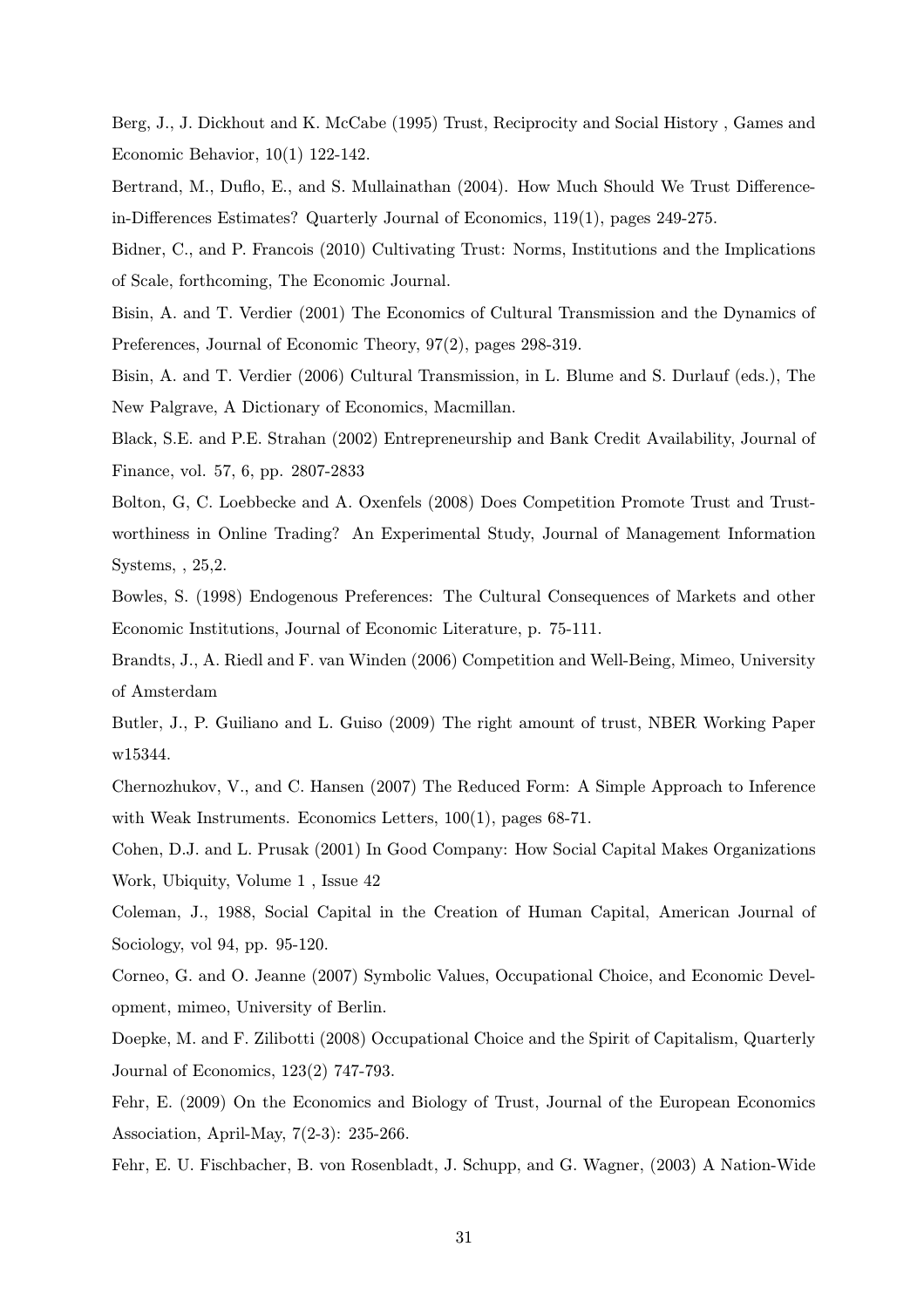Berg, J., J. Dickhout and K. McCabe (1995) Trust, Reciprocity and Social History , Games and Economic Behavior, 10(1) 122-142.

Bertrand, M., Duflo, E., and S. Mullainathan (2004). How Much Should We Trust Difference-in-Differences Estimates? Quarterly Journal of Economics, 119(1), pages 249-275.

Bidner, C., and P. Francois (2010) Cultivating Trust: Norms, Institutions and the Implications of Scale, forthcoming, The Economic Journal.

Bisin, A. and T. Verdier (2001) The Economics of Cultural Transmission and the Dynamics of Preferences, Journal of Economic Theory, 97(2), pages 298-319.

Bisin, A. and T. Verdier (2006) Cultural Transmission, in L. Blume and S. Durlauf (eds.), The New Palgrave, A Dictionary of Economics, Macmillan.

Black, S.E. and P.E. Strahan (2002) Entrepreneurship and Bank Credit Availability, Journal of Finance, vol. 57, 6, pp. 2807-2833

Bolton, G, C. Loebbecke and A. Oxenfels (2008) Does Competition Promote Trust and Trustworthiness in Online Trading? An Experimental Study, Journal of Management Information Systems, , 25,2.

Bowles, S. (1998) Endogenous Preferences: The Cultural Consequences of Markets and other Economic Institutions, Journal of Economic Literature, p. 75-111.

Brandts, J., A. Riedl and F. van Winden (2006) Competition and Well-Being, Mimeo, University of Amsterdam

Butler, J., P. Guiliano and L. Guiso (2009) The right amount of trust, NBER Working Paper w15344.

Chernozhukov, V., and C. Hansen (2007) The Reduced Form: A Simple Approach to Inference with Weak Instruments. Economics Letters, 100(1), pages 68-71.

Cohen, D.J. and L. Prusak (2001) In Good Company: How Social Capital Makes Organizations Work, Ubiquity, Volume 1 , Issue 42

Coleman, J., 1988, Social Capital in the Creation of Human Capital, American Journal of Sociology, vol 94, pp. 95-120.

Corneo, G. and O. Jeanne (2007) Symbolic Values, Occupational Choice, and Economic Development, mimeo, University of Berlin.

Doepke, M. and F. Zilibotti (2008) Occupational Choice and the Spirit of Capitalism, Quarterly Journal of Economics, 123(2) 747-793.

Fehr, E. (2009) On the Economics and Biology of Trust, Journal of the European Economics Association, April-May, 7(2-3): 235-266.

Fehr, E. U. Fischbacher, B. von Rosenbladt, J. Schupp, and G. Wagner, (2003) A Nation-Wide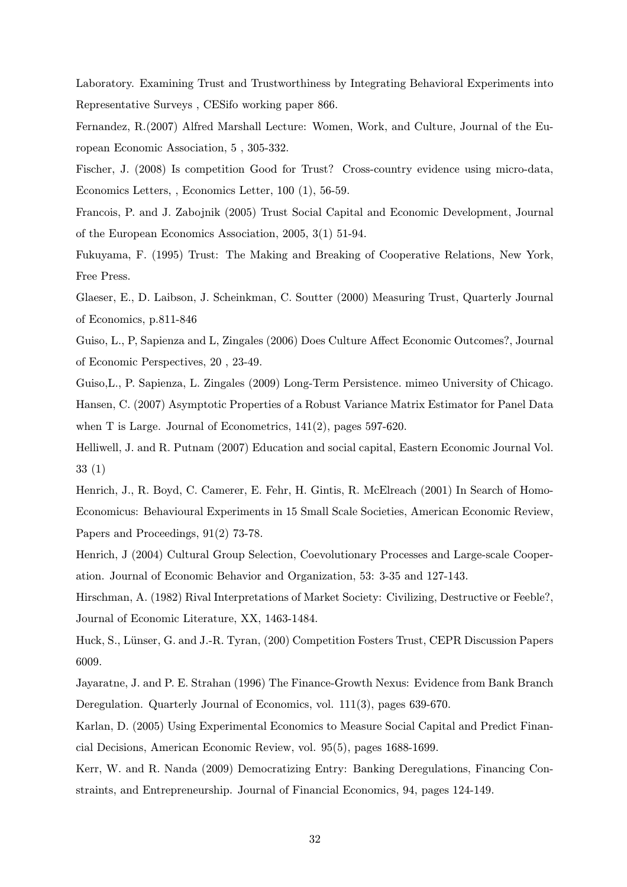Laboratory. Examining Trust and Trustworthiness by Integrating Behavioral Experiments into Representative Surveys , CESifo working paper 866.

Fernandez, R.(2007) Alfred Marshall Lecture: Women, Work, and Culture, Journal of the European Economic Association, 5 , 305-332.

Fischer, J. (2008) Is competition Good for Trust? Cross-country evidence using micro-data, Economics Letters, , Economics Letter, 100 (1), 56-59.

Francois, P. and J. Zabojnik (2005) Trust Social Capital and Economic Development, Journal of the European Economics Association, 2005, 3(1) 51-94.

Fukuyama, F. (1995) Trust: The Making and Breaking of Cooperative Relations, New York, Free Press.

Glaeser, E., D. Laibson, J. Scheinkman, C. Soutter (2000) Measuring Trust, Quarterly Journal of Economics, p.811-846

Guiso, L., P, Sapienza and L, Zingales (2006) Does Culture Affect Economic Outcomes?, Journal of Economic Perspectives, 20 , 23-49.

Guiso,L., P. Sapienza, L. Zingales (2009) Long-Term Persistence. mimeo University of Chicago.

Hansen, C. (2007) Asymptotic Properties of a Robust Variance Matrix Estimator for Panel Data when T is Large. Journal of Econometrics, 141(2), pages 597-620.

Helliwell, J. and R. Putnam (2007) Education and social capital, Eastern Economic Journal Vol. 33 (1)

Henrich, J., R. Boyd, C. Camerer, E. Fehr, H. Gintis, R. McElreach (2001) In Search of Homo-Economicus: Behavioural Experiments in 15 Small Scale Societies, American Economic Review, Papers and Proceedings, 91(2) 73-78.

Henrich, J (2004) Cultural Group Selection, Coevolutionary Processes and Large-scale Cooperation. Journal of Economic Behavior and Organization, 53: 3-35 and 127-143.

Hirschman, A. (1982) Rival Interpretations of Market Society: Civilizing, Destructive or Feeble?, Journal of Economic Literature, XX, 1463-1484.

Huck, S., Lünser, G. and J.-R. Tyran, (200) Competition Fosters Trust, CEPR Discussion Papers 6009.

Jayaratne, J. and P. E. Strahan (1996) The Finance-Growth Nexus: Evidence from Bank Branch Deregulation. Quarterly Journal of Economics, vol. 111(3), pages 639-670.

Karlan, D. (2005) Using Experimental Economics to Measure Social Capital and Predict Financial Decisions, American Economic Review, vol. 95(5), pages 1688-1699.

Kerr, W. and R. Nanda (2009) Democratizing Entry: Banking Deregulations, Financing Constraints, and Entrepreneurship. Journal of Financial Economics, 94, pages 124-149.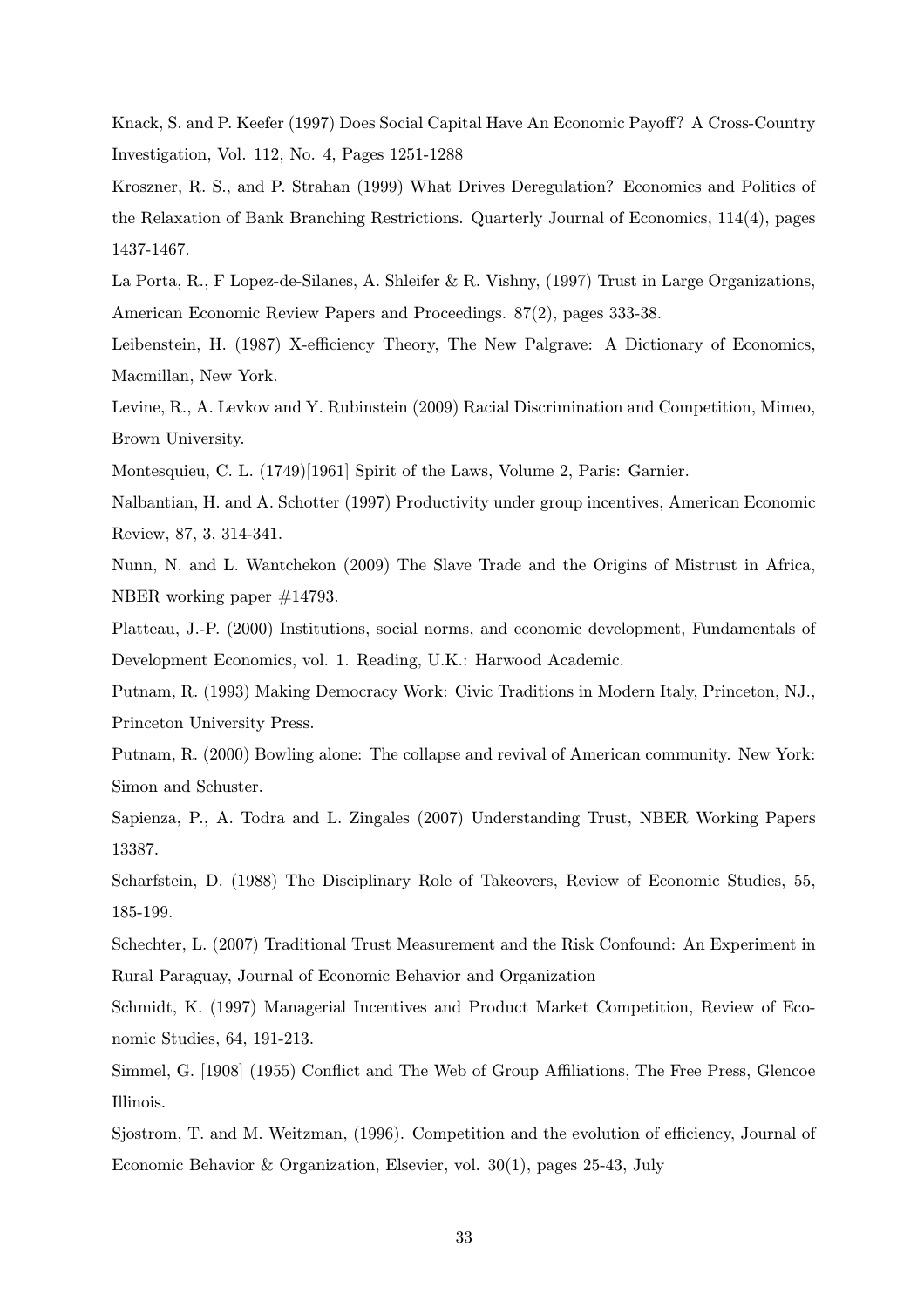Knack, S. and P. Keefer (1997) Does Social Capital Have An Economic Payoff? A Cross-Country Investigation, Vol. 112, No. 4, Pages 1251-1288

Kroszner, R. S., and P. Strahan (1999) What Drives Deregulation? Economics and Politics of the Relaxation of Bank Branching Restrictions. Quarterly Journal of Economics, 114(4), pages 1437-1467.

La Porta, R., F Lopez-de-Silanes, A. Shleifer & R. Vishny, (1997) Trust in Large Organizations, American Economic Review Papers and Proceedings. 87(2), pages 333-38.

Leibenstein, H. (1987) X-efficiency Theory, The New Palgrave: A Dictionary of Economics, Macmillan, New York.

Levine, R., A. Levkov and Y. Rubinstein (2009) Racial Discrimination and Competition, Mimeo, Brown University.

Montesquieu, C. L. (1749)[1961] Spirit of the Laws, Volume 2, Paris: Garnier.

Nalbantian, H. and A. Schotter (1997) Productivity under group incentives, American Economic Review, 87, 3, 314-341.

Nunn, N. and L. Wantchekon (2009) The Slave Trade and the Origins of Mistrust in Africa, NBER working paper #14793.

Platteau, J.-P. (2000) Institutions, social norms, and economic development, Fundamentals of Development Economics, vol. 1. Reading, U.K.: Harwood Academic.

Putnam, R. (1993) Making Democracy Work: Civic Traditions in Modern Italy, Princeton, NJ., Princeton University Press.

Putnam, R. (2000) Bowling alone: The collapse and revival of American community. New York: Simon and Schuster.

Sapienza, P., A. Todra and L. Zingales (2007) Understanding Trust, NBER Working Papers 13387.

Scharfstein, D. (1988) The Disciplinary Role of Takeovers, Review of Economic Studies, 55, 185-199.

Schechter, L. (2007) Traditional Trust Measurement and the Risk Confound: An Experiment in Rural Paraguay, Journal of Economic Behavior and Organization

Schmidt, K. (1997) Managerial Incentives and Product Market Competition, Review of Economic Studies, 64, 191-213.

Simmel, G. [1908] (1955) Conflict and The Web of Group Affiliations, The Free Press, Glencoe Illinois.

Sjostrom, T. and M. Weitzman, (1996). Competition and the evolution of efficiency, Journal of Economic Behavior & Organization, Elsevier, vol. 30(1), pages 25-43, July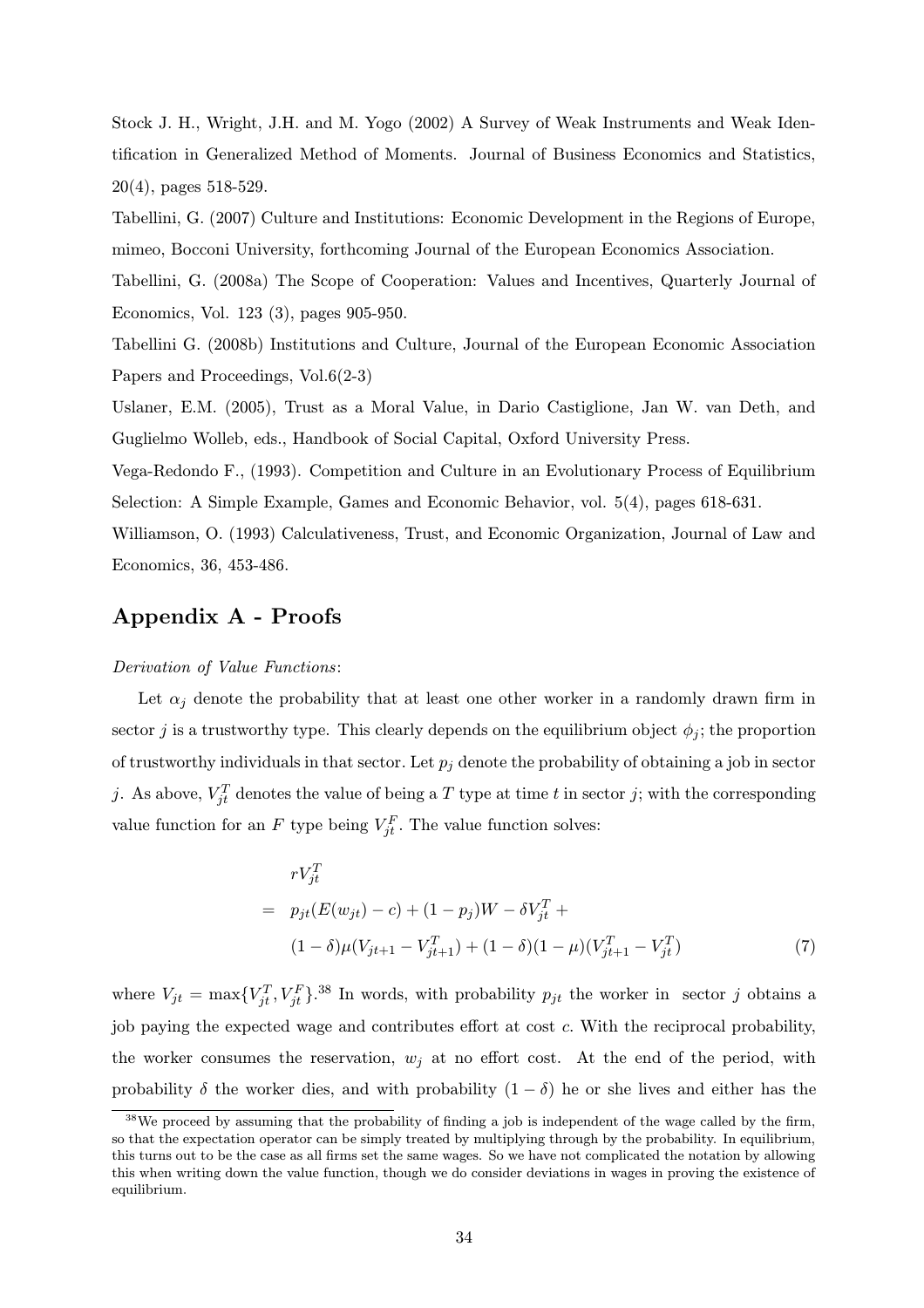Stock J. H., Wright, J.H. and M. Yogo (2002) A Survey of Weak Instruments and Weak Identification in Generalized Method of Moments. Journal of Business Economics and Statistics, 20(4), pages 518-529.

Tabellini, G. (2007) Culture and Institutions: Economic Development in the Regions of Europe, mimeo, Bocconi University, forthcoming Journal of the European Economics Association.

Tabellini, G. (2008a) The Scope of Cooperation: Values and Incentives, Quarterly Journal of Economics, Vol. 123 (3), pages 905-950.

Tabellini G. (2008b) Institutions and Culture, Journal of the European Economic Association Papers and Proceedings, Vol.6(2-3)

Uslaner, E.M. (2005), Trust as a Moral Value, in Dario Castiglione, Jan W. van Deth, and Guglielmo Wolleb, eds., Handbook of Social Capital, Oxford University Press.

Vega-Redondo F., (1993). Competition and Culture in an Evolutionary Process of Equilibrium Selection: A Simple Example, Games and Economic Behavior, vol. 5(4), pages 618-631.

Williamson, O. (1993) Calculativeness, Trust, and Economic Organization, Journal of Law and Economics, 36, 453-486.

## Appendix A - Proofs

*Derivation of Value Functions*:

Let $\alpha_j$ denote the probability that at least one other worker in a randomly drawn firm in sector $j$ is a trustworthy type. This clearly depends on the equilibrium object $\phi_j$; the proportion of trustworthy individuals in that sector. Let $p_j$ denote the probability of obtaining a job in sector $j$. As above, $V_{jt}^T$ denotes the value of being a $T$ type at time $t$ in sector $j$; with the corresponding value function for an $F$ type being $V_{jt}^F$. The value function solves:

$$
\begin{aligned}
& rV_{jt}^T \\
= \;& p_{jt}(E(w_{jt}) - c) + (1 - p_j)W - \delta V_{jt}^T + \\
& (1 - \delta)\mu(V_{jt+1} - V_{jt+1}^T) + (1 - \delta)(1 - \mu)(V_{jt+1}^T - V_{jt}^T) \qquad (7)
\end{aligned}
$$

where $V_{jt} = \max\{V_{jt}^T, V_{jt}^F\}$.[38] In words, with probability $p_{jt}$ the worker in sector $j$ obtains a job paying the expected wage and contributes effort at cost $c$. With the reciprocal probability, the worker consumes the reservation, $w_j$ at no effort cost. At the end of the period, with probability $\delta$ the worker dies, and with probability $(1 - \delta)$ he or she lives and either has the

[38] We proceed by assuming that the probability of finding a job is independent of the wage called by the firm, so that the expectation operator can be simply treated by multiplying through by the probability. In equilibrium, this turns out to be the case as all firms set the same wages. So we have not complicated the notation by allowing this when writing down the value function, though we do consider deviations in wages in proving the existence of equilibrium.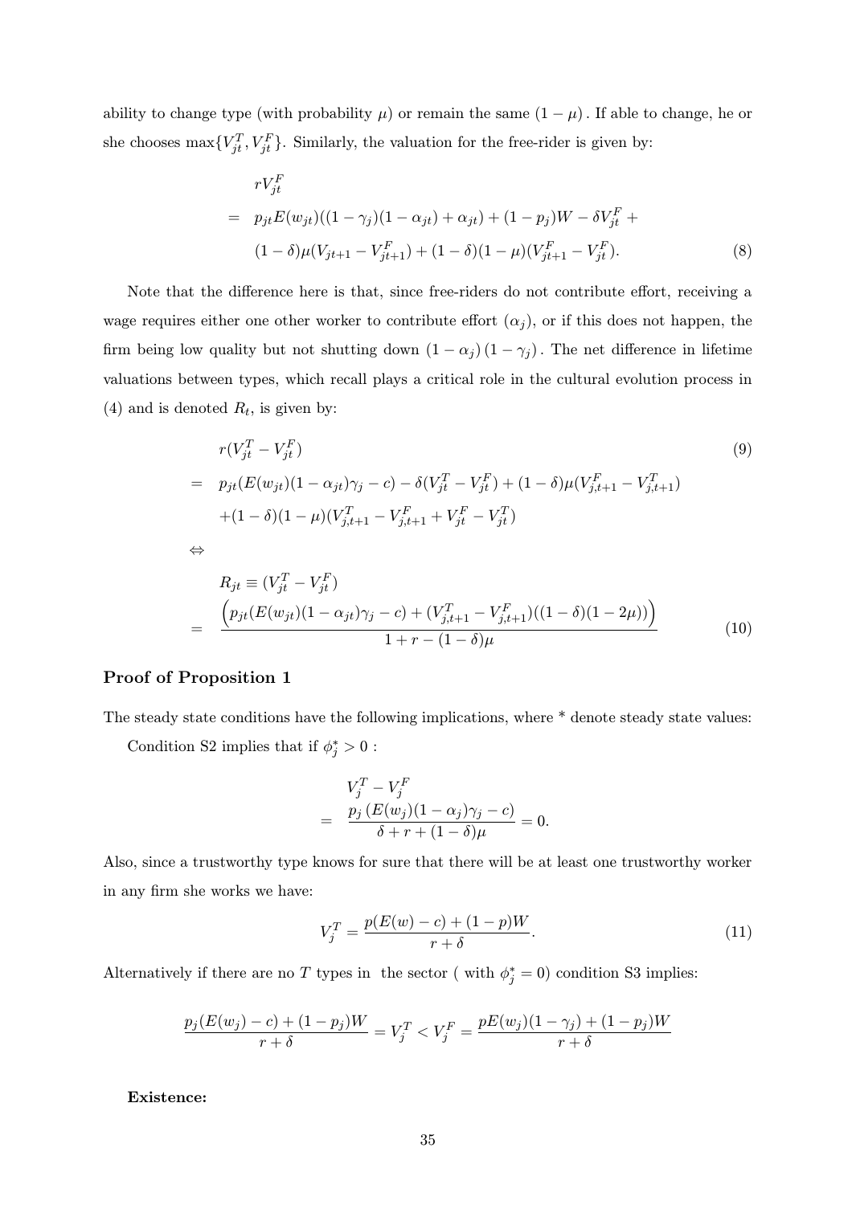ability to change type (with probability $\mu$) or remain the same $(1-\mu)$. If able to change, he or she chooses $\max\{V_{jt}^T, V_{jt}^F\}$. Similarly, the valuation for the free-rider is given by:

$$
\begin{aligned}
& rV_{jt}^F \\
= \ & p_{jt}E(w_{jt})((1-\gamma_j)(1-\alpha_{jt})+\alpha_{jt}) + (1-p_j)W - \delta V_{jt}^F + \\
& (1-\delta)\mu(V_{jt+1} - V_{jt+1}^F) + (1-\delta)(1-\mu)(V_{jt+1}^F - V_{jt}^F). \qquad (8)
\end{aligned}
$$

Note that the difference here is that, since free-riders do not contribute effort, receiving a wage requires either one other worker to contribute effort $(\alpha_j)$, or if this does not happen, the firm being low quality but not shutting down $(1-\alpha_j)(1-\gamma_j)$. The net difference in lifetime valuations between types, which recall plays a critical role in the cultural evolution process in (4) and is denoted $R_t$, is given by:

$$
\begin{aligned}
& r(V_{jt}^T - V_{jt}^F) \qquad (9) \\
= \ & p_{jt}(E(w_{jt})(1-\alpha_{jt})\gamma_j - c) - \delta(V_{jt}^T - V_{jt}^F) + (1-\delta)\mu(V_{j,t+1}^F - V_{j,t+1}^T) \\
& +(1-\delta)(1-\mu)(V_{j,t+1}^T - V_{j,t+1}^F + V_{jt}^F - V_{jt}^T) \\
\Leftrightarrow \ & \\
& R_{jt} \equiv (V_{jt}^T - V_{jt}^F) \\
= \ & \frac{\left(p_{jt}(E(w_{jt})(1-\alpha_{jt})\gamma_j - c) + (V_{j,t+1}^T - V_{j,t+1}^F)((1-\delta)(1-2\mu))\right)}{1+r-(1-\delta)\mu} \qquad (10)
\end{aligned}
$$

### Proof of Proposition 1

The steady state conditions have the following implications, where * denote steady state values:

Condition S2 implies that if $\phi_j^* > 0$ :

$$
\begin{aligned}
& V_j^T - V_j^F \\
= \ & \frac{p_j\left(E(w_j)(1-\alpha_j)\gamma_j - c\right)}{\delta + r + (1-\delta)\mu} = 0.
\end{aligned}
$$

Also, since a trustworthy type knows for sure that there will be at least one trustworthy worker in any firm she works we have:

$$
V_j^T = \frac{p(E(w)-c) + (1-p)W}{r+\delta}. \qquad (11)
$$

Alternatively if there are no $T$ types in the sector ( with $\phi_j^* = 0$) condition S3 implies:

$$
\frac{p_j(E(w_j)-c)+(1-p_j)W}{r+\delta} = V_j^T < V_j^F = \frac{pE(w_j)(1-\gamma_j)+(1-p_j)W}{r+\delta}
$$

**Existence:**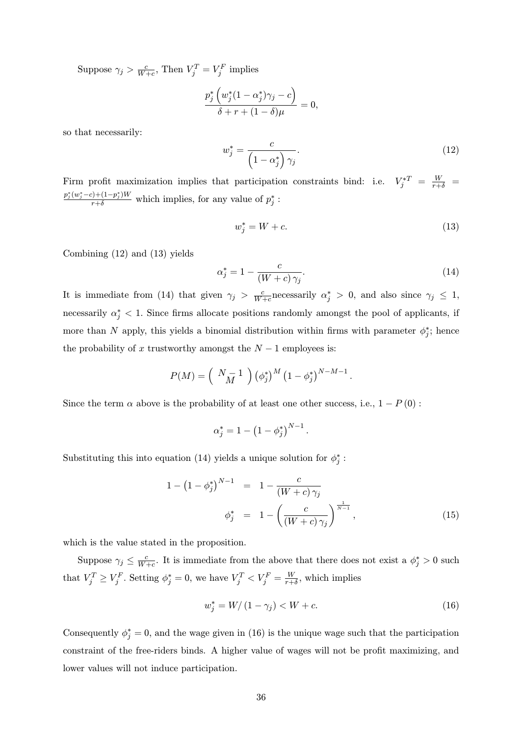Suppose $\gamma_j > \frac{c}{W+c}$, Then $V_j^T = V_j^F$ implies

$$\frac{p_j^* \left( w_j^* (1 - \alpha_j^*) \gamma_j - c \right)}{\delta + r + (1 - \delta) \mu} = 0,$$

so that necessarily:

$$w_j^* = \frac{c}{\left(1 - \alpha_j^*\right) \gamma_j}. \tag{12}$$

Firm profit maximization implies that participation constraints bind: i.e. $V_j^{*T} = \frac{W}{r+\delta} = \frac{p_j^*(w_j^* - c) + (1 - p_j^*) W}{r + \delta}$ which implies, for any value of $p_j^*$ :

$$w_j^* = W + c. \tag{13}$$

Combining (12) and (13) yields

$$\alpha_j^* = 1 - \frac{c}{(W + c) \gamma_j}. \tag{14}$$

It is immediate from (14) that given $\gamma_j > \frac{c}{W+c}$necessarily $\alpha_j^* > 0$, and also since $\gamma_j \leq 1$, necessarily $\alpha_j^* < 1$. Since firms allocate positions randomly amongst the pool of applicants, if more than $N$ apply, this yields a binomial distribution within firms with parameter $\phi_j^*$; hence the probability of $x$ trustworthy amongst the $N-1$ employees is:

$$P(M) = \binom{N-1}{M} \left(\phi_j^*\right)^M \left(1 - \phi_j^*\right)^{N-M-1}.$$

Since the term $\alpha$ above is the probability of at least one other success, i.e., $1 - P(0)$ :

$$\alpha_j^* = 1 - \left(1 - \phi_j^*\right)^{N-1}.$$

Substituting this into equation (14) yields a unique solution for $\phi_j^*$ :

$$\begin{aligned} 1 - \left(1 - \phi_j^*\right)^{N-1} &= 1 - \frac{c}{(W + c) \gamma_j} \\ \phi_j^* &= 1 - \left( \frac{c}{(W + c) \gamma_j} \right)^{\frac{1}{N-1}}, \end{aligned} \tag{15}$$

which is the value stated in the proposition.

Suppose $\gamma_j \leq \frac{c}{W+c}$. It is immediate from the above that there does not exist a $\phi_j^* > 0$ such that $V_j^T \geq V_j^F$. Setting $\phi_j^* = 0$, we have $V_j^T < V_j^F = \frac{W}{r+\delta}$, which implies

$$w_j^* = W / \left(1 - \gamma_j\right) < W + c. \tag{16}$$

Consequently $\phi_j^* = 0$, and the wage given in (16) is the unique wage such that the participation constraint of the free-riders binds. A higher value of wages will not be profit maximizing, and lower values will not induce participation.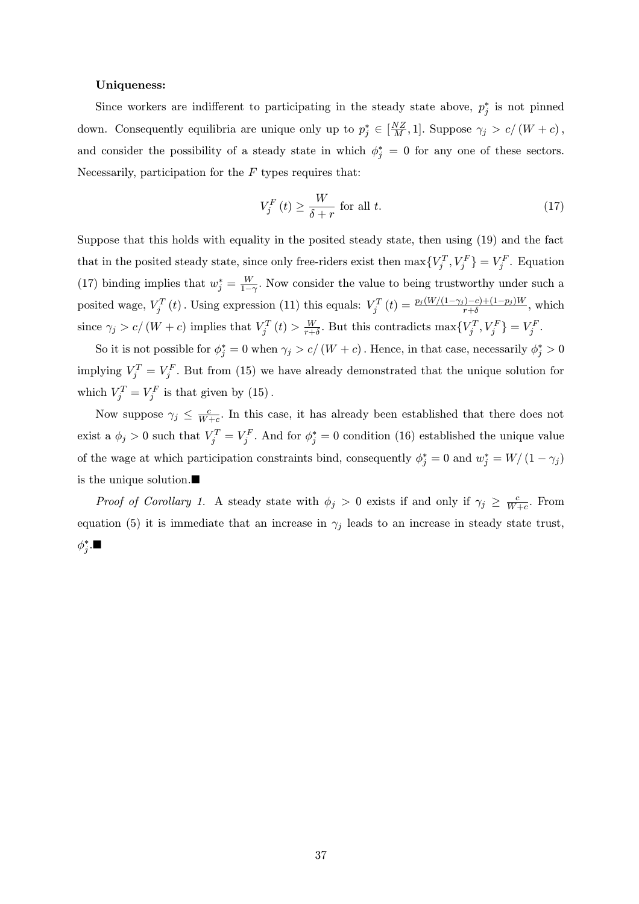**Uniqueness:**

Since workers are indifferent to participating in the steady state above, $p_j^*$ is not pinned down. Consequently equilibria are unique only up to $p_j^* \in [\frac{NZ}{M}, 1]$. Suppose $\gamma_j > c/(W + c)$, and consider the possibility of a steady state in which $\phi_j^* = 0$ for any one of these sectors. Necessarily, participation for the $F$ types requires that:

$$V_j^F(t) \geq \frac{W}{\delta + r} \text{ for all } t. \tag{17}$$

Suppose that this holds with equality in the posited steady state, then using (19) and the fact that in the posited steady state, since only free-riders exist then $\max\{V_j^T, V_j^F\} = V_j^F$. Equation (17) binding implies that $w_j^* = \frac{W}{1-\gamma}$. Now consider the value to being trustworthy under such a posited wage, $V_j^T(t)$. Using expression (11) this equals: $V_j^T(t) = \frac{p_j(W/(1-\gamma_j)-c)+(1-p_j)W}{r+\delta}$, which since $\gamma_j > c/(W + c)$ implies that $V_j^T(t) > \frac{W}{r+\delta}$. But this contradicts $\max\{V_j^T, V_j^F\} = V_j^F$.

So it is not possible for $\phi_j^* = 0$ when $\gamma_j > c/(W + c)$. Hence, in that case, necessarily $\phi_j^* > 0$ implying $V_j^T = V_j^F$. But from (15) we have already demonstrated that the unique solution for which $V_j^T = V_j^F$ is that given by (15).

Now suppose $\gamma_j \leq \frac{c}{W+c}$. In this case, it has already been established that there does not exist a $\phi_j > 0$ such that $V_j^T = V_j^F$. And for $\phi_j^* = 0$ condition (16) established the unique value of the wage at which participation constraints bind, consequently $\phi_j^* = 0$ and $w_j^* = W/(1 - \gamma_j)$ is the unique solution.■

*Proof of Corollary 1.* A steady state with $\phi_j > 0$ exists if and only if $\gamma_j \geq \frac{c}{W+c}$. From equation (5) it is immediate that an increase in $\gamma_j$ leads to an increase in steady state trust, $\phi_j^*$.■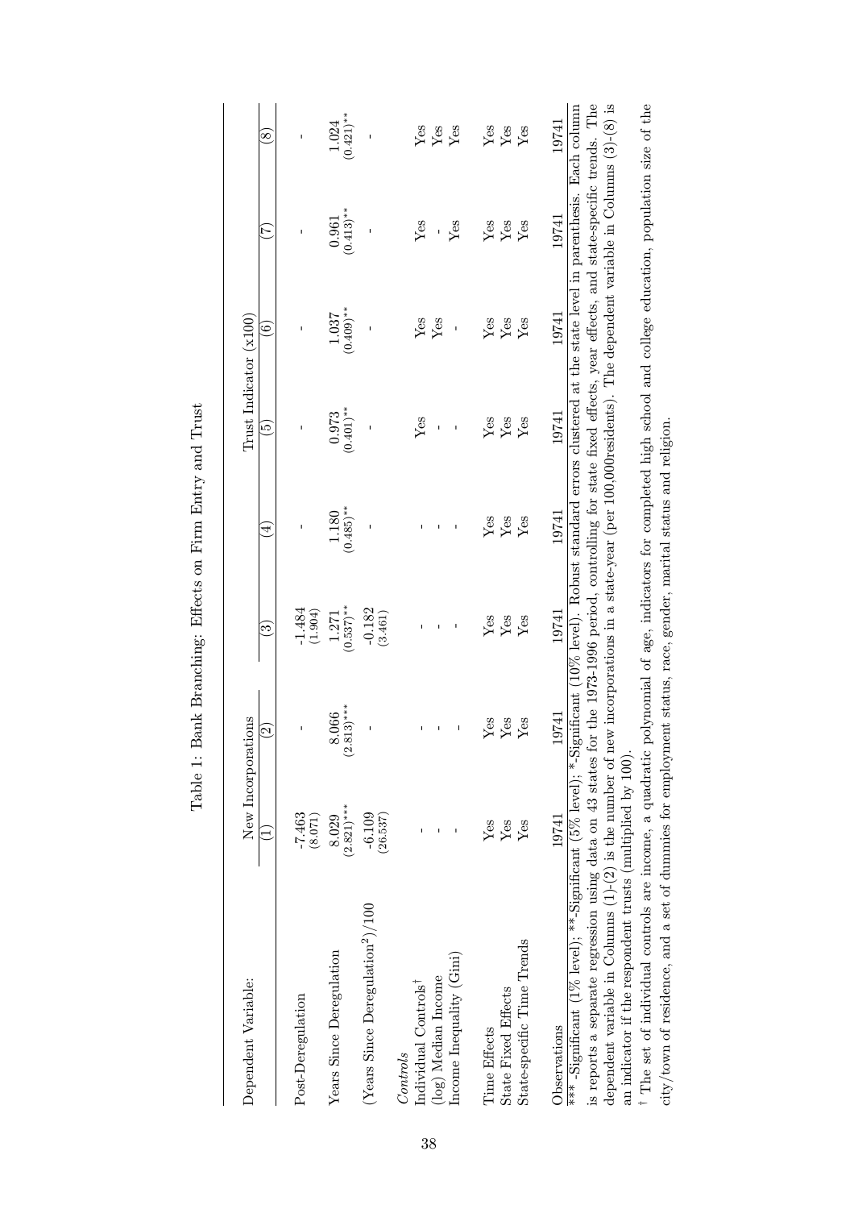Table 1: Bank Branching: Effects on Firm Entry and Trust

| Dependent Variable: | New Incorporations | | | Trust Indicator (x100) | | | | |
|---|---|---|---|---|---|---|---|---|
| | (1) | (2) | (3) | (4) | (5) | (6) | (7) | (8) |
| Post-Deregulation | -7.463 (8.071) | - | -1.484 (1.904) | - | - | - | - | - |
| Years Since Deregulation | 8.029 (2.821)*** | 8.066 (2.813)*** | 1.271 (0.537)** | 1.180 (0.485)** | 0.973 (0.401)** | 1.037 (0.409)** | 0.961 (0.413)** | 1.024 (0.421)** |
| (Years Since Deregulation$^2$)/100 | -6.109 (26.537) | - | -0.182 (3.461) | - | - | - | - | - |
| *Controls* | | | | | | | | |
| Individual Controls† | - | - | - | - | Yes | Yes | Yes | Yes |
| (log) Median Income | - | - | - | - | - | Yes | - | Yes |
| Income Inequality (Gini) | - | - | - | - | - | - | Yes | Yes |
| Time Effects | Yes | Yes | Yes | Yes | Yes | Yes | Yes | Yes |
| State Fixed Effects | Yes | Yes | Yes | Yes | Yes | Yes | Yes | Yes |
| State-specific Time Trends | Yes | Yes | Yes | Yes | Yes | Yes | Yes | Yes |
| Observations | 19741 | 19741 | 19741 | 19741 | 19741 | 19741 | 19741 | 19741 |

*** -Significant (1% level); **-Significant (5% level); *-Significant (10% level). Robust standard errors clustered at the state level in parenthesis. Each column is reports a separate regression using data on 43 states for the 1973-1996 period, controlling for state fixed effects, year effects, and state-specific trends. The dependent variable in Columns (1)-(2) is the number of new incorporations in a state-year (per 100,000residents). The dependent variable in Columns (3)-(8) is an indicator if the respondent trusts (multiplied by 100).

† The set of individual controls are income, a quadratic polynomial of age, indicators for completed high school and college education, population size of the city/town of residence, and a set of dummies for employment status, race, gender, marital status and religion.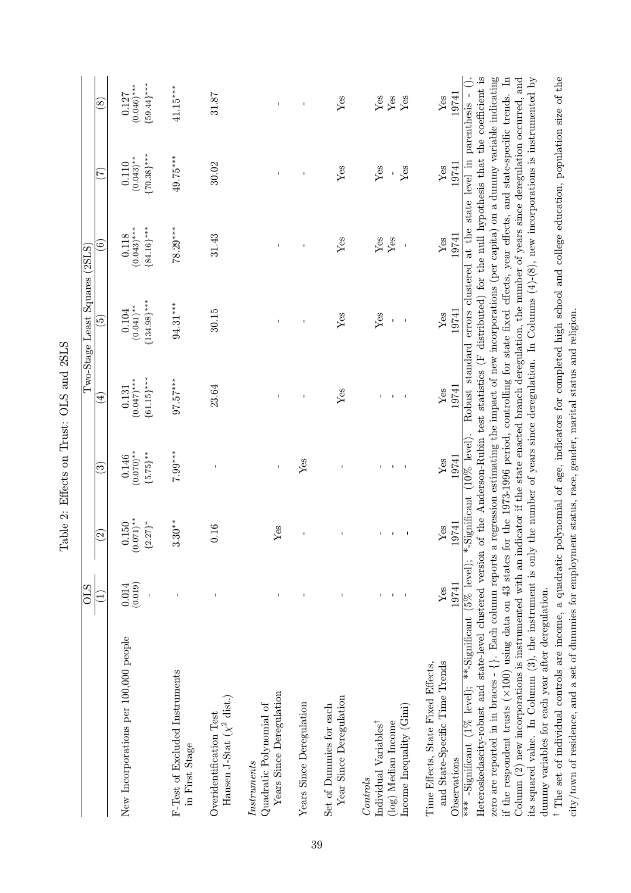Table 2: Effects on Trust: OLS and 2SLS

| | OLS | | | Two-Stage Least Squares (2SLS) | | | | |
|---|---|---|---|---|---|---|---|---|
| | (1) | (2) | (3) | (4) | (5) | (6) | (7) | (8) |
| New Incorporations per 100,000 people | 0.014 (0.019) | 0.150 (0.071)** {2.27}* | 0.146 (0.070)** {5.75}** | 0.131 (0.047)*** {61.15}*** | 0.104 (0.041)** {134.98}*** | 0.118 (0.043)*** {84.16}*** | 0.110 (0.043)** {70.38}*** | 0.127 (0.046)*** {59.44}*** |
| | - | | | | | | | |
| F-Test of Excluded Instruments in First Stage | - | 3.30** | 7.99*** | 97.57*** | 94.31*** | 78.29*** | 49.75*** | 41.15*** |
| Overidentification Test Hansen J-Stat ($\chi^2$ dist.) | - | 0.16 | - | 23.64 | 30.15 | 31.43 | 30.02 | 31.87 |
| *Instruments* | | | | | | | | |
| Quadratic Polynomial of Years Since Deregulation | - | Yes | - | - | - | - | - | - |
| Years Since Deregulation | - | - | Yes | - | - | - | - | - |
| Set of Dummies for each Year Since Deregulation | - | - | - | Yes | Yes | Yes | Yes | Yes |
| *Controls* | | | | | | | | |
| Individual Variables† | - | - | - | - | Yes | Yes | Yes | Yes |
| (log) Median Income | - | - | - | - | - | Yes | - | Yes |
| Income Inequality (Gini) | - | - | - | - | - | - | Yes | Yes |
| Time Effects, State Fixed Effects, and State-Specific Time Trends | Yes | Yes | Yes | Yes | Yes | Yes | Yes | Yes |
| Observations | 19741 | 19741 | 19741 | 19741 | 19741 | 19741 | 19741 | 19741 |

\*\*\* -Significant (1% level); \*\*-Significant (5% level); \*-Significant (10% level). Robust standard errors clustered at the state level in parenthesis - (). Heteroskedascity-robust and state-level clustered version of the Anderson-Rubin test statistics (F distributed) for the null hypothesis that the coefficient is zero are reported in in braces - {}. Each column reports a regression estimating the impact of new incorporations (per capita) on a dummy variable indicating if the respondent trusts (×100) using data on 43 states for the 1973-1996 period, controlling for state fixed effects, year effects, and state-specific trends. In Column (2) new incorporations is instrumented with an indicator if the state enacted branch deregulation, the number of years since deregulation occurred, and its squared value. In Column (3), the instrument is only the number of years since deregulation. In Columns (4)-(8), new incorporations is instrumented by dummy variables for each year after deregulation.

† The set of individual controls are income, a quadratic polynomial of age, indicators for completed high school and college education, population size of the city/town of residence, and a set of dummies for employment status, race, gender, marital status and religion.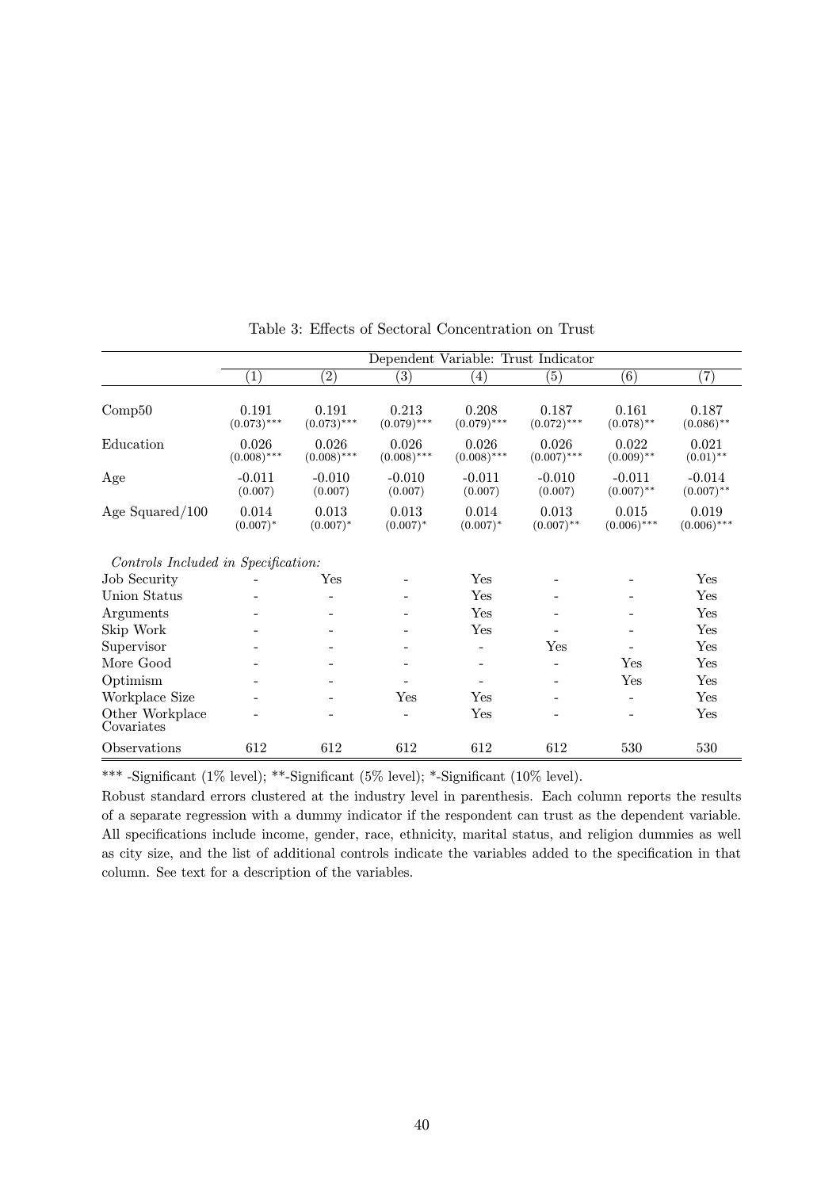Table 3: Effects of Sectoral Concentration on Trust

| | Dependent Variable: Trust Indicator | | | | | | |
|---|---|---|---|---|---|---|---|
| | (1) | (2) | (3) | (4) | (5) | (6) | (7) |
| Comp50 | 0.191 (0.073)*** | 0.191 (0.073)*** | 0.213 (0.079)*** | 0.208 (0.079)*** | 0.187 (0.072)*** | 0.161 (0.078)** | 0.187 (0.086)** |
| Education | 0.026 (0.008)*** | 0.026 (0.008)*** | 0.026 (0.008)*** | 0.026 (0.008)*** | 0.026 (0.007)*** | 0.022 (0.009)** | 0.021 (0.01)** |
| Age | -0.011 (0.007) | -0.010 (0.007) | -0.010 (0.007) | -0.011 (0.007) | -0.010 (0.007) | -0.011 (0.007)** | -0.014 (0.007)** |
| Age Squared/100 | 0.014 (0.007)* | 0.013 (0.007)* | 0.013 (0.007)* | 0.014 (0.007)* | 0.013 (0.007)** | 0.015 (0.006)*** | 0.019 (0.006)*** |
| *Controls Included in Specification:* | | | | | | | |
| Job Security | - | Yes | - | Yes | - | - | Yes |
| Union Status | - | - | - | Yes | - | - | Yes |
| Arguments | - | - | - | Yes | - | - | Yes |
| Skip Work | - | - | - | Yes | - | - | Yes |
| Supervisor | - | - | - | - | Yes | - | Yes |
| More Good | - | - | - | - | - | Yes | Yes |
| Optimism | - | - | - | - | - | Yes | Yes |
| Workplace Size | - | - | Yes | Yes | - | - | Yes |
| Other Workplace Covariates | - | - | - | Yes | - | - | Yes |
| Observations | 612 | 612 | 612 | 612 | 612 | 530 | 530 |

*** -Significant (1% level); **-Significant (5% level); *-Significant (10% level).

Robust standard errors clustered at the industry level in parenthesis. Each column reports the results of a separate regression with a dummy indicator if the respondent can trust as the dependent variable. All specifications include income, gender, race, ethnicity, marital status, and religion dummies as well as city size, and the list of additional controls indicate the variables added to the specification in that column. See text for a description of the variables.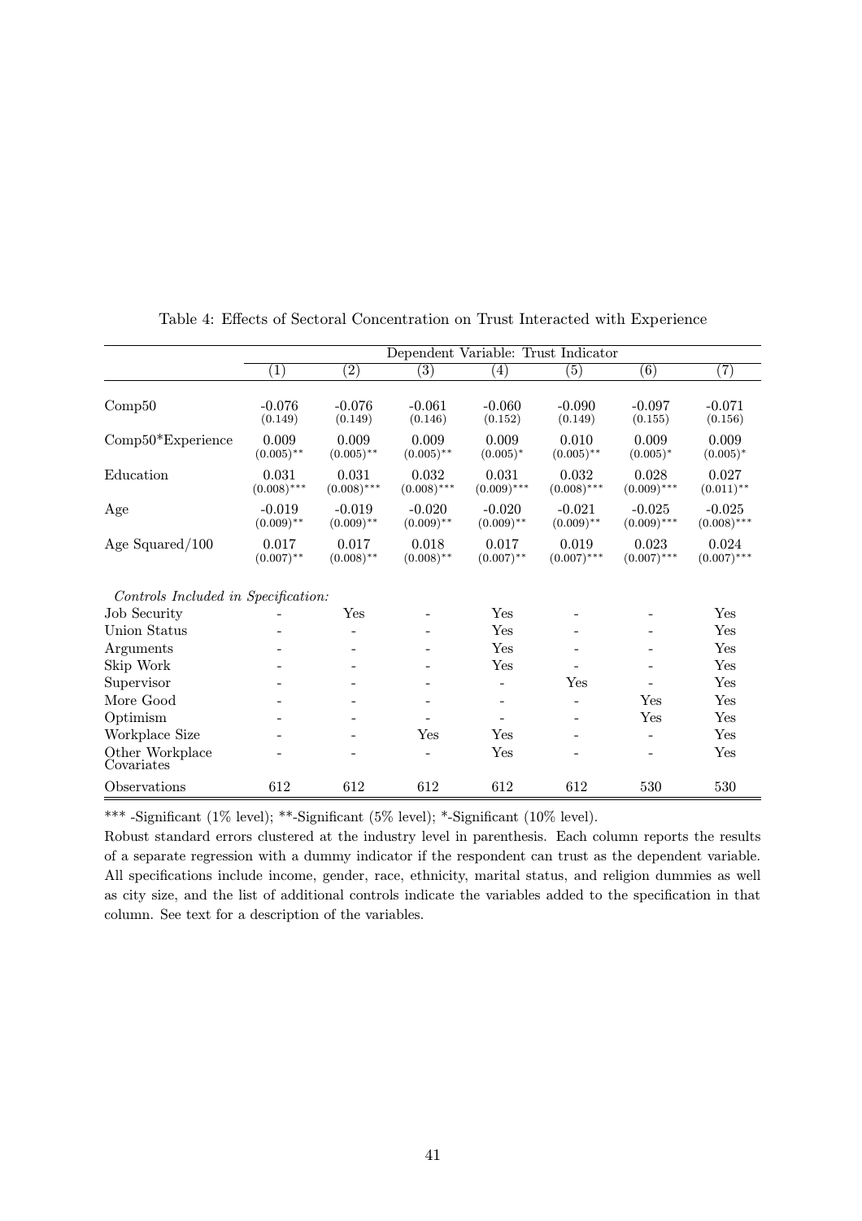Table 4: Effects of Sectoral Concentration on Trust Interacted with Experience

| | Dependent Variable: Trust Indicator | | | | | | |
|---|---|---|---|---|---|---|---|
| | (1) | (2) | (3) | (4) | (5) | (6) | (7) |
| Comp50 | -0.076 (0.149) | -0.076 (0.149) | -0.061 (0.146) | -0.060 (0.152) | -0.090 (0.149) | -0.097 (0.155) | -0.071 (0.156) |
| Comp50*Experience | 0.009 (0.005)** | 0.009 (0.005)** | 0.009 (0.005)** | 0.009 (0.005)* | 0.010 (0.005)** | 0.009 (0.005)* | 0.009 (0.005)* |
| Education | 0.031 (0.008)*** | 0.031 (0.008)*** | 0.032 (0.008)*** | 0.031 (0.009)*** | 0.032 (0.008)*** | 0.028 (0.009)*** | 0.027 (0.011)** |
| Age | -0.019 (0.009)** | -0.019 (0.009)** | -0.020 (0.009)** | -0.020 (0.009)** | -0.021 (0.009)** | -0.025 (0.009)*** | -0.025 (0.008)*** |
| Age Squared/100 | 0.017 (0.007)** | 0.017 (0.008)** | 0.018 (0.008)** | 0.017 (0.007)** | 0.019 (0.007)*** | 0.023 (0.007)*** | 0.024 (0.007)*** |
| *Controls Included in Specification:* | | | | | | | |
| Job Security | - | Yes | - | Yes | - | - | Yes |
| Union Status | - | - | - | Yes | - | - | Yes |
| Arguments | - | - | - | Yes | - | - | Yes |
| Skip Work | - | - | - | Yes | - | - | Yes |
| Supervisor | - | - | - | - | Yes | - | Yes |
| More Good | - | - | - | - | - | Yes | Yes |
| Optimism | - | - | - | - | - | Yes | Yes |
| Workplace Size | - | - | Yes | Yes | - | - | Yes |
| Other Workplace Covariates | - | - | - | Yes | - | - | Yes |
| Observations | 612 | 612 | 612 | 612 | 612 | 530 | 530 |

*** -Significant (1% level); **-Significant (5% level); *-Significant (10% level).

Robust standard errors clustered at the industry level in parenthesis. Each column reports the results of a separate regression with a dummy indicator if the respondent can trust as the dependent variable. All specifications include income, gender, race, ethnicity, marital status, and religion dummies as well as city size, and the list of additional controls indicate the variables added to the specification in that column. See text for a description of the variables.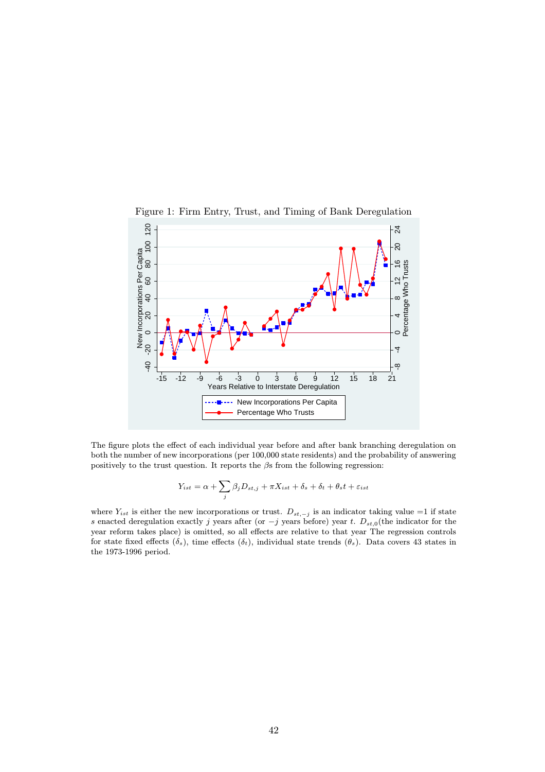Figure 1: Firm Entry, Trust, and Timing of Bank Deregulation

The figure plots the effect of each individual year before and after bank branching deregulation on both the number of new incorporations (per 100,000 state residents) and the probability of answering positively to the trust question. It reports the $\beta$s from the following regression:

$$Y_{ist} = \alpha + \sum_j \beta_j D_{st,j} + \pi X_{ist} + \delta_s + \delta_t + \theta_s t + \varepsilon_{ist}$$

where $Y_{ist}$ is either the new incorporations or trust. $D_{st,-j}$ is an indicator taking value =1 if state $s$ enacted deregulation exactly $j$ years after (or $-j$ years before) year $t$. $D_{st,0}$(the indicator for the year reform takes place) is omitted, so all effects are relative to that year The regression controls for state fixed effects ($\delta_s$), time effects ($\delta_t$), individual state trends ($\theta_s$). Data covers 43 states in the 1973-1996 period.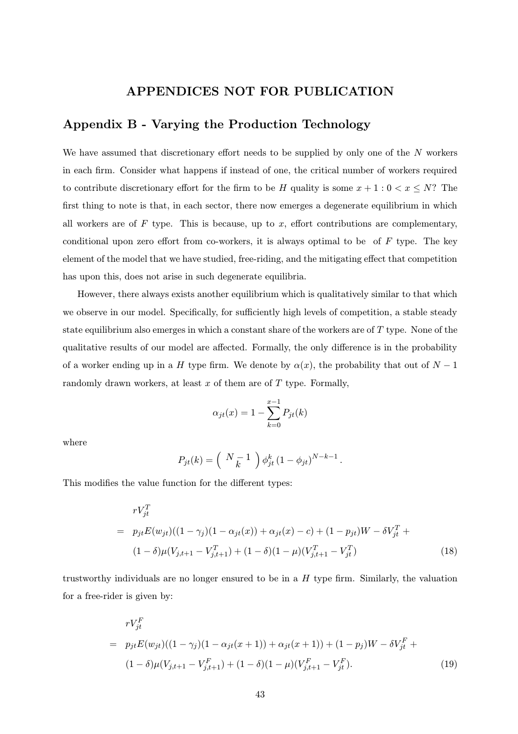# APPENDICES NOT FOR PUBLICATION

## Appendix B - Varying the Production Technology

We have assumed that discretionary effort needs to be supplied by only one of the $N$ workers in each firm. Consider what happens if instead of one, the critical number of workers required to contribute discretionary effort for the firm to be $H$ quality is some $x+1 : 0 < x \leq N$? The first thing to note is that, in each sector, there now emerges a degenerate equilibrium in which all workers are of $F$ type. This is because, up to $x$, effort contributions are complementary, conditional upon zero effort from co-workers, it is always optimal to be of $F$ type. The key element of the model that we have studied, free-riding, and the mitigating effect that competition has upon this, does not arise in such degenerate equilibria.

However, there always exists another equilibrium which is qualitatively similar to that which we observe in our model. Specifically, for sufficiently high levels of competition, a stable steady state equilibrium also emerges in which a constant share of the workers are of $T$ type. None of the qualitative results of our model are affected. Formally, the only difference is in the probability of a worker ending up in a $H$ type firm. We denote by $\alpha(x)$, the probability that out of $N-1$ randomly drawn workers, at least $x$ of them are of $T$ type. Formally,

$$\alpha_{jt}(x) = 1 - \sum_{k=0}^{x-1} P_{jt}(k)$$

where

$$P_{jt}(k) = \binom{N-1}{k} \phi_{jt}^{k} \left(1 - \phi_{jt}\right)^{N-k-1}.$$

This modifies the value function for the different types:

$$\begin{aligned} & rV_{jt}^{T} \\ = \; & p_{jt}E(w_{jt})((1-\gamma_j)(1-\alpha_{jt}(x)) + \alpha_{jt}(x) - c) + (1-p_{jt})W - \delta V_{jt}^{T} + \\ & (1-\delta)\mu(V_{j,t+1} - V_{j,t+1}^{T}) + (1-\delta)(1-\mu)(V_{j,t+1}^{T} - V_{jt}^{T}) \end{aligned} \tag{18}$$

trustworthy individuals are no longer ensured to be in a $H$ type firm. Similarly, the valuation for a free-rider is given by:

$$\begin{aligned} & rV_{jt}^{F} \\ = \; & p_{jt}E(w_{jt})((1-\gamma_j)(1-\alpha_{jt}(x+1)) + \alpha_{jt}(x+1)) + (1-p_j)W - \delta V_{jt}^{F} + \\ & (1-\delta)\mu(V_{j,t+1} - V_{j,t+1}^{F}) + (1-\delta)(1-\mu)(V_{j,t+1}^{F} - V_{jt}^{F}). \end{aligned} \tag{19}$$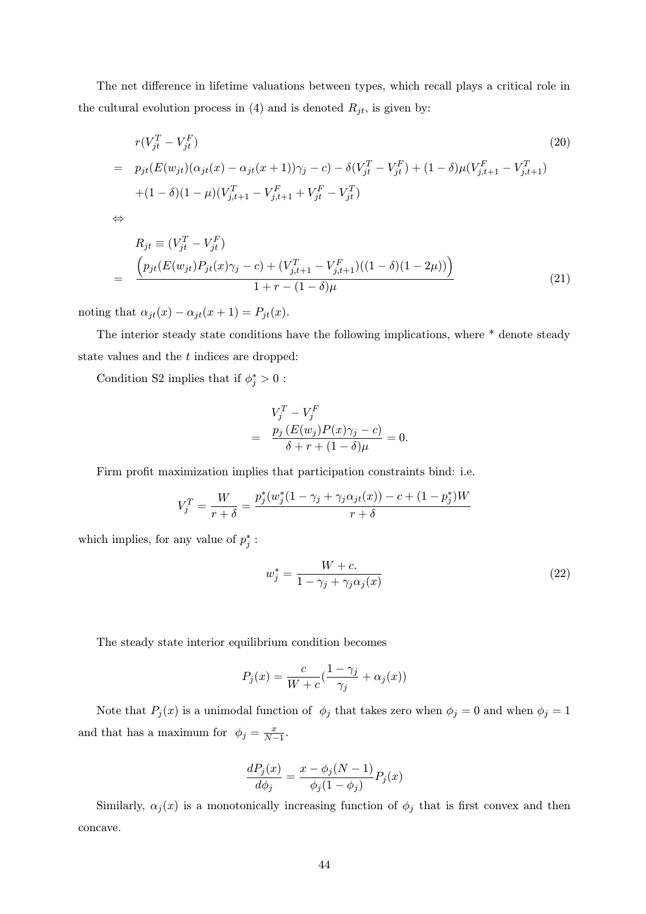The net difference in lifetime valuations between types, which recall plays a critical role in the cultural evolution process in (4) and is denoted $R_{jt}$, is given by:

$$
\begin{aligned}
& r(V_{jt}^T - V_{jt}^F) \qquad (20) \\
= \;& p_{jt}(E(w_{jt})(\alpha_{jt}(x) - \alpha_{jt}(x+1))\gamma_j - c) - \delta(V_{jt}^T - V_{jt}^F) + (1-\delta)\mu(V_{j,t+1}^F - V_{j,t+1}^T) \\
& + (1-\delta)(1-\mu)(V_{j,t+1}^T - V_{j,t+1}^F + V_{jt}^F - V_{jt}^T)
\end{aligned}
$$

$$\Leftrightarrow$$

$$
\begin{aligned}
& R_{jt} \equiv (V_{jt}^T - V_{jt}^F) \\
= \;& \frac{\Big(p_{jt}(E(w_{jt})P_{jt}(x)\gamma_j - c) + (V_{j,t+1}^T - V_{j,t+1}^F)((1-\delta)(1-2\mu))\Big)}{1 + r - (1-\delta)\mu} \qquad (21)
\end{aligned}
$$

noting that $\alpha_{jt}(x) - \alpha_{jt}(x+1) = P_{jt}(x)$.

The interior steady state conditions have the following implications, where * denote steady state values and the $t$ indices are dropped:

Condition S2 implies that if $\phi_j^* > 0$ :

$$
\begin{aligned}
& V_j^T - V_j^F \\
= \;& \frac{p_j\left(E(w_j)P(x)\gamma_j - c\right)}{\delta + r + (1-\delta)\mu} = 0.
\end{aligned}
$$

Firm profit maximization implies that participation constraints bind: i.e.

$$V_j^T = \frac{W}{r+\delta} = \frac{p_j^*(w_j^*(1-\gamma_j+\gamma_j\alpha_{jt}(x)) - c + (1-p_j^*)W}{r+\delta}$$

which implies, for any value of $p_j^*$ :

$$w_j^* = \frac{W + c.}{1 - \gamma_j + \gamma_j\alpha_j(x)} \qquad (22)$$

The steady state interior equilibrium condition becomes

$$P_j(x) = \frac{c}{W+c}\left(\frac{1-\gamma_j}{\gamma_j} + \alpha_j(x)\right)$$

Note that $P_j(x)$ is a unimodal function of $\phi_j$ that takes zero when $\phi_j = 0$ and when $\phi_j = 1$ and that has a maximum for $\phi_j = \frac{x}{N-1}$.

$$\frac{dP_j(x)}{d\phi_j} = \frac{x - \phi_j(N-1)}{\phi_j(1-\phi_j)}P_j(x)$$

Similarly, $\alpha_j(x)$ is a monotonically increasing function of $\phi_j$ that is first convex and then concave.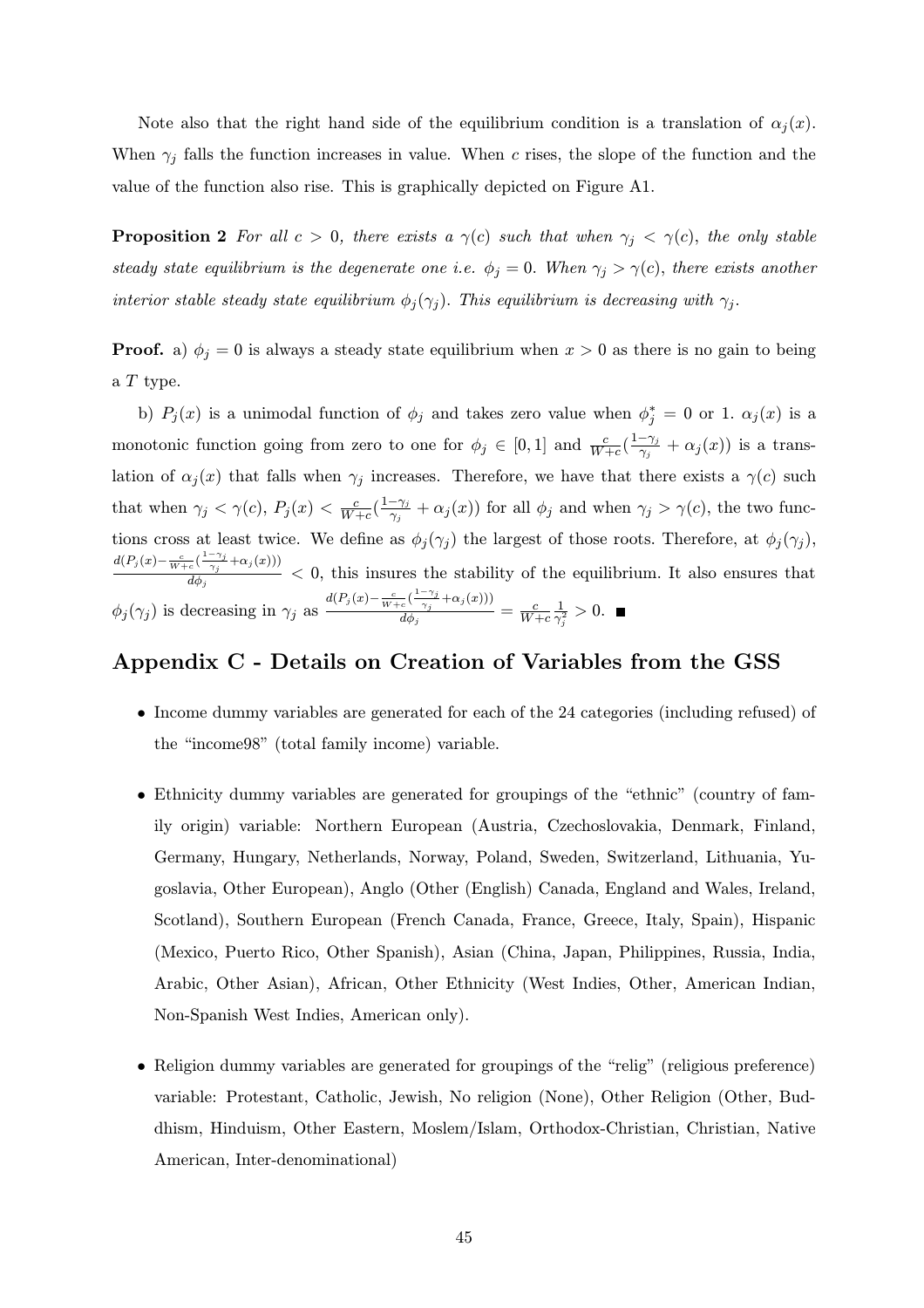Note also that the right hand side of the equilibrium condition is a translation of $\alpha_j(x)$. When $\gamma_j$ falls the function increases in value. When $c$ rises, the slope of the function and the value of the function also rise. This is graphically depicted on Figure A1.

**Proposition 2** *For all $c > 0$, there exists a $\gamma(c)$ such that when $\gamma_j < \gamma(c)$, the only stable steady state equilibrium is the degenerate one i.e. $\phi_j = 0$. When $\gamma_j > \gamma(c)$, there exists another interior stable steady state equilibrium $\phi_j(\gamma_j)$. This equilibrium is decreasing with $\gamma_j$.*

**Proof.** a) $\phi_j = 0$ is always a steady state equilibrium when $x > 0$ as there is no gain to being a $T$ type.

b) $P_j(x)$ is a unimodal function of $\phi_j$ and takes zero value when $\phi_j^* = 0$ or 1. $\alpha_j(x)$ is a monotonic function going from zero to one for $\phi_j \in [0, 1]$ and $\frac{c}{W+c}(\frac{1-\gamma_j}{\gamma_j} + \alpha_j(x))$ is a translation of $\alpha_j(x)$ that falls when $\gamma_j$ increases. Therefore, we have that there exists a $\gamma(c)$ such that when $\gamma_j < \gamma(c)$, $P_j(x) < \frac{c}{W+c}(\frac{1-\gamma_j}{\gamma_j} + \alpha_j(x))$ for all $\phi_j$ and when $\gamma_j > \gamma(c)$, the two functions cross at least twice. We define as $\phi_j(\gamma_j)$ the largest of those roots. Therefore, at $\phi_j(\gamma_j)$, $\frac{d(P_j(x) - \frac{c}{W+c}(\frac{1-\gamma_j}{\gamma_j} + \alpha_j(x)))}{d\phi_j} < 0$, this insures the stability of the equilibrium. It also ensures that $\phi_j(\gamma_j)$ is decreasing in $\gamma_j$ as $\frac{d(P_j(x) - \frac{c}{W+c}(\frac{1-\gamma_j}{\gamma_j} + \alpha_j(x)))}{d\phi_j} = \frac{c}{W+c}\frac{1}{\gamma_j^2} > 0$. ■

## Appendix C - Details on Creation of Variables from the GSS

- Income dummy variables are generated for each of the 24 categories (including refused) of the "income98" (total family income) variable.

- Ethnicity dummy variables are generated for groupings of the "ethnic" (country of family origin) variable: Northern European (Austria, Czechoslovakia, Denmark, Finland, Germany, Hungary, Netherlands, Norway, Poland, Sweden, Switzerland, Lithuania, Yugoslavia, Other European), Anglo (Other (English) Canada, England and Wales, Ireland, Scotland), Southern European (French Canada, France, Greece, Italy, Spain), Hispanic (Mexico, Puerto Rico, Other Spanish), Asian (China, Japan, Philippines, Russia, India, Arabic, Other Asian), African, Other Ethnicity (West Indies, Other, American Indian, Non-Spanish West Indies, American only).

- Religion dummy variables are generated for groupings of the "relig" (religious preference) variable: Protestant, Catholic, Jewish, No religion (None), Other Religion (Other, Buddhism, Hinduism, Other Eastern, Moslem/Islam, Orthodox-Christian, Christian, Native American, Inter-denominational)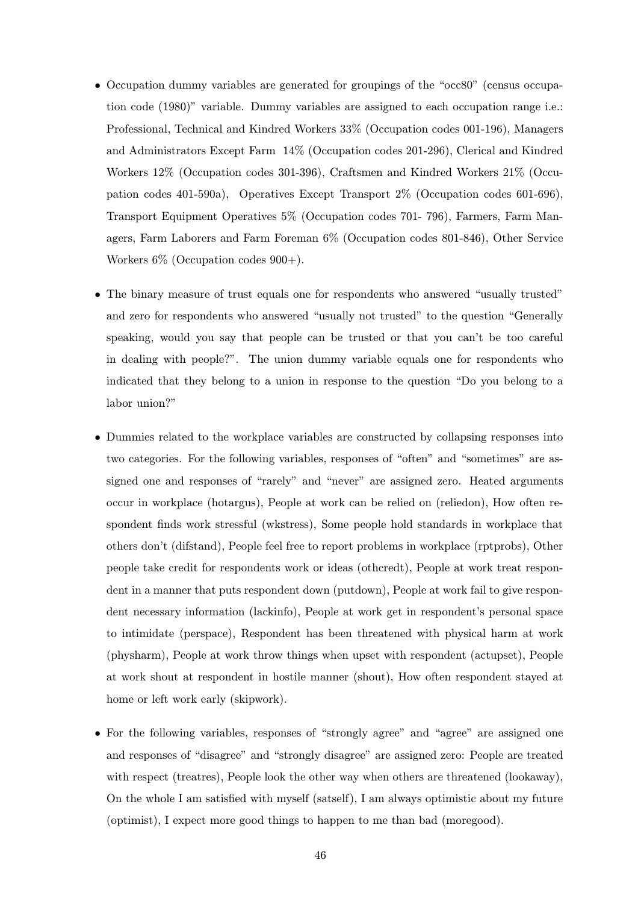- Occupation dummy variables are generated for groupings of the "occ80" (census occupation code (1980)" variable. Dummy variables are assigned to each occupation range i.e.: Professional, Technical and Kindred Workers 33% (Occupation codes 001-196), Managers and Administrators Except Farm 14% (Occupation codes 201-296), Clerical and Kindred Workers 12% (Occupation codes 301-396), Craftsmen and Kindred Workers 21% (Occupation codes 401-590a), Operatives Except Transport 2% (Occupation codes 601-696), Transport Equipment Operatives 5% (Occupation codes 701- 796), Farmers, Farm Managers, Farm Laborers and Farm Foreman 6% (Occupation codes 801-846), Other Service Workers 6% (Occupation codes 900+).

- The binary measure of trust equals one for respondents who answered "usually trusted" and zero for respondents who answered "usually not trusted" to the question "Generally speaking, would you say that people can be trusted or that you can't be too careful in dealing with people?". The union dummy variable equals one for respondents who indicated that they belong to a union in response to the question "Do you belong to a labor union?"

- Dummies related to the workplace variables are constructed by collapsing responses into two categories. For the following variables, responses of "often" and "sometimes" are assigned one and responses of "rarely" and "never" are assigned zero. Heated arguments occur in workplace (hotargus), People at work can be relied on (reliedon), How often respondent finds work stressful (wkstress), Some people hold standards in workplace that others don't (difstand), People feel free to report problems in workplace (rptprobs), Other people take credit for respondents work or ideas (othcredt), People at work treat respondent in a manner that puts respondent down (putdown), People at work fail to give respondent necessary information (lackinfo), People at work get in respondent's personal space to intimidate (perspace), Respondent has been threatened with physical harm at work (physharm), People at work throw things when upset with respondent (actupset), People at work shout at respondent in hostile manner (shout), How often respondent stayed at home or left work early (skipwork).

- For the following variables, responses of "strongly agree" and "agree" are assigned one and responses of "disagree" and "strongly disagree" are assigned zero: People are treated with respect (treatres), People look the other way when others are threatened (lookaway), On the whole I am satisfied with myself (satself), I am always optimistic about my future (optimist), I expect more good things to happen to me than bad (moregood).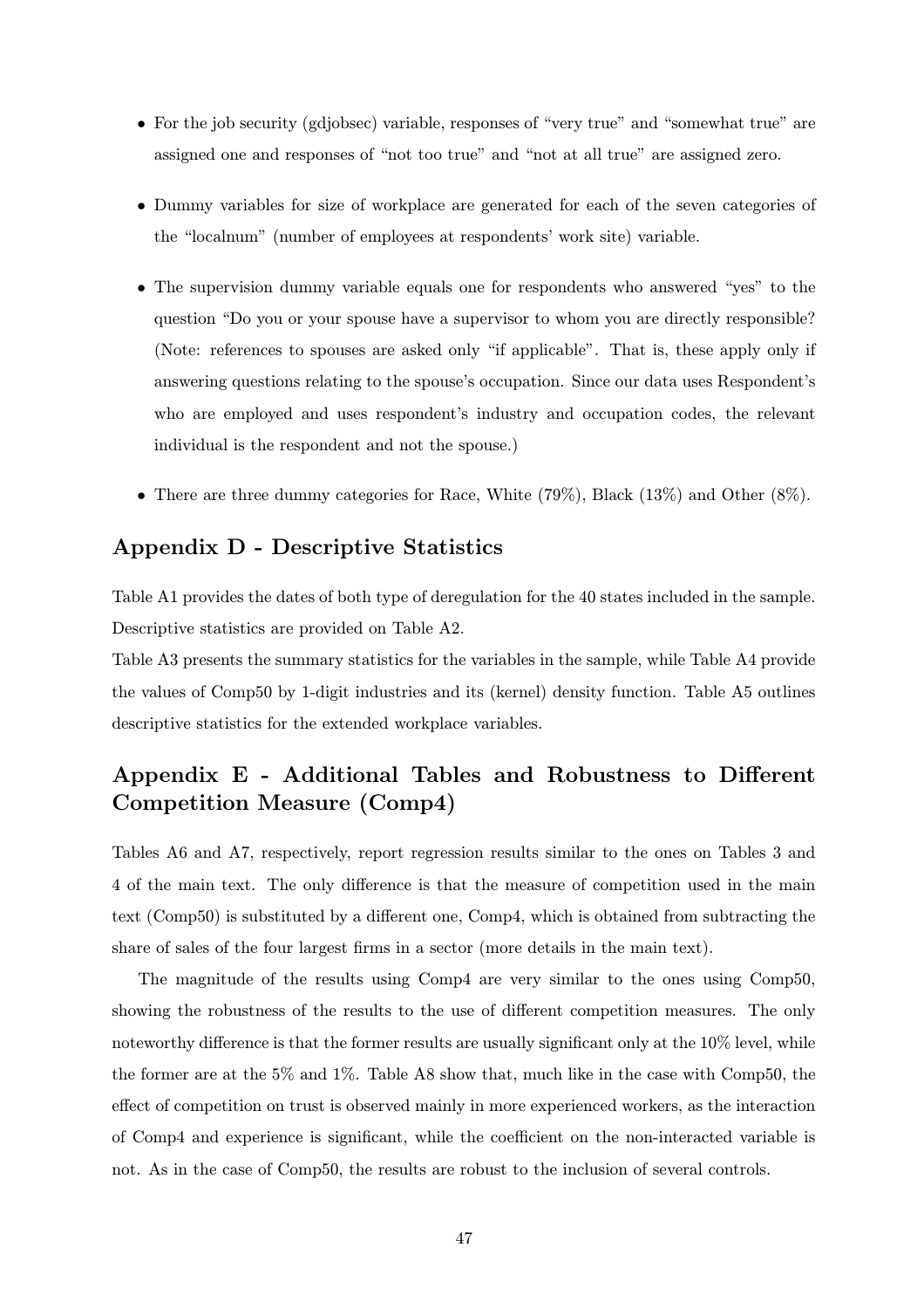- For the job security (gdjobsec) variable, responses of "very true" and "somewhat true" are assigned one and responses of "not too true" and "not at all true" are assigned zero.

- Dummy variables for size of workplace are generated for each of the seven categories of the "localnum" (number of employees at respondents' work site) variable.

- The supervision dummy variable equals one for respondents who answered "yes" to the question "Do you or your spouse have a supervisor to whom you are directly responsible? (Note: references to spouses are asked only "if applicable". That is, these apply only if answering questions relating to the spouse's occupation. Since our data uses Respondent's who are employed and uses respondent's industry and occupation codes, the relevant individual is the respondent and not the spouse.)

- There are three dummy categories for Race, White (79%), Black (13%) and Other (8%).

## Appendix D - Descriptive Statistics

Table A1 provides the dates of both type of deregulation for the 40 states included in the sample. Descriptive statistics are provided on Table A2.
Table A3 presents the summary statistics for the variables in the sample, while Table A4 provide the values of Comp50 by 1-digit industries and its (kernel) density function. Table A5 outlines descriptive statistics for the extended workplace variables.

## Appendix E - Additional Tables and Robustness to Different Competition Measure (Comp4)

Tables A6 and A7, respectively, report regression results similar to the ones on Tables 3 and 4 of the main text. The only difference is that the measure of competition used in the main text (Comp50) is substituted by a different one, Comp4, which is obtained from subtracting the share of sales of the four largest firms in a sector (more details in the main text).

The magnitude of the results using Comp4 are very similar to the ones using Comp50, showing the robustness of the results to the use of different competition measures. The only noteworthy difference is that the former results are usually significant only at the 10% level, while the former are at the 5% and 1%. Table A8 show that, much like in the case with Comp50, the effect of competition on trust is observed mainly in more experienced workers, as the interaction of Comp4 and experience is significant, while the coefficient on the non-interacted variable is not. As in the case of Comp50, the results are robust to the inclusion of several controls.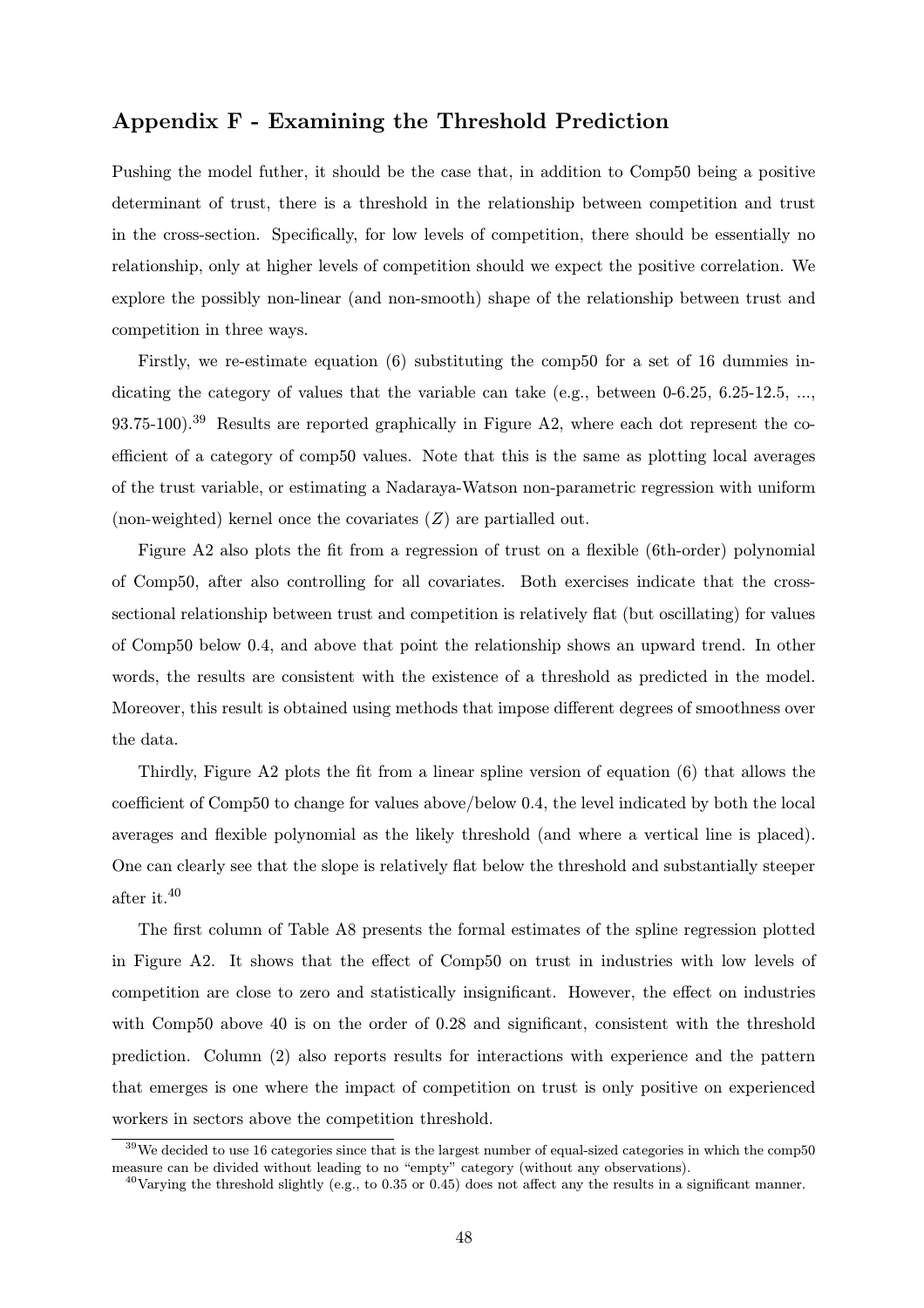## Appendix F - Examining the Threshold Prediction

Pushing the model futher, it should be the case that, in addition to Comp50 being a positive determinant of trust, there is a threshold in the relationship between competition and trust in the cross-section. Specifically, for low levels of competition, there should be essentially no relationship, only at higher levels of competition should we expect the positive correlation. We explore the possibly non-linear (and non-smooth) shape of the relationship between trust and competition in three ways.

Firstly, we re-estimate equation (6) substituting the comp50 for a set of 16 dummies indicating the category of values that the variable can take (e.g., between 0-6.25, 6.25-12.5, ..., 93.75-100).[39] Results are reported graphically in Figure A2, where each dot represent the coefficient of a category of comp50 values. Note that this is the same as plotting local averages of the trust variable, or estimating a Nadaraya-Watson non-parametric regression with uniform (non-weighted) kernel once the covariates ($Z$) are partialled out.

Figure A2 also plots the fit from a regression of trust on a flexible (6th-order) polynomial of Comp50, after also controlling for all covariates. Both exercises indicate that the cross-sectional relationship between trust and competition is relatively flat (but oscillating) for values of Comp50 below 0.4, and above that point the relationship shows an upward trend. In other words, the results are consistent with the existence of a threshold as predicted in the model. Moreover, this result is obtained using methods that impose different degrees of smoothness over the data.

Thirdly, Figure A2 plots the fit from a linear spline version of equation (6) that allows the coefficient of Comp50 to change for values above/below 0.4, the level indicated by both the local averages and flexible polynomial as the likely threshold (and where a vertical line is placed). One can clearly see that the slope is relatively flat below the threshold and substantially steeper after it.[40]

The first column of Table A8 presents the formal estimates of the spline regression plotted in Figure A2. It shows that the effect of Comp50 on trust in industries with low levels of competition are close to zero and statistically insignificant. However, the effect on industries with Comp50 above 40 is on the order of 0.28 and significant, consistent with the threshold prediction. Column (2) also reports results for interactions with experience and the pattern that emerges is one where the impact of competition on trust is only positive on experienced workers in sectors above the competition threshold.

[39] We decided to use 16 categories since that is the largest number of equal-sized categories in which the comp50 measure can be divided without leading to no "empty" category (without any observations).

[40] Varying the threshold slightly (e.g., to 0.35 or 0.45) does not affect any the results in a significant manner.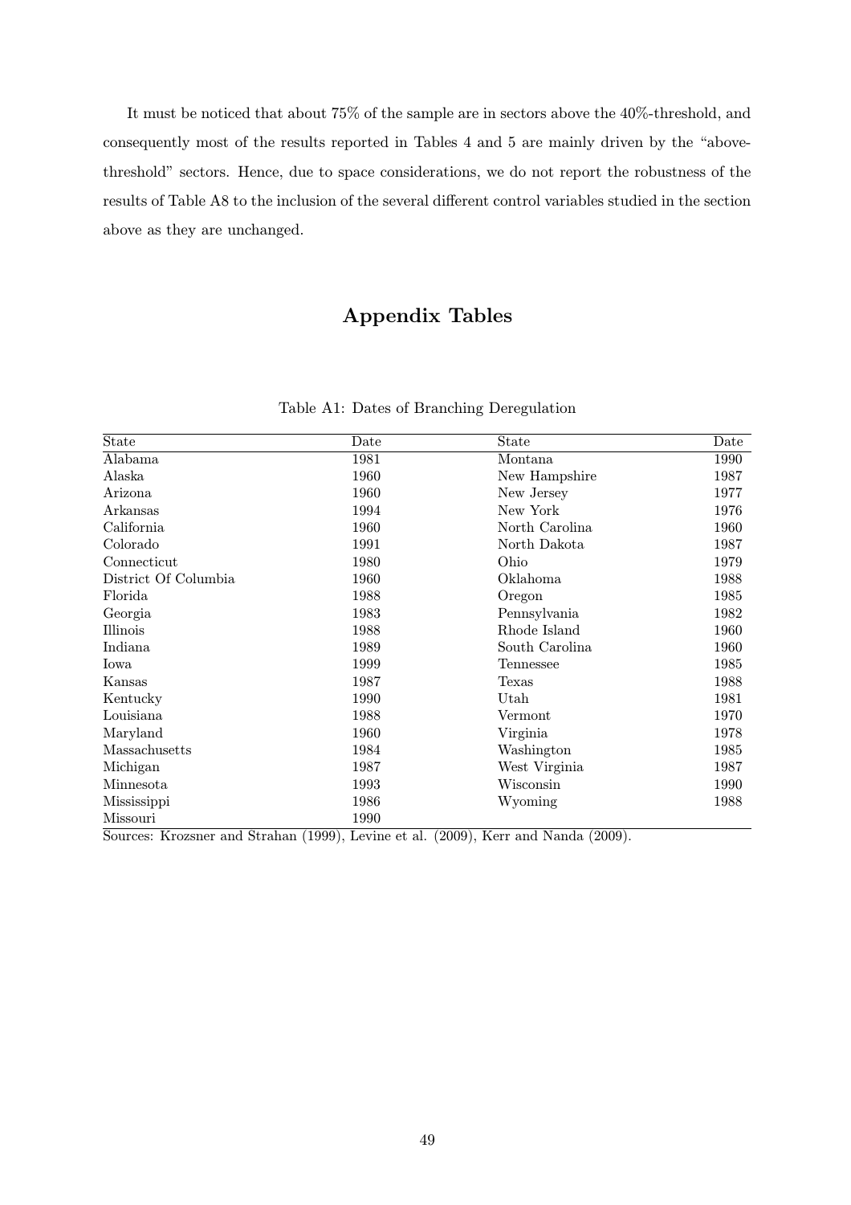It must be noticed that about 75% of the sample are in sectors above the 40%-threshold, and consequently most of the results reported in Tables 4 and 5 are mainly driven by the "above-threshold" sectors. Hence, due to space considerations, we do not report the robustness of the results of Table A8 to the inclusion of the several different control variables studied in the section above as they are unchanged.

# Appendix Tables

Table A1: Dates of Branching Deregulation

| State | Date | State | Date |
|---|---|---|---|
| Alabama | 1981 | Montana | 1990 |
| Alaska | 1960 | New Hampshire | 1987 |
| Arizona | 1960 | New Jersey | 1977 |
| Arkansas | 1994 | New York | 1976 |
| California | 1960 | North Carolina | 1960 |
| Colorado | 1991 | North Dakota | 1987 |
| Connecticut | 1980 | Ohio | 1979 |
| District Of Columbia | 1960 | Oklahoma | 1988 |
| Florida | 1988 | Oregon | 1985 |
| Georgia | 1983 | Pennsylvania | 1982 |
| Illinois | 1988 | Rhode Island | 1960 |
| Indiana | 1989 | South Carolina | 1960 |
| Iowa | 1999 | Tennessee | 1985 |
| Kansas | 1987 | Texas | 1988 |
| Kentucky | 1990 | Utah | 1981 |
| Louisiana | 1988 | Vermont | 1970 |
| Maryland | 1960 | Virginia | 1978 |
| Massachusetts | 1984 | Washington | 1985 |
| Michigan | 1987 | West Virginia | 1987 |
| Minnesota | 1993 | Wisconsin | 1990 |
| Mississippi | 1986 | Wyoming | 1988 |
| Missouri | 1990 | | |

Sources: Krozsner and Strahan (1999), Levine et al. (2009), Kerr and Nanda (2009).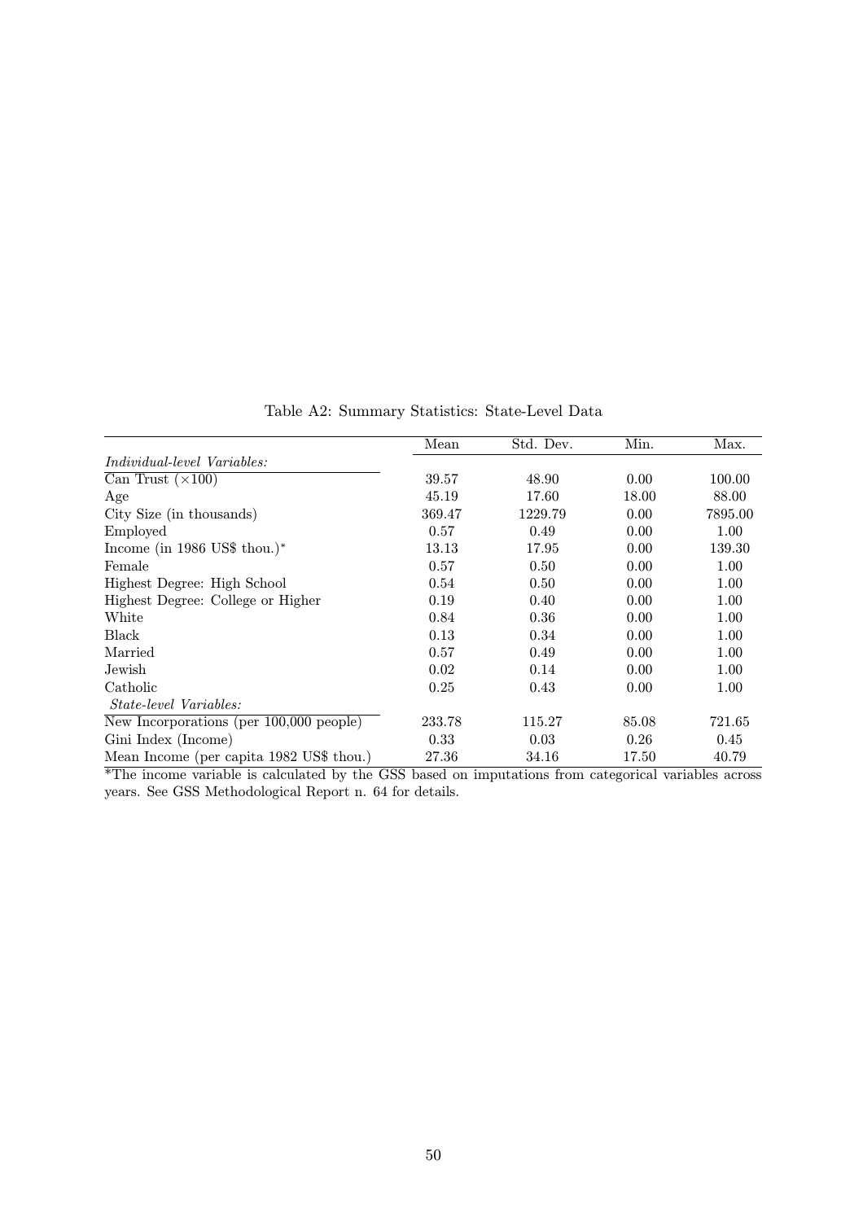Table A2: Summary Statistics: State-Level Data

| | Mean | Std. Dev. | Min. | Max. |
|---|---|---|---|---|
| *Individual-level Variables:* | | | | |
| Can Trust ($\times 100$) | 39.57 | 48.90 | 0.00 | 100.00 |
| Age | 45.19 | 17.60 | 18.00 | 88.00 |
| City Size (in thousands) | 369.47 | 1229.79 | 0.00 | 7895.00 |
| Employed | 0.57 | 0.49 | 0.00 | 1.00 |
| Income (in 1986 US$ thou.)* | 13.13 | 17.95 | 0.00 | 139.30 |
| Female | 0.57 | 0.50 | 0.00 | 1.00 |
| Highest Degree: High School | 0.54 | 0.50 | 0.00 | 1.00 |
| Highest Degree: College or Higher | 0.19 | 0.40 | 0.00 | 1.00 |
| White | 0.84 | 0.36 | 0.00 | 1.00 |
| Black | 0.13 | 0.34 | 0.00 | 1.00 |
| Married | 0.57 | 0.49 | 0.00 | 1.00 |
| Jewish | 0.02 | 0.14 | 0.00 | 1.00 |
| Catholic | 0.25 | 0.43 | 0.00 | 1.00 |
| *State-level Variables:* | | | | |
| New Incorporations (per 100,000 people) | 233.78 | 115.27 | 85.08 | 721.65 |
| Gini Index (Income) | 0.33 | 0.03 | 0.26 | 0.45 |
| Mean Income (per capita 1982 US$ thou.) | 27.36 | 34.16 | 17.50 | 40.79 |

*The income variable is calculated by the GSS based on imputations from categorical variables across years. See GSS Methodological Report n. 64 for details.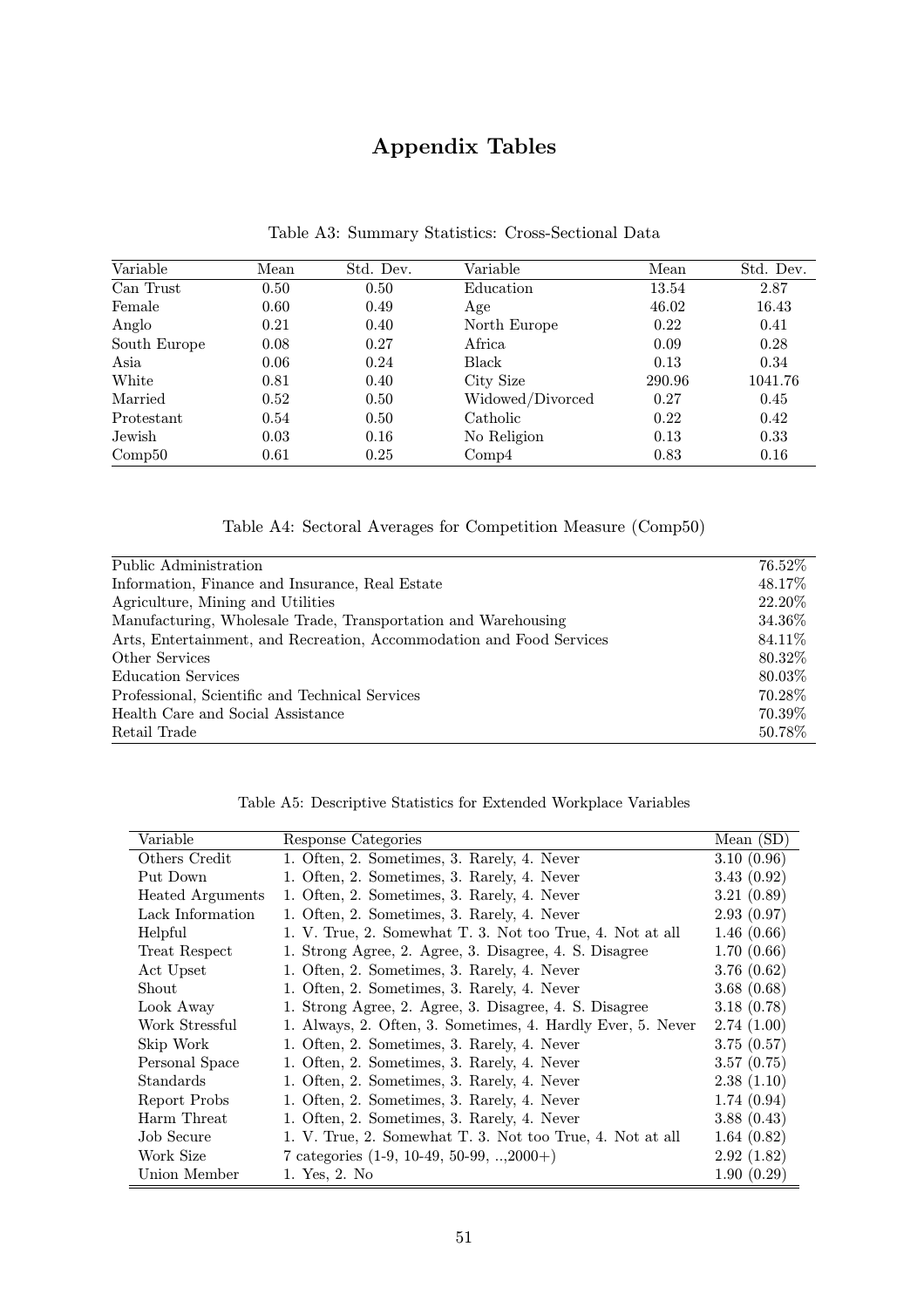# Appendix Tables

Table A3: Summary Statistics: Cross-Sectional Data

| Variable | Mean | Std. Dev. | Variable | Mean | Std. Dev. |
|---|---|---|---|---|---|
| Can Trust | 0.50 | 0.50 | Education | 13.54 | 2.87 |
| Female | 0.60 | 0.49 | Age | 46.02 | 16.43 |
| Anglo | 0.21 | 0.40 | North Europe | 0.22 | 0.41 |
| South Europe | 0.08 | 0.27 | Africa | 0.09 | 0.28 |
| Asia | 0.06 | 0.24 | Black | 0.13 | 0.34 |
| White | 0.81 | 0.40 | City Size | 290.96 | 1041.76 |
| Married | 0.52 | 0.50 | Widowed/Divorced | 0.27 | 0.45 |
| Protestant | 0.54 | 0.50 | Catholic | 0.22 | 0.42 |
| Jewish | 0.03 | 0.16 | No Religion | 0.13 | 0.33 |
| Comp50 | 0.61 | 0.25 | Comp4 | 0.83 | 0.16 |

Table A4: Sectoral Averages for Competition Measure (Comp50)

| Sector | Comp50 |
|---|---|
| Public Administration | 76.52% |
| Information, Finance and Insurance, Real Estate | 48.17% |
| Agriculture, Mining and Utilities | 22.20% |
| Manufacturing, Wholesale Trade, Transportation and Warehousing | 34.36% |
| Arts, Entertainment, and Recreation, Accommodation and Food Services | 84.11% |
| Other Services | 80.32% |
| Education Services | 80.03% |
| Professional, Scientific and Technical Services | 70.28% |
| Health Care and Social Assistance | 70.39% |
| Retail Trade | 50.78% |

Table A5: Descriptive Statistics for Extended Workplace Variables

| Variable | Response Categories | Mean (SD) |
|---|---|---|
| Others Credit | 1. Often, 2. Sometimes, 3. Rarely, 4. Never | 3.10 (0.96) |
| Put Down | 1. Often, 2. Sometimes, 3. Rarely, 4. Never | 3.43 (0.92) |
| Heated Arguments | 1. Often, 2. Sometimes, 3. Rarely, 4. Never | 3.21 (0.89) |
| Lack Information | 1. Often, 2. Sometimes, 3. Rarely, 4. Never | 2.93 (0.97) |
| Helpful | 1. V. True, 2. Somewhat T. 3. Not too True, 4. Not at all | 1.46 (0.66) |
| Treat Respect | 1. Strong Agree, 2. Agree, 3. Disagree, 4. S. Disagree | 1.70 (0.66) |
| Act Upset | 1. Often, 2. Sometimes, 3. Rarely, 4. Never | 3.76 (0.62) |
| Shout | 1. Often, 2. Sometimes, 3. Rarely, 4. Never | 3.68 (0.68) |
| Look Away | 1. Strong Agree, 2. Agree, 3. Disagree, 4. S. Disagree | 3.18 (0.78) |
| Work Stressful | 1. Always, 2. Often, 3. Sometimes, 4. Hardly Ever, 5. Never | 2.74 (1.00) |
| Skip Work | 1. Often, 2. Sometimes, 3. Rarely, 4. Never | 3.75 (0.57) |
| Personal Space | 1. Often, 2. Sometimes, 3. Rarely, 4. Never | 3.57 (0.75) |
| Standards | 1. Often, 2. Sometimes, 3. Rarely, 4. Never | 2.38 (1.10) |
| Report Probs | 1. Often, 2. Sometimes, 3. Rarely, 4. Never | 1.74 (0.94) |
| Harm Threat | 1. Often, 2. Sometimes, 3. Rarely, 4. Never | 3.88 (0.43) |
| Job Secure | 1. V. True, 2. Somewhat T. 3. Not too True, 4. Not at all | 1.64 (0.82) |
| Work Size | 7 categories (1-9, 10-49, 50-99, ..,2000+) | 2.92 (1.82) |
| Union Member | 1. Yes, 2. No | 1.90 (0.29) |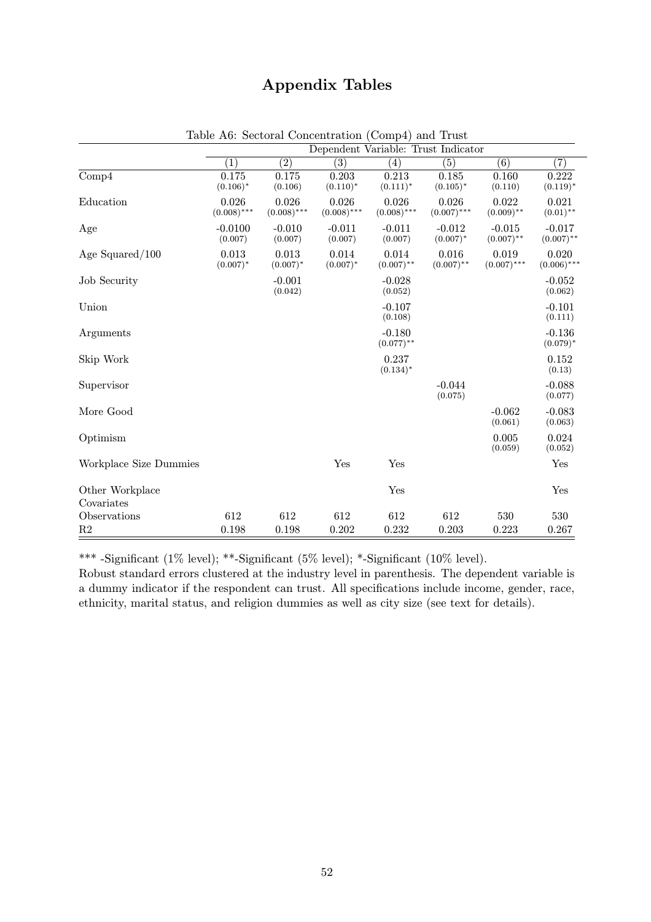# Appendix Tables

Table A6: Sectoral Concentration (Comp4) and Trust

| | Dependent Variable: Trust Indicator | | | | | | |
|---|---|---|---|---|---|---|---|
| | (1) | (2) | (3) | (4) | (5) | (6) | (7) |
| Comp4 | 0.175 $(0.106)^{*}$ | 0.175 (0.106) | 0.203 $(0.110)^{*}$ | 0.213 $(0.111)^{*}$ | 0.185 $(0.105)^{*}$ | 0.160 (0.110) | 0.222 $(0.119)^{*}$ |
| Education | 0.026 $(0.008)^{***}$ | 0.026 $(0.008)^{***}$ | 0.026 $(0.008)^{***}$ | 0.026 $(0.008)^{***}$ | 0.026 $(0.007)^{***}$ | 0.022 $(0.009)^{**}$ | 0.021 $(0.01)^{**}$ |
| Age | -0.0100 (0.007) | -0.010 (0.007) | -0.011 (0.007) | -0.011 (0.007) | -0.012 $(0.007)^{*}$ | -0.015 $(0.007)^{**}$ | -0.017 $(0.007)^{**}$ |
| Age Squared/100 | 0.013 $(0.007)^{*}$ | 0.013 $(0.007)^{*}$ | 0.014 $(0.007)^{*}$ | 0.014 $(0.007)^{**}$ | 0.016 $(0.007)^{**}$ | 0.019 $(0.007)^{***}$ | 0.020 $(0.006)^{***}$ |
| Job Security | | -0.001 (0.042) | | -0.028 (0.052) | | | -0.052 (0.062) |
| Union | | | | -0.107 (0.108) | | | -0.101 (0.111) |
| Arguments | | | | -0.180 $(0.077)^{**}$ | | | -0.136 $(0.079)^{*}$ |
| Skip Work | | | | 0.237 $(0.134)^{*}$ | | | 0.152 (0.13) |
| Supervisor | | | | | -0.044 (0.075) | | -0.088 (0.077) |
| More Good | | | | | | -0.062 (0.061) | -0.083 (0.063) |
| Optimism | | | | | | 0.005 (0.059) | 0.024 (0.052) |
| Workplace Size Dummies | | | Yes | Yes | | | Yes |
| Other Workplace Covariates | | | | Yes | | | Yes |
| Observations | 612 | 612 | 612 | 612 | 612 | 530 | 530 |
| R2 | 0.198 | 0.198 | 0.202 | 0.232 | 0.203 | 0.223 | 0.267 |

*** -Significant (1% level); **-Significant (5% level); *-Significant (10% level).
Robust standard errors clustered at the industry level in parenthesis. The dependent variable is a dummy indicator if the respondent can trust. All specifications include income, gender, race, ethnicity, marital status, and religion dummies as well as city size (see text for details).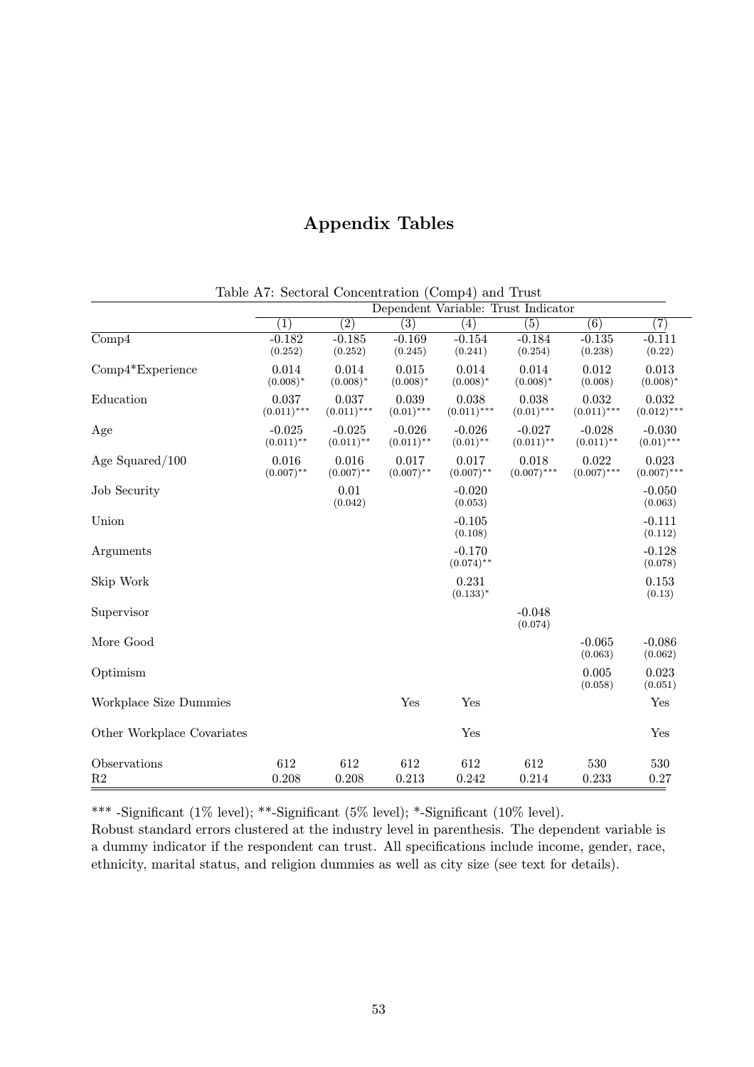# Appendix Tables

Table A7: Sectoral Concentration (Comp4) and Trust

| | Dependent Variable: Trust Indicator | | | | | | |
|---|---|---|---|---|---|---|---|
| | (1) | (2) | (3) | (4) | (5) | (6) | (7) |
| Comp4 | -0.182 (0.252) | -0.185 (0.252) | -0.169 (0.245) | -0.154 (0.241) | -0.184 (0.254) | -0.135 (0.238) | -0.111 (0.22) |
| Comp4*Experience | 0.014 (0.008)* | 0.014 (0.008)* | 0.015 (0.008)* | 0.014 (0.008)* | 0.014 (0.008)* | 0.012 (0.008) | 0.013 (0.008)* |
| Education | 0.037 (0.011)*** | 0.037 (0.011)*** | 0.039 (0.01)*** | 0.038 (0.011)*** | 0.038 (0.01)*** | 0.032 (0.011)*** | 0.032 (0.012)*** |
| Age | -0.025 (0.011)** | -0.025 (0.011)** | -0.026 (0.011)** | -0.026 (0.01)** | -0.027 (0.011)** | -0.028 (0.011)** | -0.030 (0.01)*** |
| Age Squared/100 | 0.016 (0.007)** | 0.016 (0.007)** | 0.017 (0.007)** | 0.017 (0.007)** | 0.018 (0.007)*** | 0.022 (0.007)*** | 0.023 (0.007)*** |
| Job Security | | 0.01 (0.042) | | -0.020 (0.053) | | | -0.050 (0.063) |
| Union | | | | -0.105 (0.108) | | | -0.111 (0.112) |
| Arguments | | | | -0.170 (0.074)** | | | -0.128 (0.078) |
| Skip Work | | | | 0.231 (0.133)* | | | 0.153 (0.13) |
| Supervisor | | | | | -0.048 (0.074) | | |
| More Good | | | | | | -0.065 (0.063) | -0.086 (0.062) |
| Optimism | | | | | | 0.005 (0.058) | 0.023 (0.051) |
| Workplace Size Dummies | | | Yes | Yes | | | Yes |
| Other Workplace Covariates | | | | Yes | | | Yes |
| Observations | 612 | 612 | 612 | 612 | 612 | 530 | 530 |
| R2 | 0.208 | 0.208 | 0.213 | 0.242 | 0.214 | 0.233 | 0.27 |

*** -Significant (1% level); **-Significant (5% level); *-Significant (10% level).
Robust standard errors clustered at the industry level in parenthesis. The dependent variable is a dummy indicator if the respondent can trust. All specifications include income, gender, race, ethnicity, marital status, and religion dummies as well as city size (see text for details).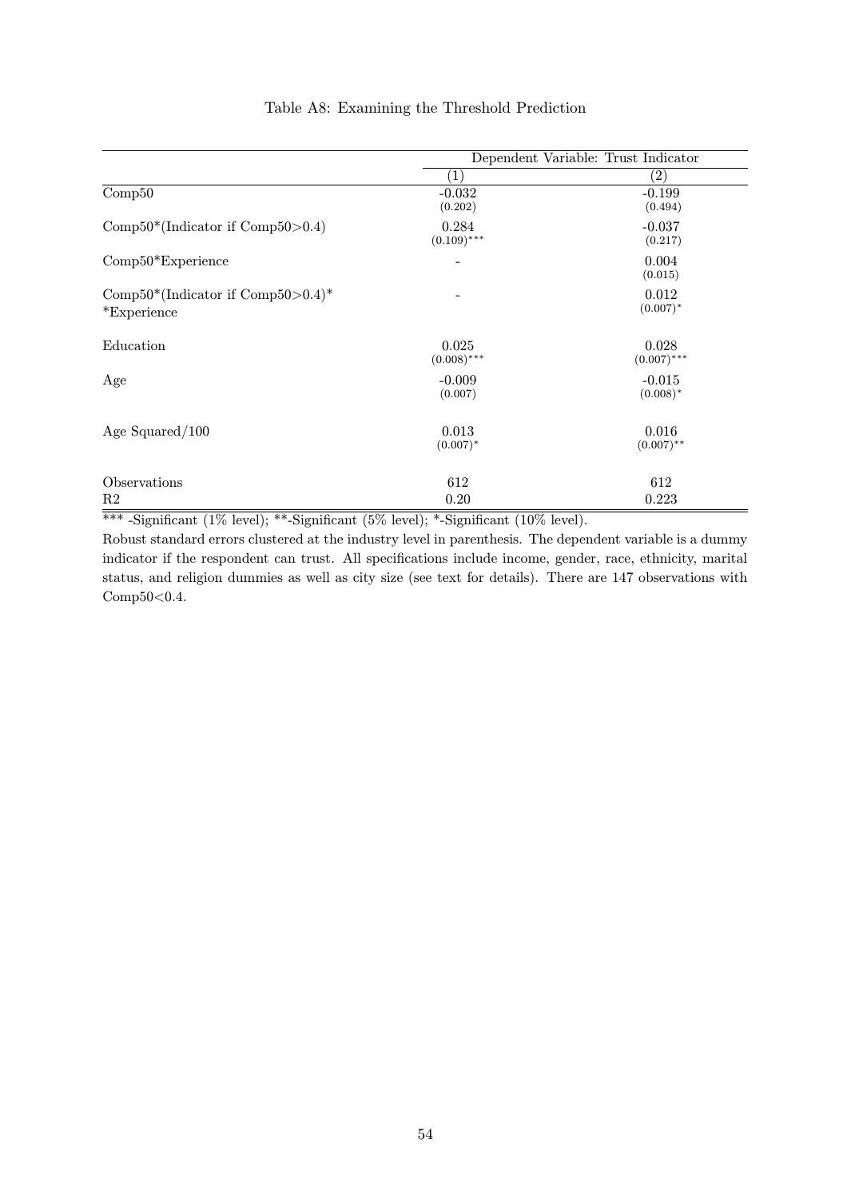Table A8: Examining the Threshold Prediction

| | Dependent Variable: Trust Indicator | |
|---|---|---|
| | (1) | (2) |
| Comp50 | -0.032 (0.202) | -0.199 (0.494) |
| Comp50*(Indicator if Comp50>0.4) | 0.284 (0.109)*** | -0.037 (0.217) |
| Comp50*Experience | - | 0.004 (0.015) |
| Comp50*(Indicator if Comp50>0.4)* *Experience | - | 0.012 (0.007)* |
| Education | 0.025 (0.008)*** | 0.028 (0.007)*** |
| Age | -0.009 (0.007) | -0.015 (0.008)* |
| Age Squared/100 | 0.013 (0.007)* | 0.016 (0.007)** |
| Observations | 612 | 612 |
| R2 | 0.20 | 0.223 |

*** -Significant (1% level); **-Significant (5% level); *-Significant (10% level).

Robust standard errors clustered at the industry level in parenthesis. The dependent variable is a dummy indicator if the respondent can trust. All specifications include income, gender, race, ethnicity, marital status, and religion dummies as well as city size (see text for details). There are 147 observations with Comp50<0.4.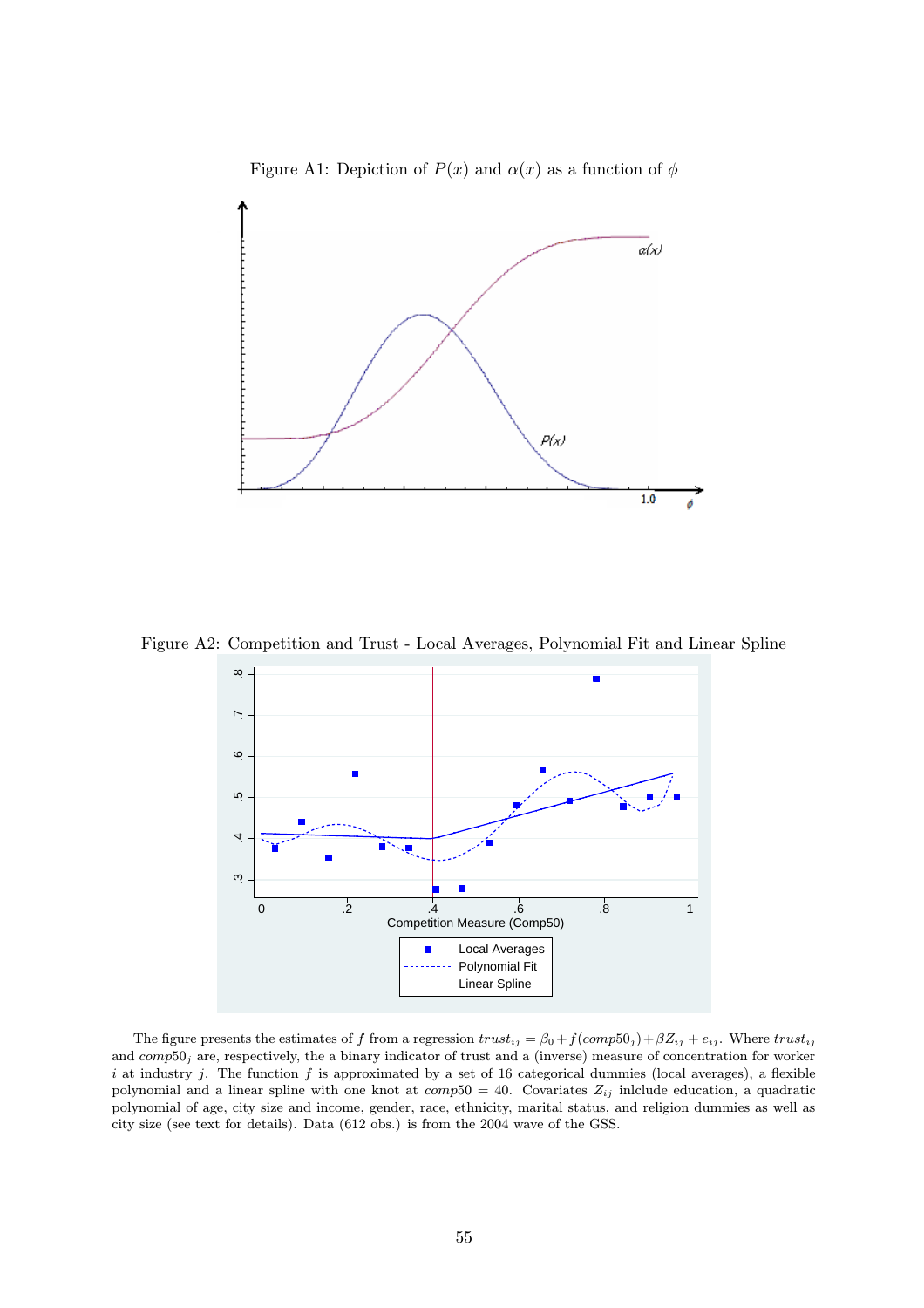Figure A1: Depiction of $P(x)$ and $\alpha(x)$ as a function of $\phi$

$\alpha(x)$

$P(x)$

1.0

$\phi$

Figure A2: Competition and Trust - Local Averages, Polynomial Fit and Linear Spline

.3
.4
.5
.6
.7
.8

0
.2
.4
.6
.8
1

Competition Measure (Comp50)

Local Averages
Polynomial Fit
Linear Spline

The figure presents the estimates of $f$ from a regression $trust_{ij} = \beta_0 + f(comp50_j) + \beta Z_{ij} + e_{ij}$. Where $trust_{ij}$ and $comp50_j$ are, respectively, the a binary indicator of trust and a (inverse) measure of concentration for worker $i$ at industry $j$. The function $f$ is approximated by a set of 16 categorical dummies (local averages), a flexible polynomial and a linear spline with one knot at $comp50 = 40$. Covariates $Z_{ij}$ inlclude education, a quadratic polynomial of age, city size and income, gender, race, ethnicity, marital status, and religion dummies as well as city size (see text for details). Data (612 obs.) is from the 2004 wave of the GSS.